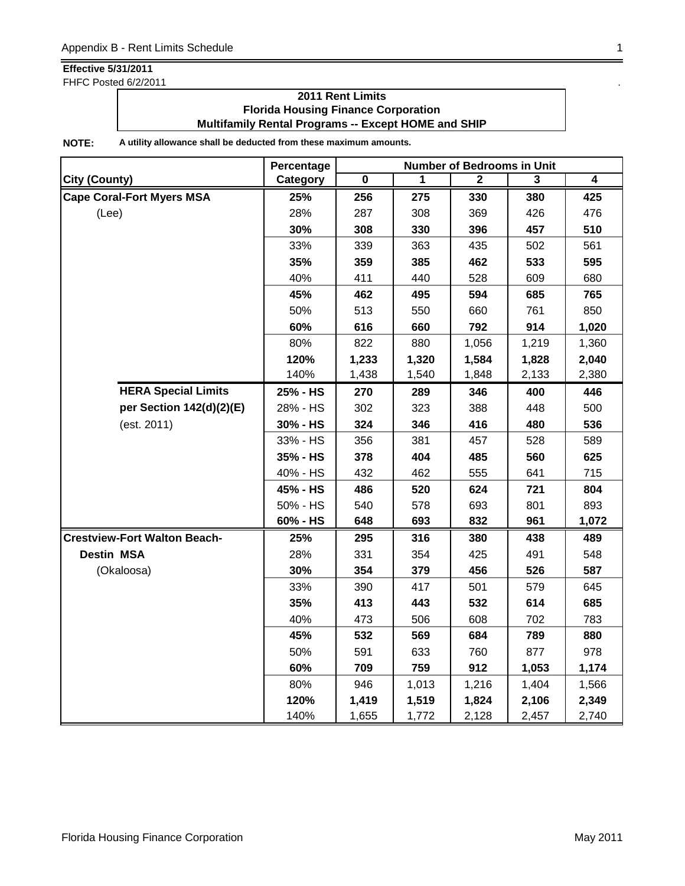**Effective 5/31/2011**
FHFC Posted 6/2/2011

**2011 Rent Limits**
**Florida Housing Finance Corporation**
**Multifamily Rental Programs -- Except HOME and SHIP**

**NOTE:** **A utility allowance shall be deducted from these maximum amounts.**

| | Percentage | Number of Bedrooms in Unit | | | | |
|---|---|---|---|---|---|---|
| **City (County)** | **Category** | **0** | **1** | **2** | **3** | **4** |
| **Cape Coral-Fort Myers MSA** | **25%** | **256** | **275** | **330** | **380** | **425** |
| (Lee) | 28% | 287 | 308 | 369 | 426 | 476 |
| | **30%** | **308** | **330** | **396** | **457** | **510** |
| | 33% | 339 | 363 | 435 | 502 | 561 |
| | **35%** | **359** | **385** | **462** | **533** | **595** |
| | 40% | 411 | 440 | 528 | 609 | 680 |
| | **45%** | **462** | **495** | **594** | **685** | **765** |
| | 50% | 513 | 550 | 660 | 761 | 850 |
| | **60%** | **616** | **660** | **792** | **914** | **1,020** |
| | 80% | 822 | 880 | 1,056 | 1,219 | 1,360 |
| | **120%** | **1,233** | **1,320** | **1,584** | **1,828** | **2,040** |
| | 140% | 1,438 | 1,540 | 1,848 | 2,133 | 2,380 |
| **HERA Special Limits** | **25% - HS** | **270** | **289** | **346** | **400** | **446** |
| **per Section 142(d)(2)(E)** | 28% - HS | 302 | 323 | 388 | 448 | 500 |
| (est. 2011) | **30% - HS** | **324** | **346** | **416** | **480** | **536** |
| | 33% - HS | 356 | 381 | 457 | 528 | 589 |
| | **35% - HS** | **378** | **404** | **485** | **560** | **625** |
| | 40% - HS | 432 | 462 | 555 | 641 | 715 |
| | **45% - HS** | **486** | **520** | **624** | **721** | **804** |
| | 50% - HS | 540 | 578 | 693 | 801 | 893 |
| | **60% - HS** | **648** | **693** | **832** | **961** | **1,072** |
| **Crestview-Fort Walton Beach-** | **25%** | **295** | **316** | **380** | **438** | **489** |
| **Destin MSA** | 28% | 331 | 354 | 425 | 491 | 548 |
| (Okaloosa) | **30%** | **354** | **379** | **456** | **526** | **587** |
| | 33% | 390 | 417 | 501 | 579 | 645 |
| | **35%** | **413** | **443** | **532** | **614** | **685** |
| | 40% | 473 | 506 | 608 | 702 | 783 |
| | **45%** | **532** | **569** | **684** | **789** | **880** |
| | 50% | 591 | 633 | 760 | 877 | 978 |
| | **60%** | **709** | **759** | **912** | **1,053** | **1,174** |
| | 80% | 946 | 1,013 | 1,216 | 1,404 | 1,566 |
| | **120%** | **1,419** | **1,519** | **1,824** | **2,106** | **2,349** |
| | 140% | 1,655 | 1,772 | 2,128 | 2,457 | 2,740 |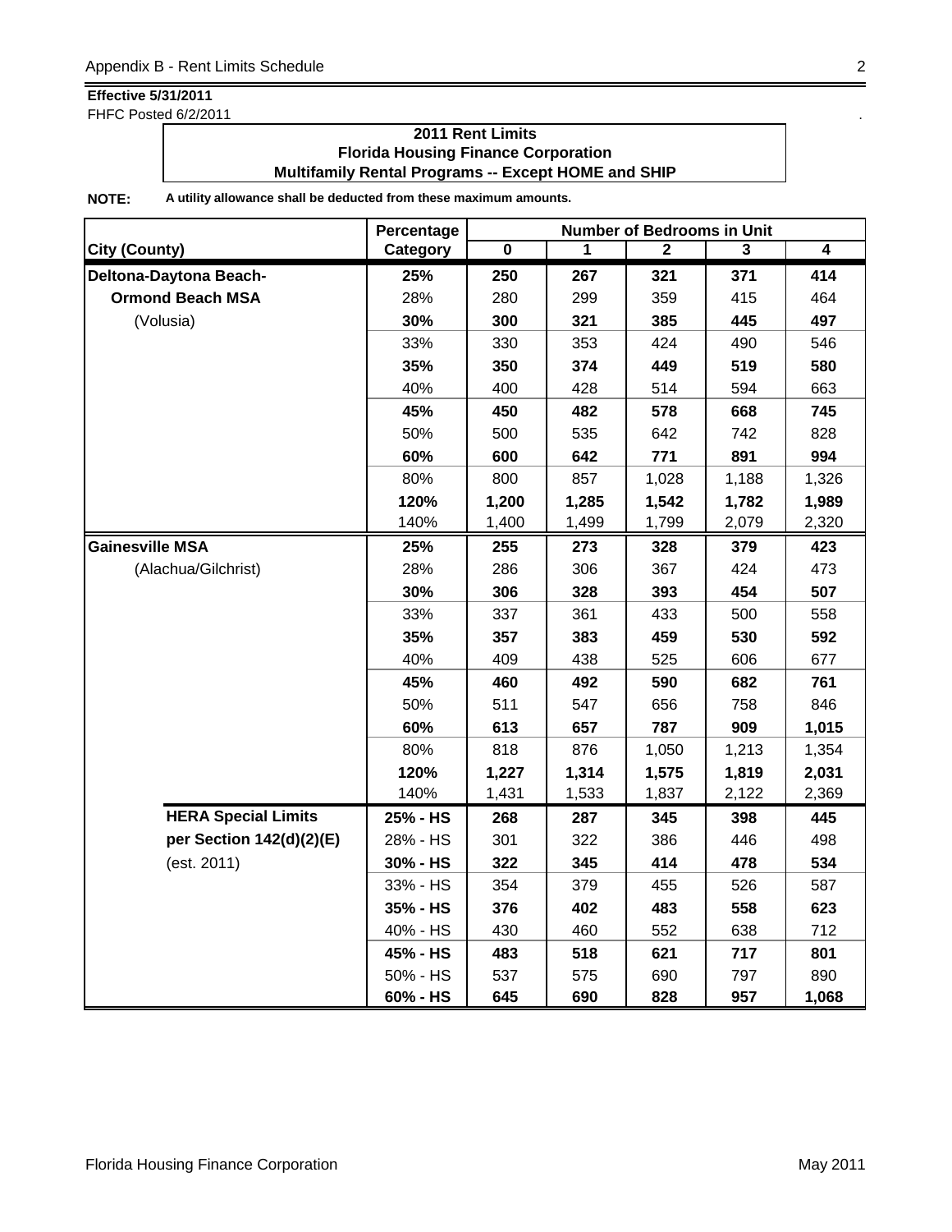**Effective 5/31/2011**
FHFC Posted 6/2/2011

**2011 Rent Limits**
**Florida Housing Finance Corporation**
**Multifamily Rental Programs -- Except HOME and SHIP**

**NOTE:** **A utility allowance shall be deducted from these maximum amounts.**

| City (County) | Percentage Category | Number of Bedrooms in Unit 0 | 1 | 2 | 3 | 4 |
|---|---|---|---|---|---|---|
| **Deltona-Daytona Beach-** | **25%** | **250** | **267** | **321** | **371** | **414** |
| **Ormond Beach MSA** | 28% | 280 | 299 | 359 | 415 | 464 |
| (Volusia) | **30%** | **300** | **321** | **385** | **445** | **497** |
| | 33% | 330 | 353 | 424 | 490 | 546 |
| | **35%** | **350** | **374** | **449** | **519** | **580** |
| | 40% | 400 | 428 | 514 | 594 | 663 |
| | **45%** | **450** | **482** | **578** | **668** | **745** |
| | 50% | 500 | 535 | 642 | 742 | 828 |
| | **60%** | **600** | **642** | **771** | **891** | **994** |
| | 80% | 800 | 857 | 1,028 | 1,188 | 1,326 |
| | **120%** | **1,200** | **1,285** | **1,542** | **1,782** | **1,989** |
| | 140% | 1,400 | 1,499 | 1,799 | 2,079 | 2,320 |
| **Gainesville MSA** | **25%** | **255** | **273** | **328** | **379** | **423** |
| (Alachua/Gilchrist) | 28% | 286 | 306 | 367 | 424 | 473 |
| | **30%** | **306** | **328** | **393** | **454** | **507** |
| | 33% | 337 | 361 | 433 | 500 | 558 |
| | **35%** | **357** | **383** | **459** | **530** | **592** |
| | 40% | 409 | 438 | 525 | 606 | 677 |
| | **45%** | **460** | **492** | **590** | **682** | **761** |
| | 50% | 511 | 547 | 656 | 758 | 846 |
| | **60%** | **613** | **657** | **787** | **909** | **1,015** |
| | 80% | 818 | 876 | 1,050 | 1,213 | 1,354 |
| | **120%** | **1,227** | **1,314** | **1,575** | **1,819** | **2,031** |
| | 140% | 1,431 | 1,533 | 1,837 | 2,122 | 2,369 |
| **HERA Special Limits** | **25% - HS** | **268** | **287** | **345** | **398** | **445** |
| **per Section 142(d)(2)(E)** | 28% - HS | 301 | 322 | 386 | 446 | 498 |
| (est. 2011) | **30% - HS** | **322** | **345** | **414** | **478** | **534** |
| | 33% - HS | 354 | 379 | 455 | 526 | 587 |
| | **35% - HS** | **376** | **402** | **483** | **558** | **623** |
| | 40% - HS | 430 | 460 | 552 | 638 | 712 |
| | **45% - HS** | **483** | **518** | **621** | **717** | **801** |
| | 50% - HS | 537 | 575 | 690 | 797 | 890 |
| | **60% - HS** | **645** | **690** | **828** | **957** | **1,068** |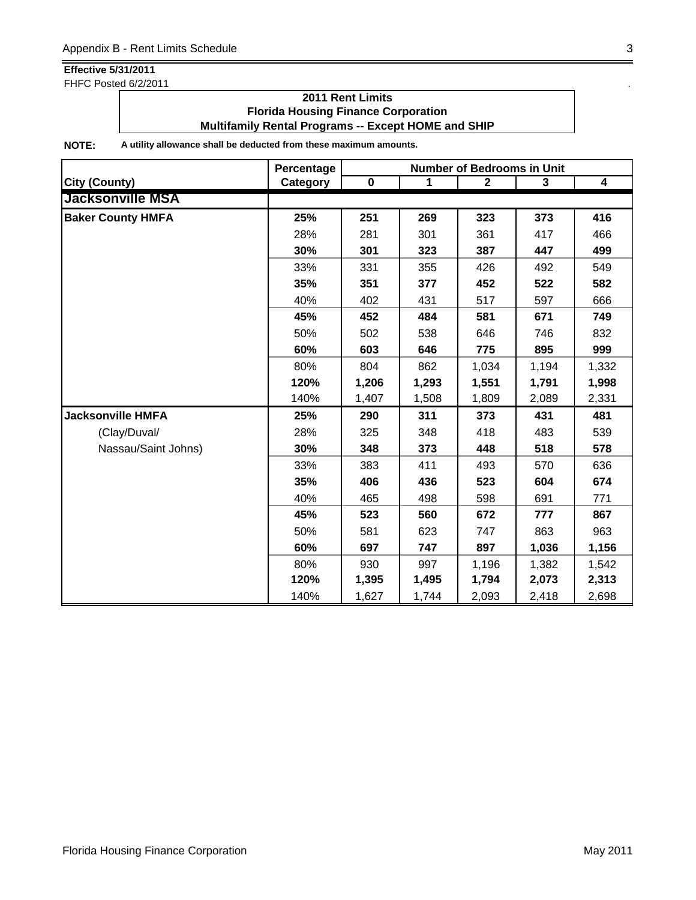**Effective 5/31/2011**
FHFC Posted 6/2/2011

**2011 Rent Limits**
**Florida Housing Finance Corporation**
**Multifamily Rental Programs -- Except HOME and SHIP**

**NOTE:** **A utility allowance shall be deducted from these maximum amounts.**

| | Percentage | Number of Bedrooms in Unit | | | | |
|---|---|---|---|---|---|---|
| **City (County)** | **Category** | **0** | **1** | **2** | **3** | **4** |
| **Jacksonville MSA** | | | | | | |
| **Baker County HMFA** | **25%** | **251** | **269** | **323** | **373** | **416** |
| | 28% | 281 | 301 | 361 | 417 | 466 |
| | **30%** | **301** | **323** | **387** | **447** | **499** |
| | 33% | 331 | 355 | 426 | 492 | 549 |
| | **35%** | **351** | **377** | **452** | **522** | **582** |
| | 40% | 402 | 431 | 517 | 597 | 666 |
| | **45%** | **452** | **484** | **581** | **671** | **749** |
| | 50% | 502 | 538 | 646 | 746 | 832 |
| | **60%** | **603** | **646** | **775** | **895** | **999** |
| | 80% | 804 | 862 | 1,034 | 1,194 | 1,332 |
| | **120%** | **1,206** | **1,293** | **1,551** | **1,791** | **1,998** |
| | 140% | 1,407 | 1,508 | 1,809 | 2,089 | 2,331 |
| **Jacksonville HMFA** | **25%** | **290** | **311** | **373** | **431** | **481** |
| (Clay/Duval/ | 28% | 325 | 348 | 418 | 483 | 539 |
| Nassau/Saint Johns) | **30%** | **348** | **373** | **448** | **518** | **578** |
| | 33% | 383 | 411 | 493 | 570 | 636 |
| | **35%** | **406** | **436** | **523** | **604** | **674** |
| | 40% | 465 | 498 | 598 | 691 | 771 |
| | **45%** | **523** | **560** | **672** | **777** | **867** |
| | 50% | 581 | 623 | 747 | 863 | 963 |
| | **60%** | **697** | **747** | **897** | **1,036** | **1,156** |
| | 80% | 930 | 997 | 1,196 | 1,382 | 1,542 |
| | **120%** | **1,395** | **1,495** | **1,794** | **2,073** | **2,313** |
| | 140% | 1,627 | 1,744 | 2,093 | 2,418 | 2,698 |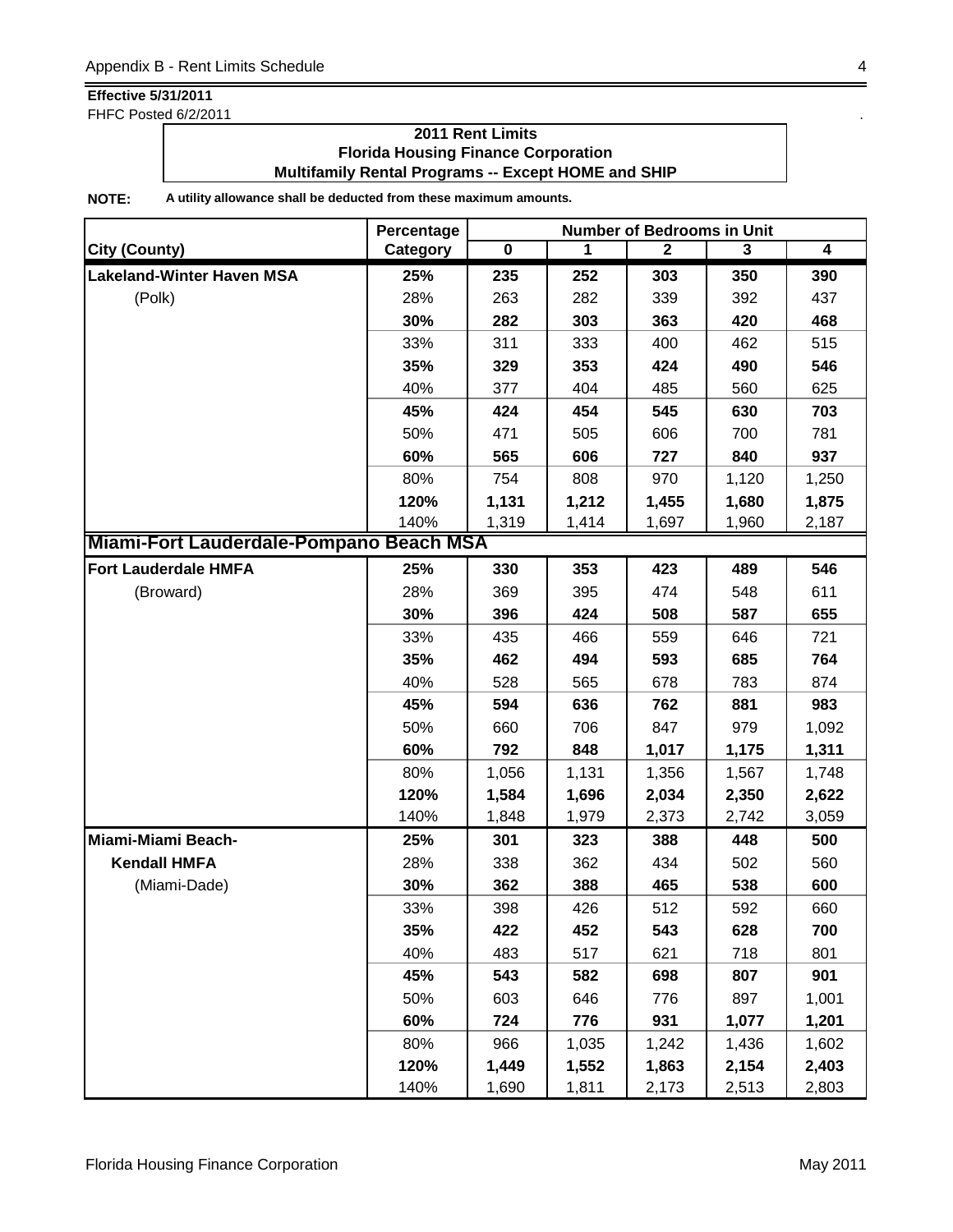**Effective 5/31/2011**
FHFC Posted 6/2/2011

**2011 Rent Limits**
**Florida Housing Finance Corporation**
**Multifamily Rental Programs -- Except HOME and SHIP**

**NOTE:** **A utility allowance shall be deducted from these maximum amounts.**

| City (County) | Percentage Category | Number of Bedrooms in Unit 0 | 1 | 2 | 3 | 4 |
|---|---|---|---|---|---|---|
| **Lakeland-Winter Haven MSA** | **25%** | **235** | **252** | **303** | **350** | **390** |
| (Polk) | 28% | 263 | 282 | 339 | 392 | 437 |
| | **30%** | **282** | **303** | **363** | **420** | **468** |
| | 33% | 311 | 333 | 400 | 462 | 515 |
| | **35%** | **329** | **353** | **424** | **490** | **546** |
| | 40% | 377 | 404 | 485 | 560 | 625 |
| | **45%** | **424** | **454** | **545** | **630** | **703** |
| | 50% | 471 | 505 | 606 | 700 | 781 |
| | **60%** | **565** | **606** | **727** | **840** | **937** |
| | 80% | 754 | 808 | 970 | 1,120 | 1,250 |
| | **120%** | **1,131** | **1,212** | **1,455** | **1,680** | **1,875** |
| | 140% | 1,319 | 1,414 | 1,697 | 1,960 | 2,187 |
| **Miami-Fort Lauderdale-Pompano Beach MSA** | | | | | | |
| **Fort Lauderdale HMFA** | **25%** | **330** | **353** | **423** | **489** | **546** |
| (Broward) | 28% | 369 | 395 | 474 | 548 | 611 |
| | **30%** | **396** | **424** | **508** | **587** | **655** |
| | 33% | 435 | 466 | 559 | 646 | 721 |
| | **35%** | **462** | **494** | **593** | **685** | **764** |
| | 40% | 528 | 565 | 678 | 783 | 874 |
| | **45%** | **594** | **636** | **762** | **881** | **983** |
| | 50% | 660 | 706 | 847 | 979 | 1,092 |
| | **60%** | **792** | **848** | **1,017** | **1,175** | **1,311** |
| | 80% | 1,056 | 1,131 | 1,356 | 1,567 | 1,748 |
| | **120%** | **1,584** | **1,696** | **2,034** | **2,350** | **2,622** |
| | 140% | 1,848 | 1,979 | 2,373 | 2,742 | 3,059 |
| **Miami-Miami Beach-** | **25%** | **301** | **323** | **388** | **448** | **500** |
| **Kendall HMFA** | 28% | 338 | 362 | 434 | 502 | 560 |
| (Miami-Dade) | **30%** | **362** | **388** | **465** | **538** | **600** |
| | 33% | 398 | 426 | 512 | 592 | 660 |
| | **35%** | **422** | **452** | **543** | **628** | **700** |
| | 40% | 483 | 517 | 621 | 718 | 801 |
| | **45%** | **543** | **582** | **698** | **807** | **901** |
| | 50% | 603 | 646 | 776 | 897 | 1,001 |
| | **60%** | **724** | **776** | **931** | **1,077** | **1,201** |
| | 80% | 966 | 1,035 | 1,242 | 1,436 | 1,602 |
| | **120%** | **1,449** | **1,552** | **1,863** | **2,154** | **2,403** |
| | 140% | 1,690 | 1,811 | 2,173 | 2,513 | 2,803 |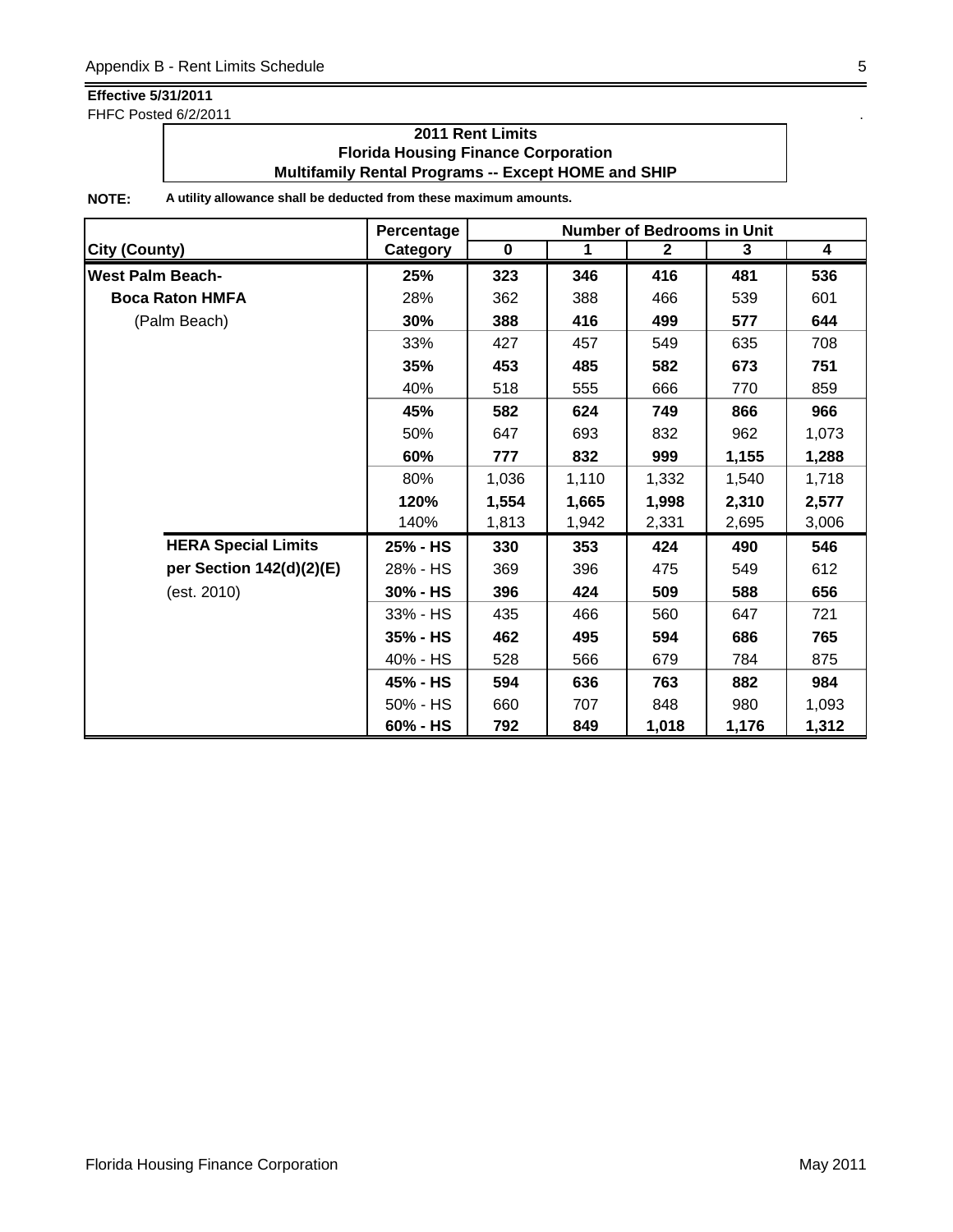**Effective 5/31/2011**

FHFC Posted 6/2/2011

**2011 Rent Limits**
**Florida Housing Finance Corporation**
**Multifamily Rental Programs -- Except HOME and SHIP**

**NOTE:** **A utility allowance shall be deducted from these maximum amounts.**

| City (County) | Percentage Category | Number of Bedrooms in Unit 0 | 1 | 2 | 3 | 4 |
|---|---|---|---|---|---|---|
| **West Palm Beach-** | **25%** | **323** | **346** | **416** | **481** | **536** |
| **Boca Raton HMFA** | 28% | 362 | 388 | 466 | 539 | 601 |
| (Palm Beach) | **30%** | **388** | **416** | **499** | **577** | **644** |
| | 33% | 427 | 457 | 549 | 635 | 708 |
| | **35%** | **453** | **485** | **582** | **673** | **751** |
| | 40% | 518 | 555 | 666 | 770 | 859 |
| | **45%** | **582** | **624** | **749** | **866** | **966** |
| | 50% | 647 | 693 | 832 | 962 | 1,073 |
| | **60%** | **777** | **832** | **999** | **1,155** | **1,288** |
| | 80% | 1,036 | 1,110 | 1,332 | 1,540 | 1,718 |
| | **120%** | **1,554** | **1,665** | **1,998** | **2,310** | **2,577** |
| | 140% | 1,813 | 1,942 | 2,331 | 2,695 | 3,006 |
| **HERA Special Limits** | **25% - HS** | **330** | **353** | **424** | **490** | **546** |
| **per Section 142(d)(2)(E)** | 28% - HS | 369 | 396 | 475 | 549 | 612 |
| (est. 2010) | **30% - HS** | **396** | **424** | **509** | **588** | **656** |
| | 33% - HS | 435 | 466 | 560 | 647 | 721 |
| | **35% - HS** | **462** | **495** | **594** | **686** | **765** |
| | 40% - HS | 528 | 566 | 679 | 784 | 875 |
| | **45% - HS** | **594** | **636** | **763** | **882** | **984** |
| | 50% - HS | 660 | 707 | 848 | 980 | 1,093 |
| | **60% - HS** | **792** | **849** | **1,018** | **1,176** | **1,312** |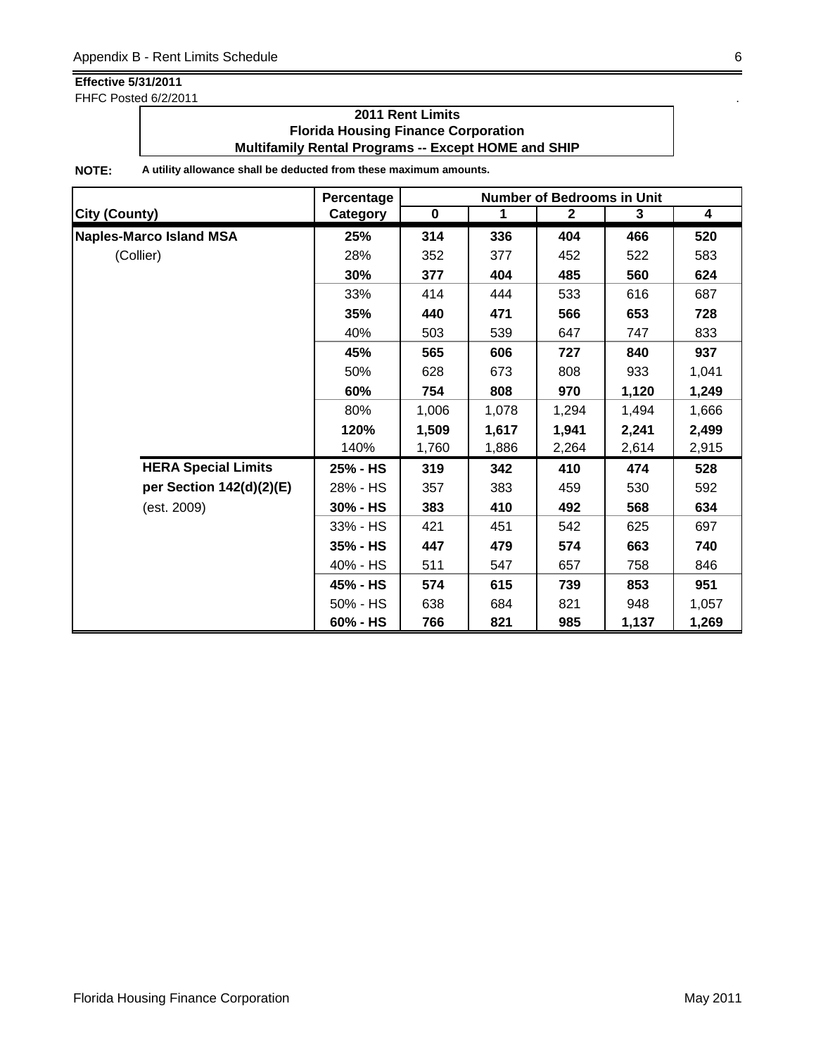**Effective 5/31/2011**
FHFC Posted 6/2/2011

**2011 Rent Limits**
**Florida Housing Finance Corporation**
**Multifamily Rental Programs -- Except HOME and SHIP**

**NOTE:** **A utility allowance shall be deducted from these maximum amounts.**

| City (County) | Percentage Category | Number of Bedrooms in Unit 0 | 1 | 2 | 3 | 4 |
|---|---|---|---|---|---|---|
| **Naples-Marco Island MSA** | **25%** | **314** | **336** | **404** | **466** | **520** |
| (Collier) | 28% | 352 | 377 | 452 | 522 | 583 |
| | **30%** | **377** | **404** | **485** | **560** | **624** |
| | 33% | 414 | 444 | 533 | 616 | 687 |
| | **35%** | **440** | **471** | **566** | **653** | **728** |
| | 40% | 503 | 539 | 647 | 747 | 833 |
| | **45%** | **565** | **606** | **727** | **840** | **937** |
| | 50% | 628 | 673 | 808 | 933 | 1,041 |
| | **60%** | **754** | **808** | **970** | **1,120** | **1,249** |
| | 80% | 1,006 | 1,078 | 1,294 | 1,494 | 1,666 |
| | **120%** | **1,509** | **1,617** | **1,941** | **2,241** | **2,499** |
| | 140% | 1,760 | 1,886 | 2,264 | 2,614 | 2,915 |
| **HERA Special Limits** | **25% - HS** | **319** | **342** | **410** | **474** | **528** |
| **per Section 142(d)(2)(E)** | 28% - HS | 357 | 383 | 459 | 530 | 592 |
| (est. 2009) | **30% - HS** | **383** | **410** | **492** | **568** | **634** |
| | 33% - HS | 421 | 451 | 542 | 625 | 697 |
| | **35% - HS** | **447** | **479** | **574** | **663** | **740** |
| | 40% - HS | 511 | 547 | 657 | 758 | 846 |
| | **45% - HS** | **574** | **615** | **739** | **853** | **951** |
| | 50% - HS | 638 | 684 | 821 | 948 | 1,057 |
| | **60% - HS** | **766** | **821** | **985** | **1,137** | **1,269** |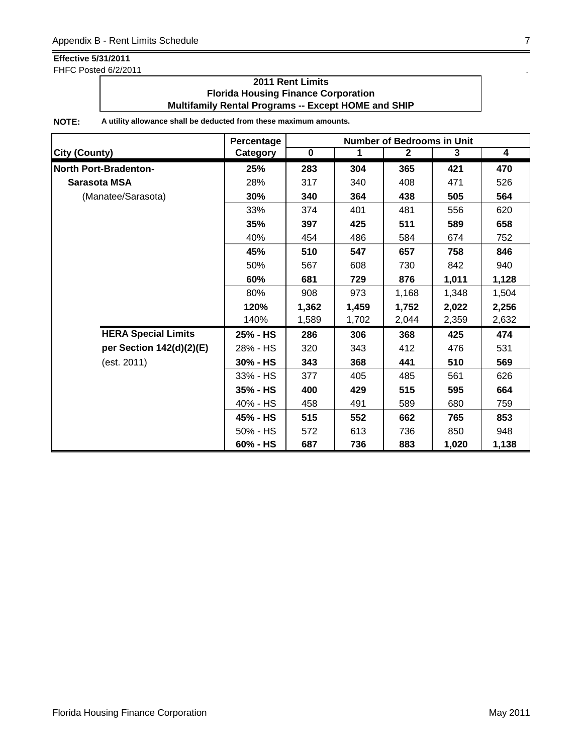**Effective 5/31/2011**
FHFC Posted 6/2/2011

**2011 Rent Limits**
**Florida Housing Finance Corporation**
**Multifamily Rental Programs -- Except HOME and SHIP**

**NOTE:** **A utility allowance shall be deducted from these maximum amounts.**

| City (County) | Percentage Category | Number of Bedrooms in Unit 0 | 1 | 2 | 3 | 4 |
|---|---|---|---|---|---|---|
| **North Port-Bradenton-** | **25%** | **283** | **304** | **365** | **421** | **470** |
| **Sarasota MSA** | 28% | 317 | 340 | 408 | 471 | 526 |
| (Manatee/Sarasota) | **30%** | **340** | **364** | **438** | **505** | **564** |
| | 33% | 374 | 401 | 481 | 556 | 620 |
| | **35%** | **397** | **425** | **511** | **589** | **658** |
| | 40% | 454 | 486 | 584 | 674 | 752 |
| | **45%** | **510** | **547** | **657** | **758** | **846** |
| | 50% | 567 | 608 | 730 | 842 | 940 |
| | **60%** | **681** | **729** | **876** | **1,011** | **1,128** |
| | 80% | 908 | 973 | 1,168 | 1,348 | 1,504 |
| | **120%** | **1,362** | **1,459** | **1,752** | **2,022** | **2,256** |
| | 140% | 1,589 | 1,702 | 2,044 | 2,359 | 2,632 |
| **HERA Special Limits** | **25% - HS** | **286** | **306** | **368** | **425** | **474** |
| **per Section 142(d)(2)(E)** | 28% - HS | 320 | 343 | 412 | 476 | 531 |
| (est. 2011) | **30% - HS** | **343** | **368** | **441** | **510** | **569** |
| | 33% - HS | 377 | 405 | 485 | 561 | 626 |
| | **35% - HS** | **400** | **429** | **515** | **595** | **664** |
| | 40% - HS | 458 | 491 | 589 | 680 | 759 |
| | **45% - HS** | **515** | **552** | **662** | **765** | **853** |
| | 50% - HS | 572 | 613 | 736 | 850 | 948 |
| | **60% - HS** | **687** | **736** | **883** | **1,020** | **1,138** |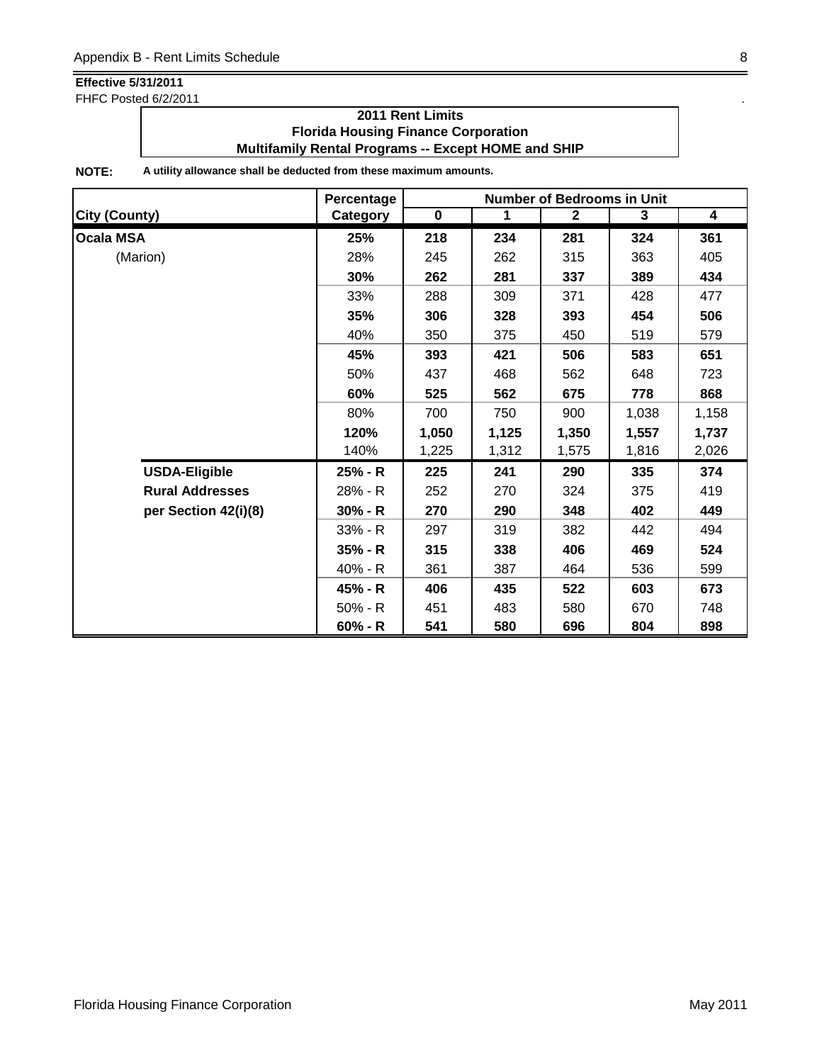**Effective 5/31/2011**
FHFC Posted 6/2/2011

**2011 Rent Limits**
**Florida Housing Finance Corporation**
**Multifamily Rental Programs -- Except HOME and SHIP**

**NOTE:** **A utility allowance shall be deducted from these maximum amounts.**

| City (County) | Percentage Category | Number of Bedrooms in Unit 0 | 1 | 2 | 3 | 4 |
|---|---|---|---|---|---|---|
| **Ocala MSA** | **25%** | **218** | **234** | **281** | **324** | **361** |
| (Marion) | 28% | 245 | 262 | 315 | 363 | 405 |
| | **30%** | **262** | **281** | **337** | **389** | **434** |
| | 33% | 288 | 309 | 371 | 428 | 477 |
| | **35%** | **306** | **328** | **393** | **454** | **506** |
| | 40% | 350 | 375 | 450 | 519 | 579 |
| | **45%** | **393** | **421** | **506** | **583** | **651** |
| | 50% | 437 | 468 | 562 | 648 | 723 |
| | **60%** | **525** | **562** | **675** | **778** | **868** |
| | 80% | 700 | 750 | 900 | 1,038 | 1,158 |
| | **120%** | **1,050** | **1,125** | **1,350** | **1,557** | **1,737** |
| | 140% | 1,225 | 1,312 | 1,575 | 1,816 | 2,026 |
| **USDA-Eligible** | **25% - R** | **225** | **241** | **290** | **335** | **374** |
| **Rural Addresses** | 28% - R | 252 | 270 | 324 | 375 | 419 |
| **per Section 42(i)(8)** | **30% - R** | **270** | **290** | **348** | **402** | **449** |
| | 33% - R | 297 | 319 | 382 | 442 | 494 |
| | **35% - R** | **315** | **338** | **406** | **469** | **524** |
| | 40% - R | 361 | 387 | 464 | 536 | 599 |
| | **45% - R** | **406** | **435** | **522** | **603** | **673** |
| | 50% - R | 451 | 483 | 580 | 670 | 748 |
| | **60% - R** | **541** | **580** | **696** | **804** | **898** |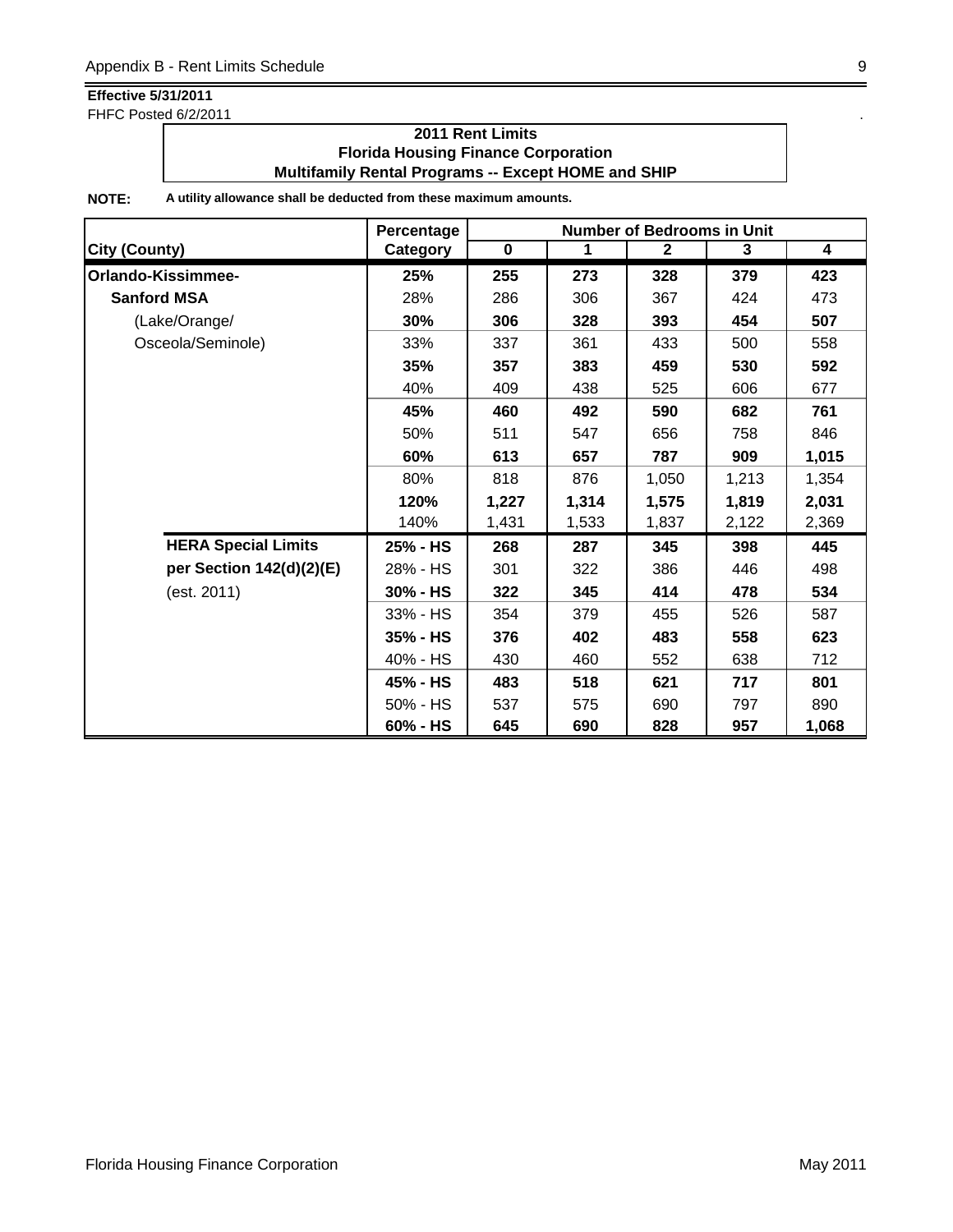**Effective 5/31/2011**

FHFC Posted 6/2/2011

**2011 Rent Limits**
**Florida Housing Finance Corporation**
**Multifamily Rental Programs -- Except HOME and SHIP**

**NOTE:** **A utility allowance shall be deducted from these maximum amounts.**

| City (County) | Percentage Category | Number of Bedrooms in Unit 0 | 1 | 2 | 3 | 4 |
|---|---|---|---|---|---|---|
| **Orlando-Kissimmee-** | **25%** | **255** | **273** | **328** | **379** | **423** |
| **Sanford MSA** | 28% | 286 | 306 | 367 | 424 | 473 |
| (Lake/Orange/ | **30%** | **306** | **328** | **393** | **454** | **507** |
| Osceola/Seminole) | 33% | 337 | 361 | 433 | 500 | 558 |
| | **35%** | **357** | **383** | **459** | **530** | **592** |
| | 40% | 409 | 438 | 525 | 606 | 677 |
| | **45%** | **460** | **492** | **590** | **682** | **761** |
| | 50% | 511 | 547 | 656 | 758 | 846 |
| | **60%** | **613** | **657** | **787** | **909** | **1,015** |
| | 80% | 818 | 876 | 1,050 | 1,213 | 1,354 |
| | **120%** | **1,227** | **1,314** | **1,575** | **1,819** | **2,031** |
| | 140% | 1,431 | 1,533 | 1,837 | 2,122 | 2,369 |
| **HERA Special Limits** | **25% - HS** | **268** | **287** | **345** | **398** | **445** |
| **per Section 142(d)(2)(E)** | 28% - HS | 301 | 322 | 386 | 446 | 498 |
| (est. 2011) | **30% - HS** | **322** | **345** | **414** | **478** | **534** |
| | 33% - HS | 354 | 379 | 455 | 526 | 587 |
| | **35% - HS** | **376** | **402** | **483** | **558** | **623** |
| | 40% - HS | 430 | 460 | 552 | 638 | 712 |
| | **45% - HS** | **483** | **518** | **621** | **717** | **801** |
| | 50% - HS | 537 | 575 | 690 | 797 | 890 |
| | **60% - HS** | **645** | **690** | **828** | **957** | **1,068** |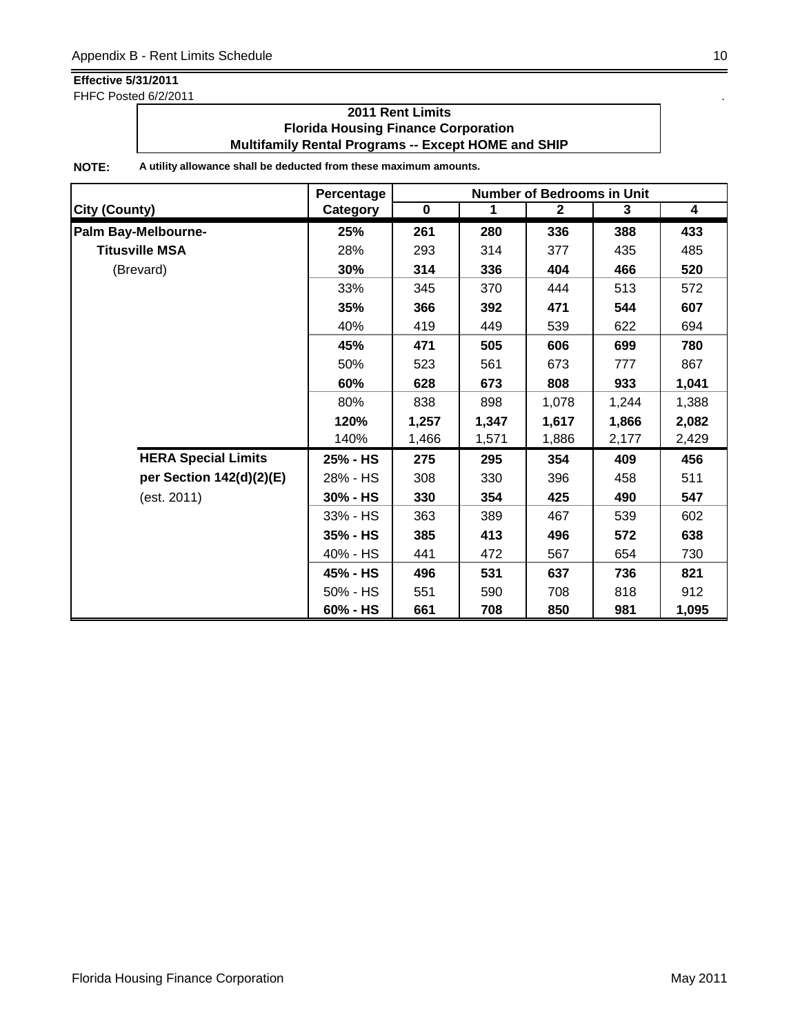**Effective 5/31/2011**
FHFC Posted 6/2/2011

**2011 Rent Limits**
**Florida Housing Finance Corporation**
**Multifamily Rental Programs -- Except HOME and SHIP**

**NOTE:** **A utility allowance shall be deducted from these maximum amounts.**

| City (County) | Percentage Category | Number of Bedrooms in Unit: 0 | 1 | 2 | 3 | 4 |
|---|---|---|---|---|---|---|
| **Palm Bay-Melbourne-** | **25%** | **261** | **280** | **336** | **388** | **433** |
| **Titusville MSA** | 28% | 293 | 314 | 377 | 435 | 485 |
| (Brevard) | **30%** | **314** | **336** | **404** | **466** | **520** |
| | 33% | 345 | 370 | 444 | 513 | 572 |
| | **35%** | **366** | **392** | **471** | **544** | **607** |
| | 40% | 419 | 449 | 539 | 622 | 694 |
| | **45%** | **471** | **505** | **606** | **699** | **780** |
| | 50% | 523 | 561 | 673 | 777 | 867 |
| | **60%** | **628** | **673** | **808** | **933** | **1,041** |
| | 80% | 838 | 898 | 1,078 | 1,244 | 1,388 |
| | **120%** | **1,257** | **1,347** | **1,617** | **1,866** | **2,082** |
| | 140% | 1,466 | 1,571 | 1,886 | 2,177 | 2,429 |
| **HERA Special Limits** | **25% - HS** | **275** | **295** | **354** | **409** | **456** |
| **per Section 142(d)(2)(E)** | 28% - HS | 308 | 330 | 396 | 458 | 511 |
| (est. 2011) | **30% - HS** | **330** | **354** | **425** | **490** | **547** |
| | 33% - HS | 363 | 389 | 467 | 539 | 602 |
| | **35% - HS** | **385** | **413** | **496** | **572** | **638** |
| | 40% - HS | 441 | 472 | 567 | 654 | 730 |
| | **45% - HS** | **496** | **531** | **637** | **736** | **821** |
| | 50% - HS | 551 | 590 | 708 | 818 | 912 |
| | **60% - HS** | **661** | **708** | **850** | **981** | **1,095** |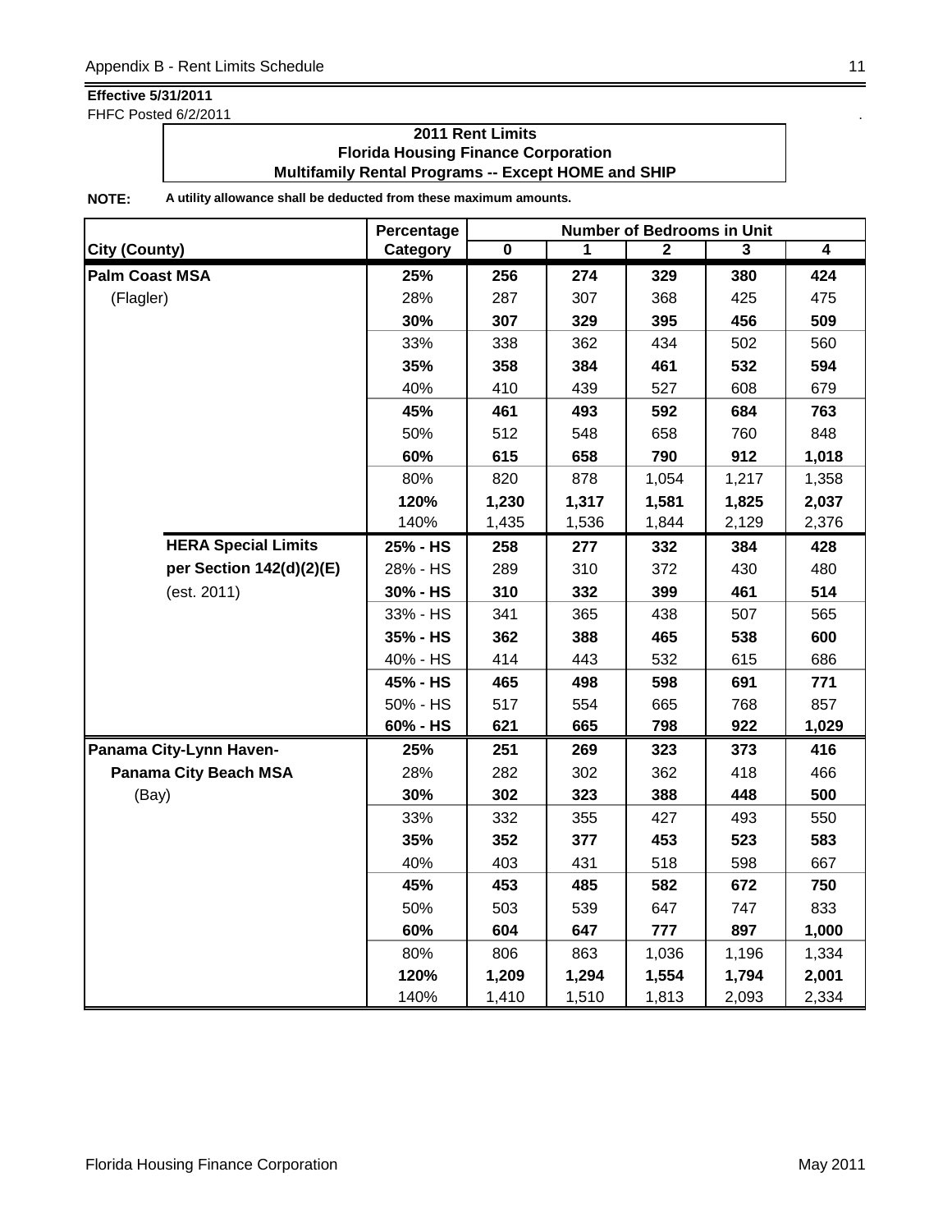**Effective 5/31/2011**
FHFC Posted 6/2/2011

**2011 Rent Limits**
**Florida Housing Finance Corporation**
**Multifamily Rental Programs -- Except HOME and SHIP**

**NOTE:** **A utility allowance shall be deducted from these maximum amounts.**

| City (County) | Percentage Category | Number of Bedrooms in Unit 0 | 1 | 2 | 3 | 4 |
|---|---|---|---|---|---|---|
| **Palm Coast MSA** | **25%** | **256** | **274** | **329** | **380** | **424** |
| (Flagler) | 28% | 287 | 307 | 368 | 425 | 475 |
| | **30%** | **307** | **329** | **395** | **456** | **509** |
| | 33% | 338 | 362 | 434 | 502 | 560 |
| | **35%** | **358** | **384** | **461** | **532** | **594** |
| | 40% | 410 | 439 | 527 | 608 | 679 |
| | **45%** | **461** | **493** | **592** | **684** | **763** |
| | 50% | 512 | 548 | 658 | 760 | 848 |
| | **60%** | **615** | **658** | **790** | **912** | **1,018** |
| | 80% | 820 | 878 | 1,054 | 1,217 | 1,358 |
| | **120%** | **1,230** | **1,317** | **1,581** | **1,825** | **2,037** |
| | 140% | 1,435 | 1,536 | 1,844 | 2,129 | 2,376 |
| **HERA Special Limits** | **25% - HS** | **258** | **277** | **332** | **384** | **428** |
| **per Section 142(d)(2)(E)** | 28% - HS | 289 | 310 | 372 | 430 | 480 |
| (est. 2011) | **30% - HS** | **310** | **332** | **399** | **461** | **514** |
| | 33% - HS | 341 | 365 | 438 | 507 | 565 |
| | **35% - HS** | **362** | **388** | **465** | **538** | **600** |
| | 40% - HS | 414 | 443 | 532 | 615 | 686 |
| | **45% - HS** | **465** | **498** | **598** | **691** | **771** |
| | 50% - HS | 517 | 554 | 665 | 768 | 857 |
| | **60% - HS** | **621** | **665** | **798** | **922** | **1,029** |
| **Panama City-Lynn Haven-** | **25%** | **251** | **269** | **323** | **373** | **416** |
| **Panama City Beach MSA** | 28% | 282 | 302 | 362 | 418 | 466 |
| (Bay) | **30%** | **302** | **323** | **388** | **448** | **500** |
| | 33% | 332 | 355 | 427 | 493 | 550 |
| | **35%** | **352** | **377** | **453** | **523** | **583** |
| | 40% | 403 | 431 | 518 | 598 | 667 |
| | **45%** | **453** | **485** | **582** | **672** | **750** |
| | 50% | 503 | 539 | 647 | 747 | 833 |
| | **60%** | **604** | **647** | **777** | **897** | **1,000** |
| | 80% | 806 | 863 | 1,036 | 1,196 | 1,334 |
| | **120%** | **1,209** | **1,294** | **1,554** | **1,794** | **2,001** |
| | 140% | 1,410 | 1,510 | 1,813 | 2,093 | 2,334 |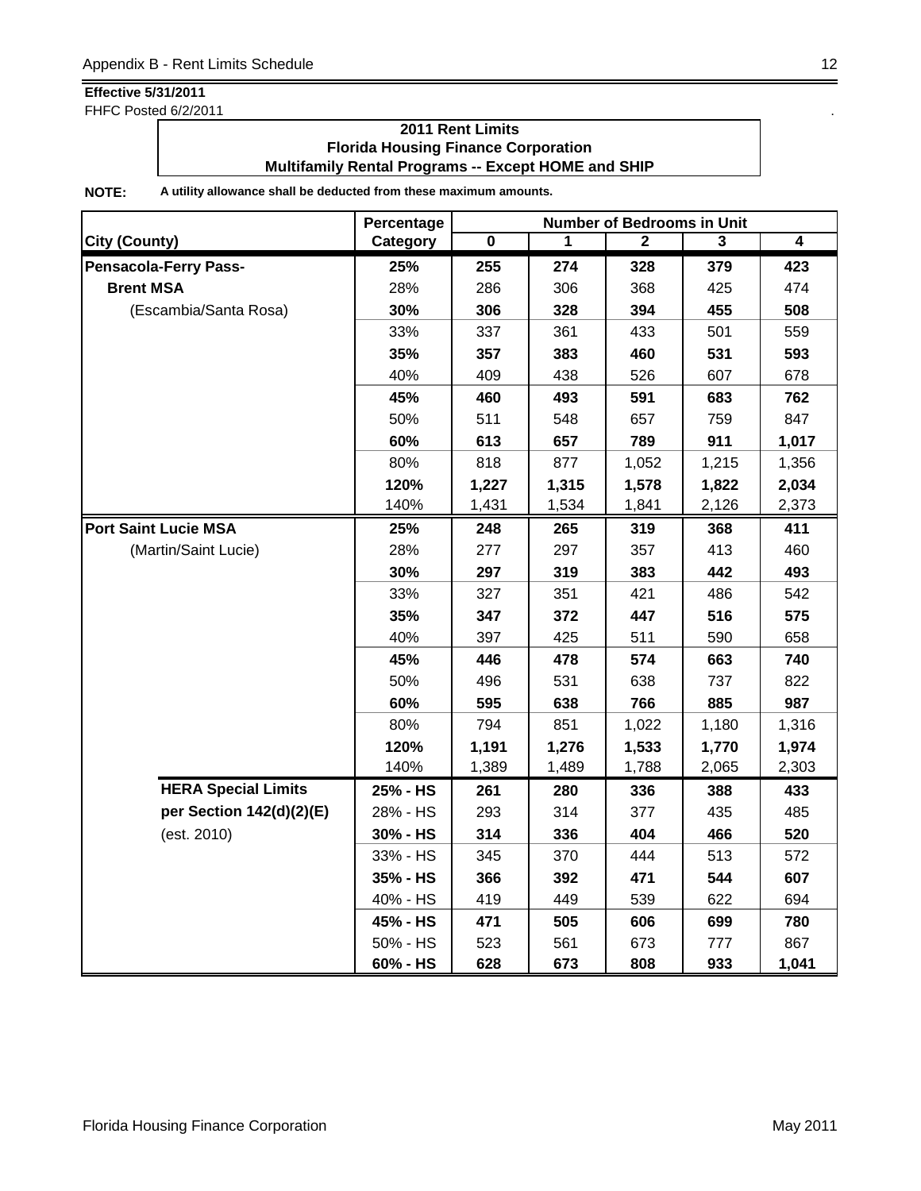**Effective 5/31/2011**
FHFC Posted 6/2/2011

**2011 Rent Limits**
**Florida Housing Finance Corporation**
**Multifamily Rental Programs -- Except HOME and SHIP**

**NOTE:** **A utility allowance shall be deducted from these maximum amounts.**

| City (County) | Percentage Category | Number of Bedrooms in Unit 0 | 1 | 2 | 3 | 4 |
|---|---|---|---|---|---|---|
| **Pensacola-Ferry Pass-** | **25%** | **255** | **274** | **328** | **379** | **423** |
| **Brent MSA** | 28% | 286 | 306 | 368 | 425 | 474 |
| (Escambia/Santa Rosa) | **30%** | **306** | **328** | **394** | **455** | **508** |
| | 33% | 337 | 361 | 433 | 501 | 559 |
| | **35%** | **357** | **383** | **460** | **531** | **593** |
| | 40% | 409 | 438 | 526 | 607 | 678 |
| | **45%** | **460** | **493** | **591** | **683** | **762** |
| | 50% | 511 | 548 | 657 | 759 | 847 |
| | **60%** | **613** | **657** | **789** | **911** | **1,017** |
| | 80% | 818 | 877 | 1,052 | 1,215 | 1,356 |
| | **120%** | **1,227** | **1,315** | **1,578** | **1,822** | **2,034** |
| | 140% | 1,431 | 1,534 | 1,841 | 2,126 | 2,373 |
| **Port Saint Lucie MSA** | **25%** | **248** | **265** | **319** | **368** | **411** |
| (Martin/Saint Lucie) | 28% | 277 | 297 | 357 | 413 | 460 |
| | **30%** | **297** | **319** | **383** | **442** | **493** |
| | 33% | 327 | 351 | 421 | 486 | 542 |
| | **35%** | **347** | **372** | **447** | **516** | **575** |
| | 40% | 397 | 425 | 511 | 590 | 658 |
| | **45%** | **446** | **478** | **574** | **663** | **740** |
| | 50% | 496 | 531 | 638 | 737 | 822 |
| | **60%** | **595** | **638** | **766** | **885** | **987** |
| | 80% | 794 | 851 | 1,022 | 1,180 | 1,316 |
| | **120%** | **1,191** | **1,276** | **1,533** | **1,770** | **1,974** |
| | 140% | 1,389 | 1,489 | 1,788 | 2,065 | 2,303 |
| **HERA Special Limits** | **25% - HS** | **261** | **280** | **336** | **388** | **433** |
| **per Section 142(d)(2)(E)** | 28% - HS | 293 | 314 | 377 | 435 | 485 |
| (est. 2010) | **30% - HS** | **314** | **336** | **404** | **466** | **520** |
| | 33% - HS | 345 | 370 | 444 | 513 | 572 |
| | **35% - HS** | **366** | **392** | **471** | **544** | **607** |
| | 40% - HS | 419 | 449 | 539 | 622 | 694 |
| | **45% - HS** | **471** | **505** | **606** | **699** | **780** |
| | 50% - HS | 523 | 561 | 673 | 777 | 867 |
| | **60% - HS** | **628** | **673** | **808** | **933** | **1,041** |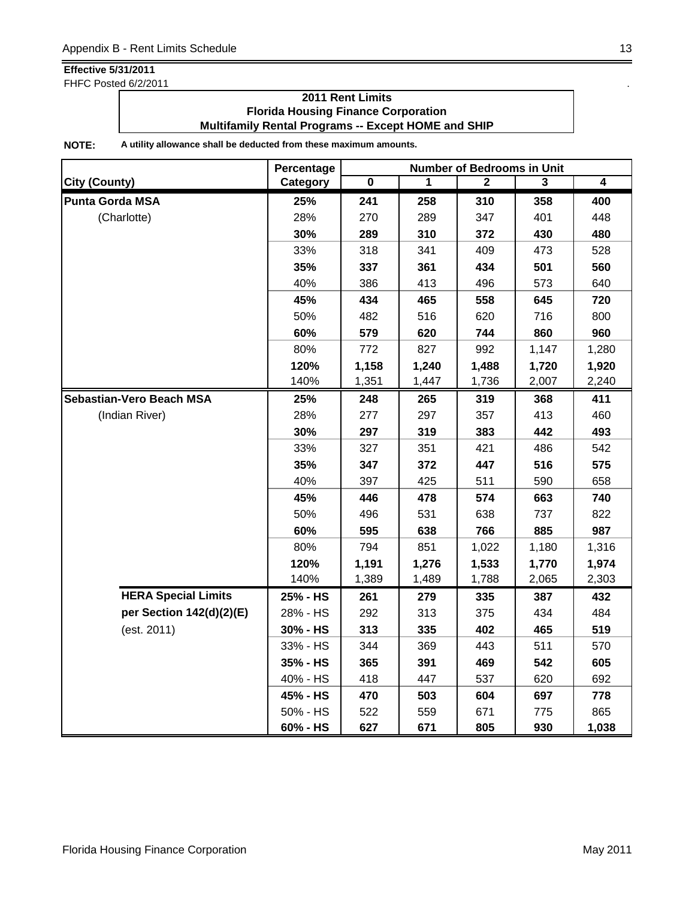**Effective 5/31/2011**

FHFC Posted 6/2/2011

**2011 Rent Limits**
**Florida Housing Finance Corporation**
**Multifamily Rental Programs -- Except HOME and SHIP**

**NOTE:** **A utility allowance shall be deducted from these maximum amounts.**

| City (County) | Percentage Category | Number of Bedrooms in Unit 0 | 1 | 2 | 3 | 4 |
|---|---|---|---|---|---|---|
| **Punta Gorda MSA** | **25%** | **241** | **258** | **310** | **358** | **400** |
| (Charlotte) | 28% | 270 | 289 | 347 | 401 | 448 |
| | **30%** | **289** | **310** | **372** | **430** | **480** |
| | 33% | 318 | 341 | 409 | 473 | 528 |
| | **35%** | **337** | **361** | **434** | **501** | **560** |
| | 40% | 386 | 413 | 496 | 573 | 640 |
| | **45%** | **434** | **465** | **558** | **645** | **720** |
| | 50% | 482 | 516 | 620 | 716 | 800 |
| | **60%** | **579** | **620** | **744** | **860** | **960** |
| | 80% | 772 | 827 | 992 | 1,147 | 1,280 |
| | **120%** | **1,158** | **1,240** | **1,488** | **1,720** | **1,920** |
| | 140% | 1,351 | 1,447 | 1,736 | 2,007 | 2,240 |
| **Sebastian-Vero Beach MSA** | **25%** | **248** | **265** | **319** | **368** | **411** |
| (Indian River) | 28% | 277 | 297 | 357 | 413 | 460 |
| | **30%** | **297** | **319** | **383** | **442** | **493** |
| | 33% | 327 | 351 | 421 | 486 | 542 |
| | **35%** | **347** | **372** | **447** | **516** | **575** |
| | 40% | 397 | 425 | 511 | 590 | 658 |
| | **45%** | **446** | **478** | **574** | **663** | **740** |
| | 50% | 496 | 531 | 638 | 737 | 822 |
| | **60%** | **595** | **638** | **766** | **885** | **987** |
| | 80% | 794 | 851 | 1,022 | 1,180 | 1,316 |
| | **120%** | **1,191** | **1,276** | **1,533** | **1,770** | **1,974** |
| | 140% | 1,389 | 1,489 | 1,788 | 2,065 | 2,303 |
| **HERA Special Limits** | **25% - HS** | **261** | **279** | **335** | **387** | **432** |
| **per Section 142(d)(2)(E)** | 28% - HS | 292 | 313 | 375 | 434 | 484 |
| (est. 2011) | **30% - HS** | **313** | **335** | **402** | **465** | **519** |
| | 33% - HS | 344 | 369 | 443 | 511 | 570 |
| | **35% - HS** | **365** | **391** | **469** | **542** | **605** |
| | 40% - HS | 418 | 447 | 537 | 620 | 692 |
| | **45% - HS** | **470** | **503** | **604** | **697** | **778** |
| | 50% - HS | 522 | 559 | 671 | 775 | 865 |
| | **60% - HS** | **627** | **671** | **805** | **930** | **1,038** |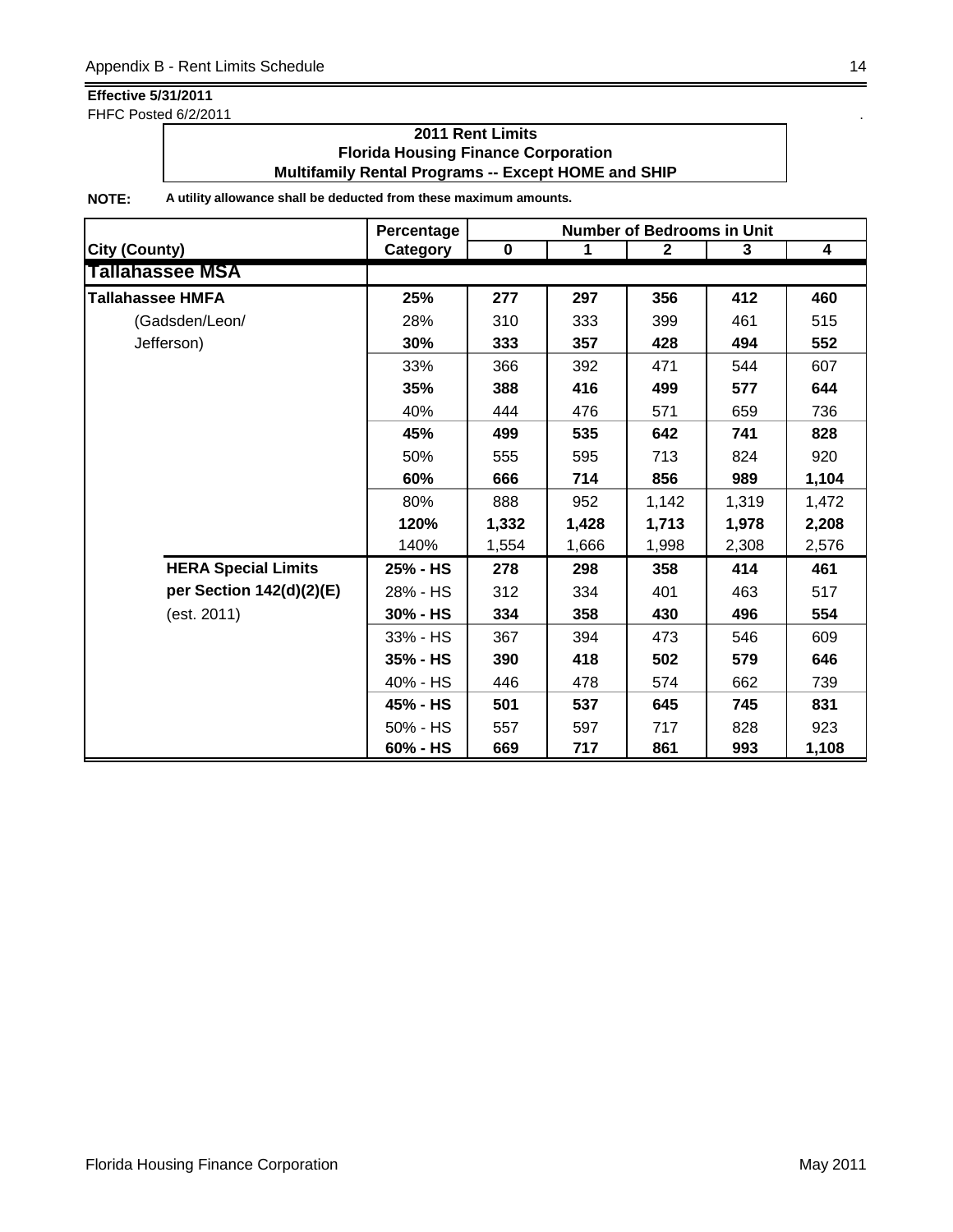**Effective 5/31/2011**
FHFC Posted 6/2/2011

**2011 Rent Limits**
**Florida Housing Finance Corporation**
**Multifamily Rental Programs -- Except HOME and SHIP**

**NOTE:** **A utility allowance shall be deducted from these maximum amounts.**

| City (County) | Percentage Category | Number of Bedrooms in Unit 0 | 1 | 2 | 3 | 4 |
|---|---|---|---|---|---|---|
| **Tallahassee MSA** | | | | | | |
| **Tallahassee HMFA** | **25%** | **277** | **297** | **356** | **412** | **460** |
| (Gadsden/Leon/ | 28% | 310 | 333 | 399 | 461 | 515 |
| Jefferson) | **30%** | **333** | **357** | **428** | **494** | **552** |
| | 33% | 366 | 392 | 471 | 544 | 607 |
| | **35%** | **388** | **416** | **499** | **577** | **644** |
| | 40% | 444 | 476 | 571 | 659 | 736 |
| | **45%** | **499** | **535** | **642** | **741** | **828** |
| | 50% | 555 | 595 | 713 | 824 | 920 |
| | **60%** | **666** | **714** | **856** | **989** | **1,104** |
| | 80% | 888 | 952 | 1,142 | 1,319 | 1,472 |
| | **120%** | **1,332** | **1,428** | **1,713** | **1,978** | **2,208** |
| | 140% | 1,554 | 1,666 | 1,998 | 2,308 | 2,576 |
| **HERA Special Limits** | **25% - HS** | **278** | **298** | **358** | **414** | **461** |
| **per Section 142(d)(2)(E)** | 28% - HS | 312 | 334 | 401 | 463 | 517 |
| (est. 2011) | **30% - HS** | **334** | **358** | **430** | **496** | **554** |
| | 33% - HS | 367 | 394 | 473 | 546 | 609 |
| | **35% - HS** | **390** | **418** | **502** | **579** | **646** |
| | 40% - HS | 446 | 478 | 574 | 662 | 739 |
| | **45% - HS** | **501** | **537** | **645** | **745** | **831** |
| | 50% - HS | 557 | 597 | 717 | 828 | 923 |
| | **60% - HS** | **669** | **717** | **861** | **993** | **1,108** |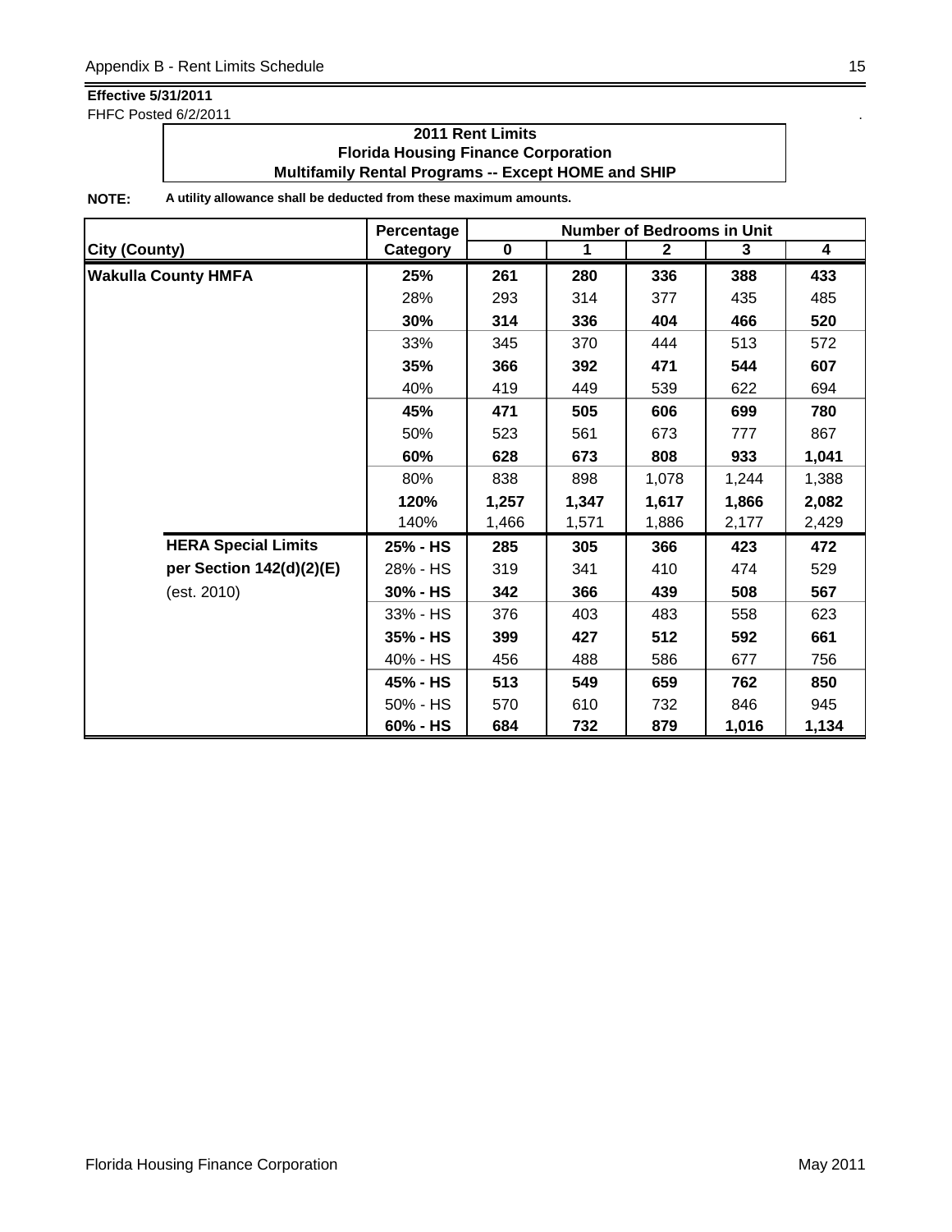**Effective 5/31/2011**

FHFC Posted 6/2/2011

**2011 Rent Limits**
**Florida Housing Finance Corporation**
**Multifamily Rental Programs -- Except HOME and SHIP**

**NOTE:** **A utility allowance shall be deducted from these maximum amounts.**

| City (County) | Percentage Category | Number of Bedrooms in Unit 0 | 1 | 2 | 3 | 4 |
|---|---|---|---|---|---|---|
| **Wakulla County HMFA** | **25%** | **261** | **280** | **336** | **388** | **433** |
| | 28% | 293 | 314 | 377 | 435 | 485 |
| | **30%** | **314** | **336** | **404** | **466** | **520** |
| | 33% | 345 | 370 | 444 | 513 | 572 |
| | **35%** | **366** | **392** | **471** | **544** | **607** |
| | 40% | 419 | 449 | 539 | 622 | 694 |
| | **45%** | **471** | **505** | **606** | **699** | **780** |
| | 50% | 523 | 561 | 673 | 777 | 867 |
| | **60%** | **628** | **673** | **808** | **933** | **1,041** |
| | 80% | 838 | 898 | 1,078 | 1,244 | 1,388 |
| | **120%** | **1,257** | **1,347** | **1,617** | **1,866** | **2,082** |
| | 140% | 1,466 | 1,571 | 1,886 | 2,177 | 2,429 |
| **HERA Special Limits** | **25% - HS** | **285** | **305** | **366** | **423** | **472** |
| **per Section 142(d)(2)(E)** | 28% - HS | 319 | 341 | 410 | 474 | 529 |
| (est. 2010) | **30% - HS** | **342** | **366** | **439** | **508** | **567** |
| | 33% - HS | 376 | 403 | 483 | 558 | 623 |
| | **35% - HS** | **399** | **427** | **512** | **592** | **661** |
| | 40% - HS | 456 | 488 | 586 | 677 | 756 |
| | **45% - HS** | **513** | **549** | **659** | **762** | **850** |
| | 50% - HS | 570 | 610 | 732 | 846 | 945 |
| | **60% - HS** | **684** | **732** | **879** | **1,016** | **1,134** |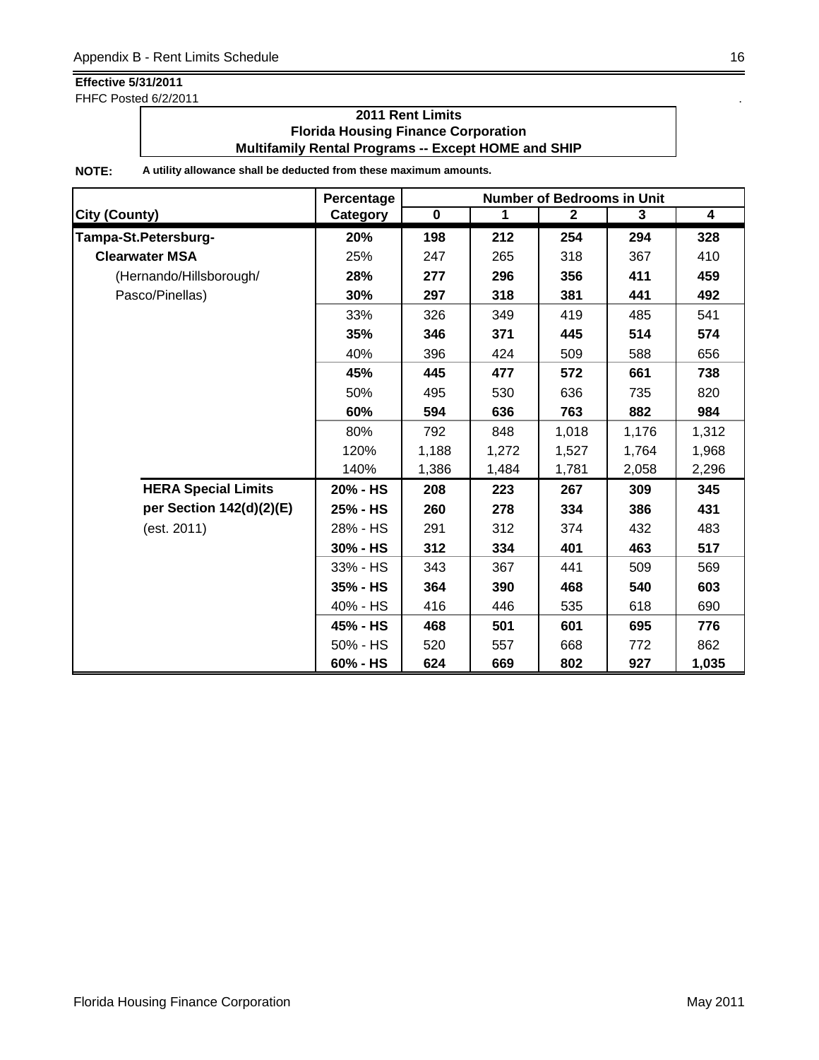**Effective 5/31/2011**
FHFC Posted 6/2/2011

**2011 Rent Limits**
**Florida Housing Finance Corporation**
**Multifamily Rental Programs -- Except HOME and SHIP**

**NOTE:** **A utility allowance shall be deducted from these maximum amounts.**

| City (County) | Percentage Category | Number of Bedrooms in Unit 0 | 1 | 2 | 3 | 4 |
|---|---|---|---|---|---|---|
| **Tampa-St.Petersburg-** | **20%** | **198** | **212** | **254** | **294** | **328** |
| **Clearwater MSA** | 25% | 247 | 265 | 318 | 367 | 410 |
| (Hernando/Hillsborough/ | **28%** | **277** | **296** | **356** | **411** | **459** |
| Pasco/Pinellas) | **30%** | **297** | **318** | **381** | **441** | **492** |
| | 33% | 326 | 349 | 419 | 485 | 541 |
| | **35%** | **346** | **371** | **445** | **514** | **574** |
| | 40% | 396 | 424 | 509 | 588 | 656 |
| | **45%** | **445** | **477** | **572** | **661** | **738** |
| | 50% | 495 | 530 | 636 | 735 | 820 |
| | **60%** | **594** | **636** | **763** | **882** | **984** |
| | 80% | 792 | 848 | 1,018 | 1,176 | 1,312 |
| | 120% | 1,188 | 1,272 | 1,527 | 1,764 | 1,968 |
| | 140% | 1,386 | 1,484 | 1,781 | 2,058 | 2,296 |
| **HERA Special Limits** | **20% - HS** | **208** | **223** | **267** | **309** | **345** |
| **per Section 142(d)(2)(E)** | **25% - HS** | **260** | **278** | **334** | **386** | **431** |
| (est. 2011) | 28% - HS | 291 | 312 | 374 | 432 | 483 |
| | **30% - HS** | **312** | **334** | **401** | **463** | **517** |
| | 33% - HS | 343 | 367 | 441 | 509 | 569 |
| | **35% - HS** | **364** | **390** | **468** | **540** | **603** |
| | 40% - HS | 416 | 446 | 535 | 618 | 690 |
| | **45% - HS** | **468** | **501** | **601** | **695** | **776** |
| | 50% - HS | 520 | 557 | 668 | 772 | 862 |
| | **60% - HS** | **624** | **669** | **802** | **927** | **1,035** |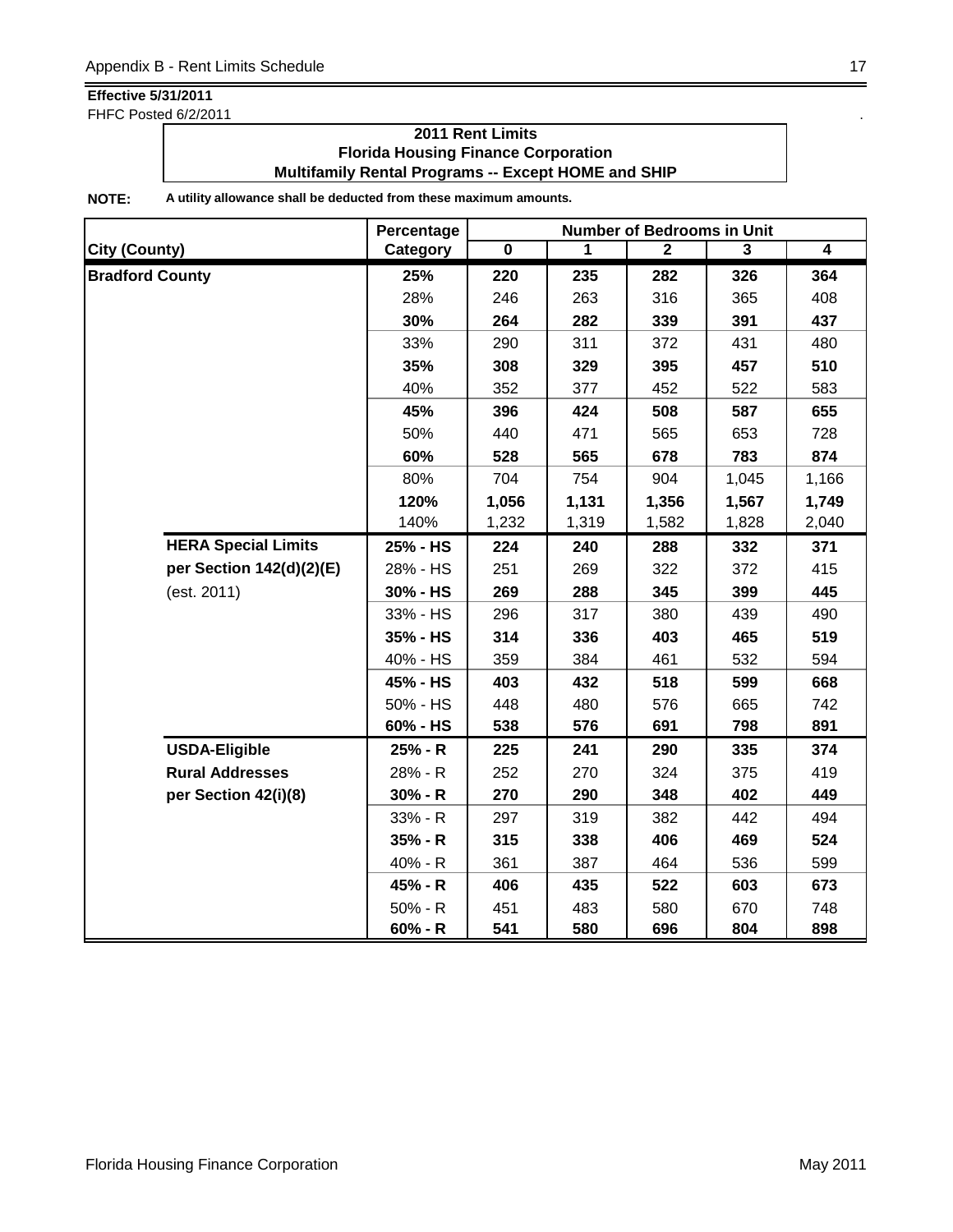**Effective 5/31/2011**
FHFC Posted 6/2/2011

**2011 Rent Limits**
**Florida Housing Finance Corporation**
**Multifamily Rental Programs -- Except HOME and SHIP**

**NOTE:** **A utility allowance shall be deducted from these maximum amounts.**

| City (County) | | Percentage Category | Number of Bedrooms in Unit 0 | 1 | 2 | 3 | 4 |
|---|---|---|---|---|---|---|---|
| **Bradford County** | | **25%** | **220** | **235** | **282** | **326** | **364** |
| | | 28% | 246 | 263 | 316 | 365 | 408 |
| | | **30%** | **264** | **282** | **339** | **391** | **437** |
| | | 33% | 290 | 311 | 372 | 431 | 480 |
| | | **35%** | **308** | **329** | **395** | **457** | **510** |
| | | 40% | 352 | 377 | 452 | 522 | 583 |
| | | **45%** | **396** | **424** | **508** | **587** | **655** |
| | | 50% | 440 | 471 | 565 | 653 | 728 |
| | | **60%** | **528** | **565** | **678** | **783** | **874** |
| | | 80% | 704 | 754 | 904 | 1,045 | 1,166 |
| | | **120%** | **1,056** | **1,131** | **1,356** | **1,567** | **1,749** |
| | | 140% | 1,232 | 1,319 | 1,582 | 1,828 | 2,040 |
| | **HERA Special Limits** | **25% - HS** | **224** | **240** | **288** | **332** | **371** |
| | **per Section 142(d)(2)(E)** | 28% - HS | 251 | 269 | 322 | 372 | 415 |
| | (est. 2011) | **30% - HS** | **269** | **288** | **345** | **399** | **445** |
| | | 33% - HS | 296 | 317 | 380 | 439 | 490 |
| | | **35% - HS** | **314** | **336** | **403** | **465** | **519** |
| | | 40% - HS | 359 | 384 | 461 | 532 | 594 |
| | | **45% - HS** | **403** | **432** | **518** | **599** | **668** |
| | | 50% - HS | 448 | 480 | 576 | 665 | 742 |
| | | **60% - HS** | **538** | **576** | **691** | **798** | **891** |
| | **USDA-Eligible** | **25% - R** | **225** | **241** | **290** | **335** | **374** |
| | **Rural Addresses** | 28% - R | 252 | 270 | 324 | 375 | 419 |
| | **per Section 42(i)(8)** | **30% - R** | **270** | **290** | **348** | **402** | **449** |
| | | 33% - R | 297 | 319 | 382 | 442 | 494 |
| | | **35% - R** | **315** | **338** | **406** | **469** | **524** |
| | | 40% - R | 361 | 387 | 464 | 536 | 599 |
| | | **45% - R** | **406** | **435** | **522** | **603** | **673** |
| | | 50% - R | 451 | 483 | 580 | 670 | 748 |
| | | **60% - R** | **541** | **580** | **696** | **804** | **898** |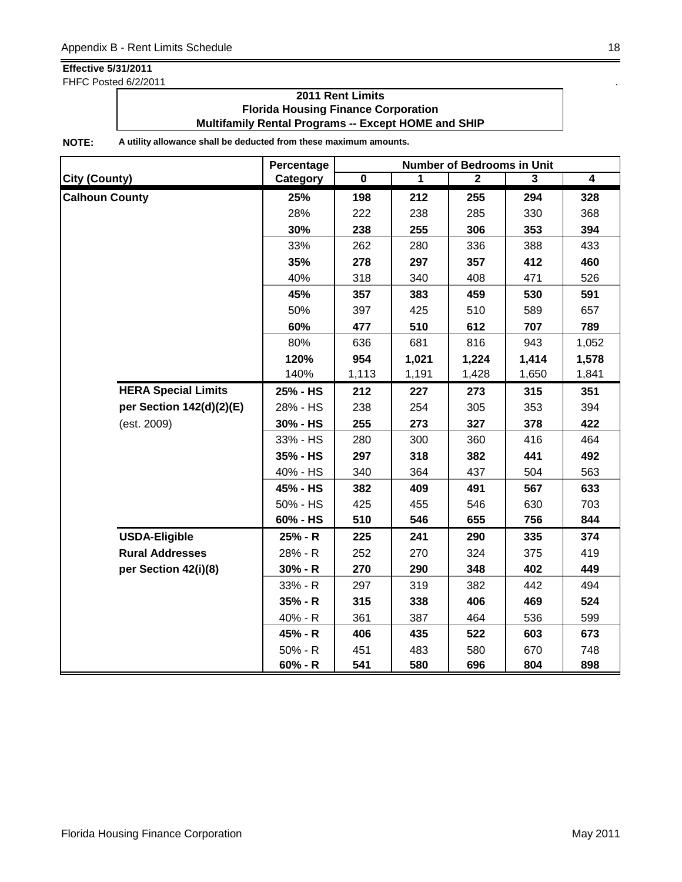**Effective 5/31/2011**
FHFC Posted 6/2/2011

**2011 Rent Limits**
**Florida Housing Finance Corporation**
**Multifamily Rental Programs -- Except HOME and SHIP**

**NOTE:** **A utility allowance shall be deducted from these maximum amounts.**

| | | Percentage | Number of Bedrooms in Unit | | | | |
|---|---|---|---|---|---|---|---|
| **City (County)** | | **Category** | **0** | **1** | **2** | **3** | **4** |
| **Calhoun County** | | **25%** | **198** | **212** | **255** | **294** | **328** |
| | | 28% | 222 | 238 | 285 | 330 | 368 |
| | | **30%** | **238** | **255** | **306** | **353** | **394** |
| | | 33% | 262 | 280 | 336 | 388 | 433 |
| | | **35%** | **278** | **297** | **357** | **412** | **460** |
| | | 40% | 318 | 340 | 408 | 471 | 526 |
| | | **45%** | **357** | **383** | **459** | **530** | **591** |
| | | 50% | 397 | 425 | 510 | 589 | 657 |
| | | **60%** | **477** | **510** | **612** | **707** | **789** |
| | | 80% | 636 | 681 | 816 | 943 | 1,052 |
| | | **120%** | **954** | **1,021** | **1,224** | **1,414** | **1,578** |
| | | 140% | 1,113 | 1,191 | 1,428 | 1,650 | 1,841 |
| | **HERA Special Limits** | **25% - HS** | **212** | **227** | **273** | **315** | **351** |
| | **per Section 142(d)(2)(E)** | 28% - HS | 238 | 254 | 305 | 353 | 394 |
| | (est. 2009) | **30% - HS** | **255** | **273** | **327** | **378** | **422** |
| | | 33% - HS | 280 | 300 | 360 | 416 | 464 |
| | | **35% - HS** | **297** | **318** | **382** | **441** | **492** |
| | | 40% - HS | 340 | 364 | 437 | 504 | 563 |
| | | **45% - HS** | **382** | **409** | **491** | **567** | **633** |
| | | 50% - HS | 425 | 455 | 546 | 630 | 703 |
| | | **60% - HS** | **510** | **546** | **655** | **756** | **844** |
| | **USDA-Eligible** | **25% - R** | **225** | **241** | **290** | **335** | **374** |
| | **Rural Addresses** | 28% - R | 252 | 270 | 324 | 375 | 419 |
| | **per Section 42(i)(8)** | **30% - R** | **270** | **290** | **348** | **402** | **449** |
| | | 33% - R | 297 | 319 | 382 | 442 | 494 |
| | | **35% - R** | **315** | **338** | **406** | **469** | **524** |
| | | 40% - R | 361 | 387 | 464 | 536 | 599 |
| | | **45% - R** | **406** | **435** | **522** | **603** | **673** |
| | | 50% - R | 451 | 483 | 580 | 670 | 748 |
| | | **60% - R** | **541** | **580** | **696** | **804** | **898** |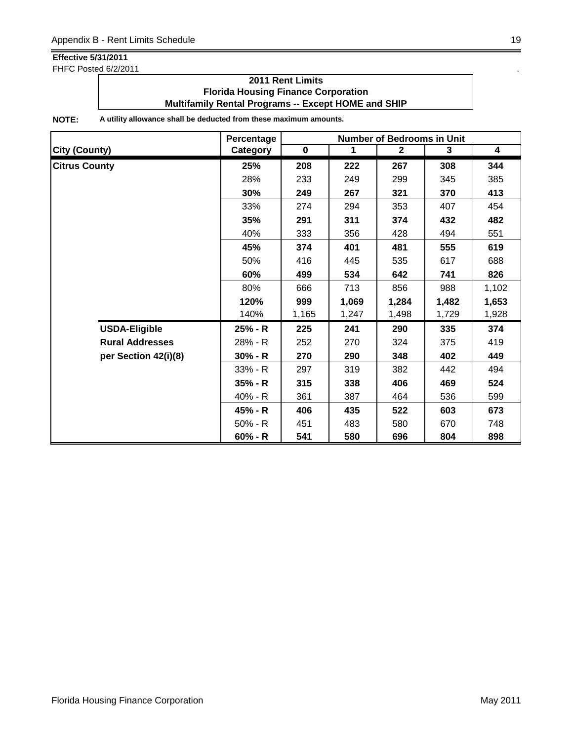**Effective 5/31/2011**
FHFC Posted 6/2/2011

**2011 Rent Limits**
**Florida Housing Finance Corporation**
**Multifamily Rental Programs -- Except HOME and SHIP**

**NOTE:** **A utility allowance shall be deducted from these maximum amounts.**

| City (County) | Percentage Category | Number of Bedrooms in Unit 0 | 1 | 2 | 3 | 4 |
|---|---|---|---|---|---|---|
| **Citrus County** | **25%** | **208** | **222** | **267** | **308** | **344** |
| | 28% | 233 | 249 | 299 | 345 | 385 |
| | **30%** | **249** | **267** | **321** | **370** | **413** |
| | 33% | 274 | 294 | 353 | 407 | 454 |
| | **35%** | **291** | **311** | **374** | **432** | **482** |
| | 40% | 333 | 356 | 428 | 494 | 551 |
| | **45%** | **374** | **401** | **481** | **555** | **619** |
| | 50% | 416 | 445 | 535 | 617 | 688 |
| | **60%** | **499** | **534** | **642** | **741** | **826** |
| | 80% | 666 | 713 | 856 | 988 | 1,102 |
| | **120%** | **999** | **1,069** | **1,284** | **1,482** | **1,653** |
| | 140% | 1,165 | 1,247 | 1,498 | 1,729 | 1,928 |
| **USDA-Eligible** | **25% - R** | **225** | **241** | **290** | **335** | **374** |
| **Rural Addresses** | 28% - R | 252 | 270 | 324 | 375 | 419 |
| **per Section 42(i)(8)** | **30% - R** | **270** | **290** | **348** | **402** | **449** |
| | 33% - R | 297 | 319 | 382 | 442 | 494 |
| | **35% - R** | **315** | **338** | **406** | **469** | **524** |
| | 40% - R | 361 | 387 | 464 | 536 | 599 |
| | **45% - R** | **406** | **435** | **522** | **603** | **673** |
| | 50% - R | 451 | 483 | 580 | 670 | 748 |
| | **60% - R** | **541** | **580** | **696** | **804** | **898** |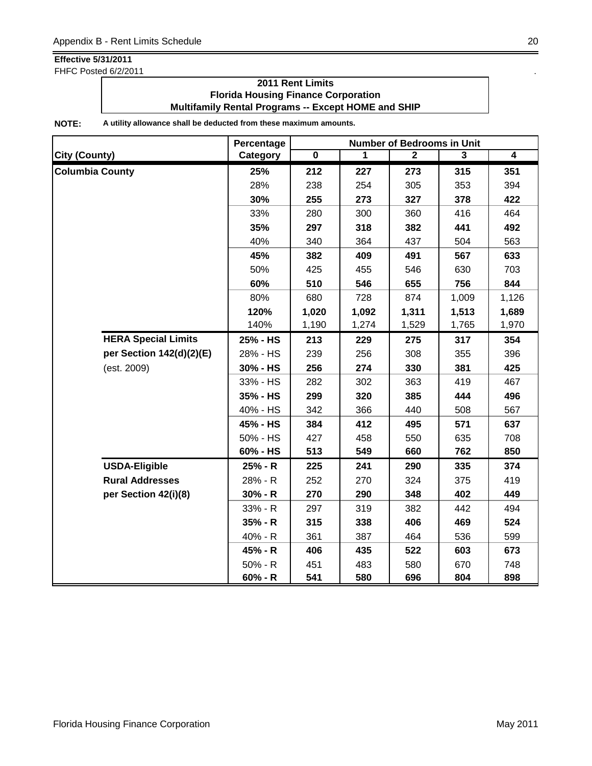**Effective 5/31/2011**
FHFC Posted 6/2/2011

**2011 Rent Limits**
**Florida Housing Finance Corporation**
**Multifamily Rental Programs -- Except HOME and SHIP**

**NOTE:** **A utility allowance shall be deducted from these maximum amounts.**

| City (County) | | Percentage Category | Number of Bedrooms in Unit 0 | 1 | 2 | 3 | 4 |
|---|---|---|---|---|---|---|---|
| **Columbia County** | | **25%** | **212** | **227** | **273** | **315** | **351** |
| | | 28% | 238 | 254 | 305 | 353 | 394 |
| | | **30%** | **255** | **273** | **327** | **378** | **422** |
| | | 33% | 280 | 300 | 360 | 416 | 464 |
| | | **35%** | **297** | **318** | **382** | **441** | **492** |
| | | 40% | 340 | 364 | 437 | 504 | 563 |
| | | **45%** | **382** | **409** | **491** | **567** | **633** |
| | | 50% | 425 | 455 | 546 | 630 | 703 |
| | | **60%** | **510** | **546** | **655** | **756** | **844** |
| | | 80% | 680 | 728 | 874 | 1,009 | 1,126 |
| | | **120%** | **1,020** | **1,092** | **1,311** | **1,513** | **1,689** |
| | | 140% | 1,190 | 1,274 | 1,529 | 1,765 | 1,970 |
| | **HERA Special Limits** | **25% - HS** | **213** | **229** | **275** | **317** | **354** |
| | **per Section 142(d)(2)(E)** | 28% - HS | 239 | 256 | 308 | 355 | 396 |
| | (est. 2009) | **30% - HS** | **256** | **274** | **330** | **381** | **425** |
| | | 33% - HS | 282 | 302 | 363 | 419 | 467 |
| | | **35% - HS** | **299** | **320** | **385** | **444** | **496** |
| | | 40% - HS | 342 | 366 | 440 | 508 | 567 |
| | | **45% - HS** | **384** | **412** | **495** | **571** | **637** |
| | | 50% - HS | 427 | 458 | 550 | 635 | 708 |
| | | **60% - HS** | **513** | **549** | **660** | **762** | **850** |
| | **USDA-Eligible** | **25% - R** | **225** | **241** | **290** | **335** | **374** |
| | **Rural Addresses** | 28% - R | 252 | 270 | 324 | 375 | 419 |
| | **per Section 42(i)(8)** | **30% - R** | **270** | **290** | **348** | **402** | **449** |
| | | 33% - R | 297 | 319 | 382 | 442 | 494 |
| | | **35% - R** | **315** | **338** | **406** | **469** | **524** |
| | | 40% - R | 361 | 387 | 464 | 536 | 599 |
| | | **45% - R** | **406** | **435** | **522** | **603** | **673** |
| | | 50% - R | 451 | 483 | 580 | 670 | 748 |
| | | **60% - R** | **541** | **580** | **696** | **804** | **898** |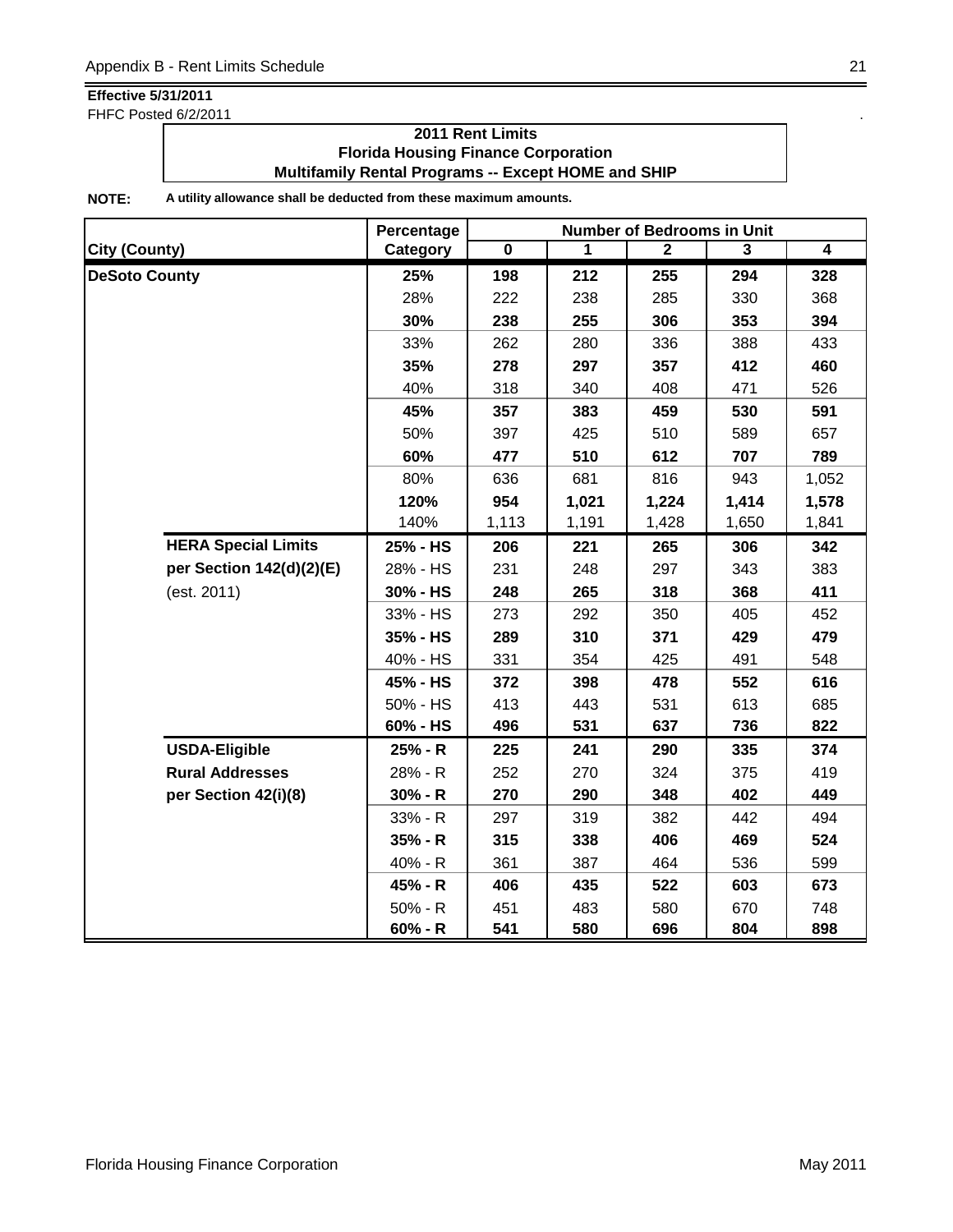**Effective 5/31/2011**
FHFC Posted 6/2/2011

**2011 Rent Limits**
**Florida Housing Finance Corporation**
**Multifamily Rental Programs -- Except HOME and SHIP**

**NOTE:** **A utility allowance shall be deducted from these maximum amounts.**

| City (County) | Percentage Category | Number of Bedrooms in Unit 0 | 1 | 2 | 3 | 4 |
|---|---|---|---|---|---|---|
| **DeSoto County** | **25%** | **198** | **212** | **255** | **294** | **328** |
| | 28% | 222 | 238 | 285 | 330 | 368 |
| | **30%** | **238** | **255** | **306** | **353** | **394** |
| | 33% | 262 | 280 | 336 | 388 | 433 |
| | **35%** | **278** | **297** | **357** | **412** | **460** |
| | 40% | 318 | 340 | 408 | 471 | 526 |
| | **45%** | **357** | **383** | **459** | **530** | **591** |
| | 50% | 397 | 425 | 510 | 589 | 657 |
| | **60%** | **477** | **510** | **612** | **707** | **789** |
| | 80% | 636 | 681 | 816 | 943 | 1,052 |
| | **120%** | **954** | **1,021** | **1,224** | **1,414** | **1,578** |
| | 140% | 1,113 | 1,191 | 1,428 | 1,650 | 1,841 |
| **HERA Special Limits** | **25% - HS** | **206** | **221** | **265** | **306** | **342** |
| **per Section 142(d)(2)(E)** | 28% - HS | 231 | 248 | 297 | 343 | 383 |
| (est. 2011) | **30% - HS** | **248** | **265** | **318** | **368** | **411** |
| | 33% - HS | 273 | 292 | 350 | 405 | 452 |
| | **35% - HS** | **289** | **310** | **371** | **429** | **479** |
| | 40% - HS | 331 | 354 | 425 | 491 | 548 |
| | **45% - HS** | **372** | **398** | **478** | **552** | **616** |
| | 50% - HS | 413 | 443 | 531 | 613 | 685 |
| | **60% - HS** | **496** | **531** | **637** | **736** | **822** |
| **USDA-Eligible** | **25% - R** | **225** | **241** | **290** | **335** | **374** |
| **Rural Addresses** | 28% - R | 252 | 270 | 324 | 375 | 419 |
| **per Section 42(i)(8)** | **30% - R** | **270** | **290** | **348** | **402** | **449** |
| | 33% - R | 297 | 319 | 382 | 442 | 494 |
| | **35% - R** | **315** | **338** | **406** | **469** | **524** |
| | 40% - R | 361 | 387 | 464 | 536 | 599 |
| | **45% - R** | **406** | **435** | **522** | **603** | **673** |
| | 50% - R | 451 | 483 | 580 | 670 | 748 |
| | **60% - R** | **541** | **580** | **696** | **804** | **898** |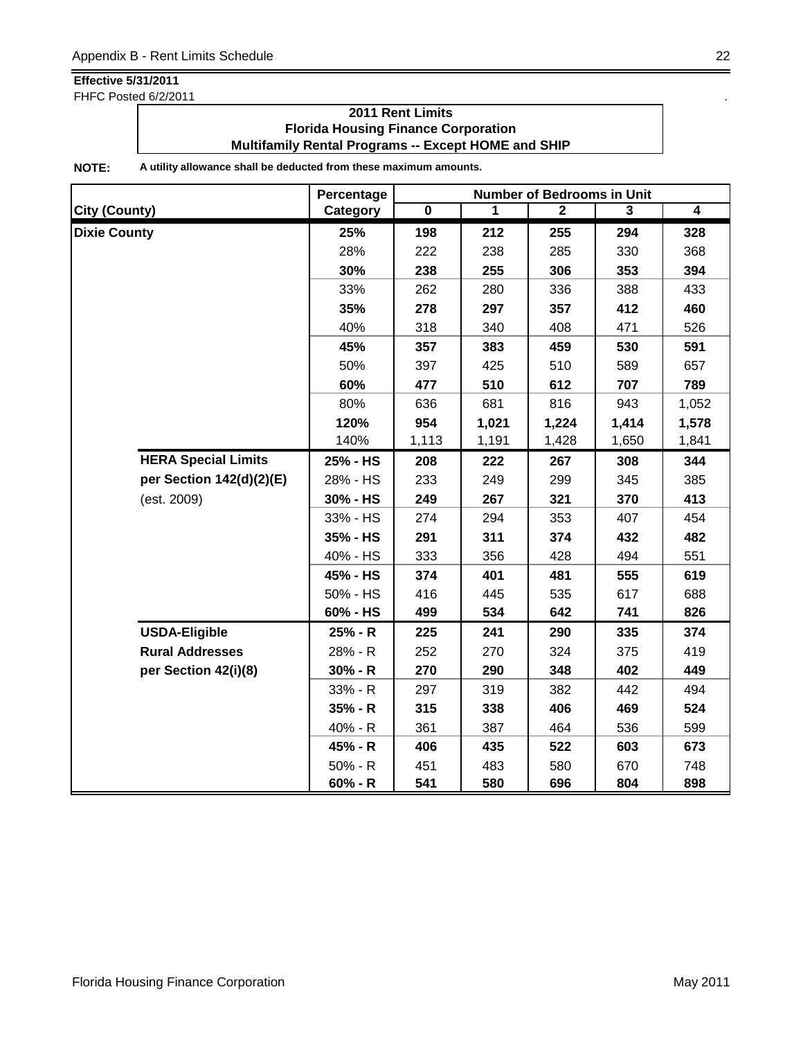**Effective 5/31/2011**
FHFC Posted 6/2/2011

**2011 Rent Limits**
**Florida Housing Finance Corporation**
**Multifamily Rental Programs -- Except HOME and SHIP**

**NOTE:** **A utility allowance shall be deducted from these maximum amounts.**

| City (County) | | Percentage Category | Number of Bedrooms in Unit 0 | 1 | 2 | 3 | 4 |
|---|---|---|---|---|---|---|---|
| **Dixie County** | | **25%** | **198** | **212** | **255** | **294** | **328** |
| | | 28% | 222 | 238 | 285 | 330 | 368 |
| | | **30%** | **238** | **255** | **306** | **353** | **394** |
| | | 33% | 262 | 280 | 336 | 388 | 433 |
| | | **35%** | **278** | **297** | **357** | **412** | **460** |
| | | 40% | 318 | 340 | 408 | 471 | 526 |
| | | **45%** | **357** | **383** | **459** | **530** | **591** |
| | | 50% | 397 | 425 | 510 | 589 | 657 |
| | | **60%** | **477** | **510** | **612** | **707** | **789** |
| | | 80% | 636 | 681 | 816 | 943 | 1,052 |
| | | **120%** | **954** | **1,021** | **1,224** | **1,414** | **1,578** |
| | | 140% | 1,113 | 1,191 | 1,428 | 1,650 | 1,841 |
| | **HERA Special Limits** | **25% - HS** | **208** | **222** | **267** | **308** | **344** |
| | **per Section 142(d)(2)(E)** | 28% - HS | 233 | 249 | 299 | 345 | 385 |
| | (est. 2009) | **30% - HS** | **249** | **267** | **321** | **370** | **413** |
| | | 33% - HS | 274 | 294 | 353 | 407 | 454 |
| | | **35% - HS** | **291** | **311** | **374** | **432** | **482** |
| | | 40% - HS | 333 | 356 | 428 | 494 | 551 |
| | | **45% - HS** | **374** | **401** | **481** | **555** | **619** |
| | | 50% - HS | 416 | 445 | 535 | 617 | 688 |
| | | **60% - HS** | **499** | **534** | **642** | **741** | **826** |
| | **USDA-Eligible** | **25% - R** | **225** | **241** | **290** | **335** | **374** |
| | **Rural Addresses** | 28% - R | 252 | 270 | 324 | 375 | 419 |
| | **per Section 42(i)(8)** | **30% - R** | **270** | **290** | **348** | **402** | **449** |
| | | 33% - R | 297 | 319 | 382 | 442 | 494 |
| | | **35% - R** | **315** | **338** | **406** | **469** | **524** |
| | | 40% - R | 361 | 387 | 464 | 536 | 599 |
| | | **45% - R** | **406** | **435** | **522** | **603** | **673** |
| | | 50% - R | 451 | 483 | 580 | 670 | 748 |
| | | **60% - R** | **541** | **580** | **696** | **804** | **898** |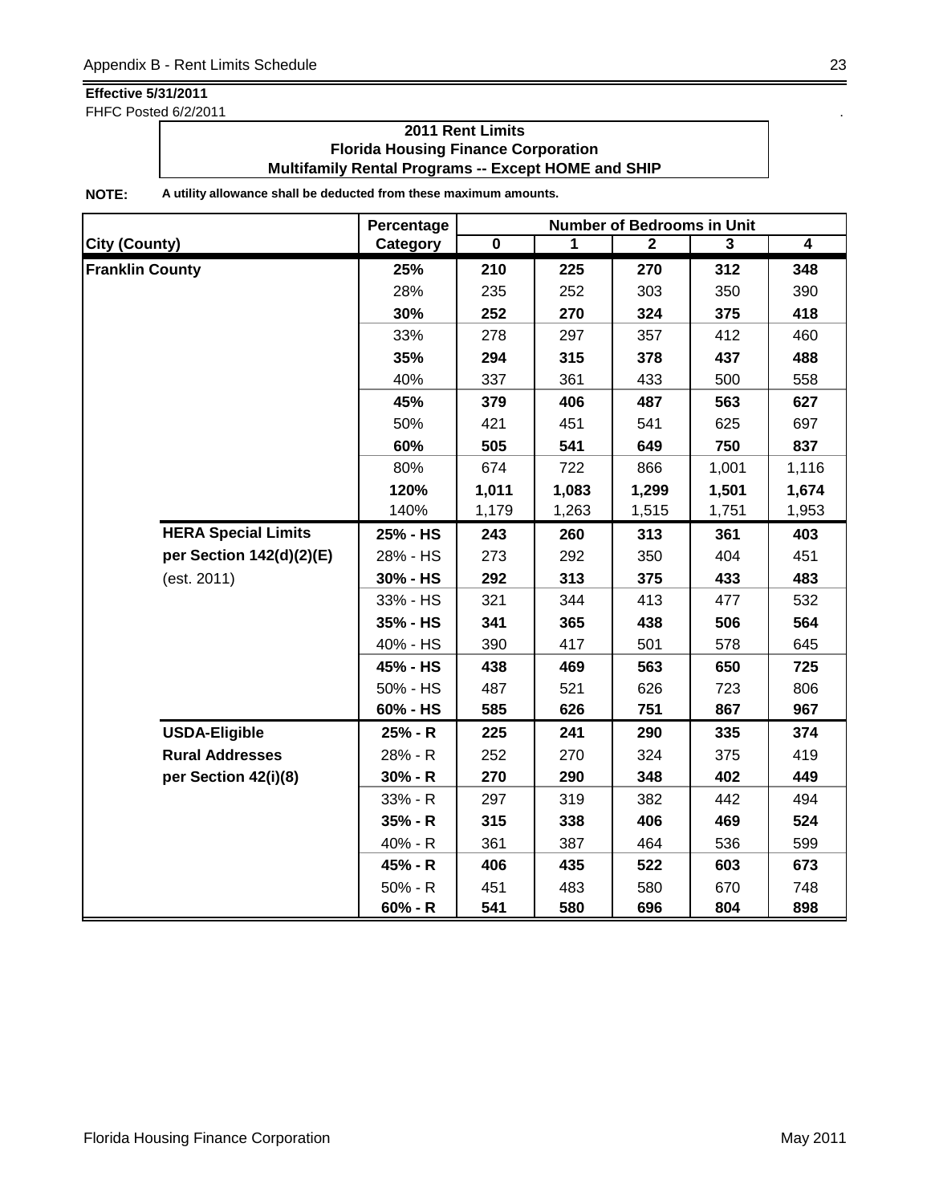**Effective 5/31/2011**
FHFC Posted 6/2/2011

**2011 Rent Limits**
**Florida Housing Finance Corporation**
**Multifamily Rental Programs -- Except HOME and SHIP**

**NOTE:** **A utility allowance shall be deducted from these maximum amounts.**

| City (County) | Percentage Category | Number of Bedrooms in Unit: 0 | 1 | 2 | 3 | 4 |
|---|---|---|---|---|---|---|
| **Franklin County** | **25%** | **210** | **225** | **270** | **312** | **348** |
| | 28% | 235 | 252 | 303 | 350 | 390 |
| | **30%** | **252** | **270** | **324** | **375** | **418** |
| | 33% | 278 | 297 | 357 | 412 | 460 |
| | **35%** | **294** | **315** | **378** | **437** | **488** |
| | 40% | 337 | 361 | 433 | 500 | 558 |
| | **45%** | **379** | **406** | **487** | **563** | **627** |
| | 50% | 421 | 451 | 541 | 625 | 697 |
| | **60%** | **505** | **541** | **649** | **750** | **837** |
| | 80% | 674 | 722 | 866 | 1,001 | 1,116 |
| | **120%** | **1,011** | **1,083** | **1,299** | **1,501** | **1,674** |
| | 140% | 1,179 | 1,263 | 1,515 | 1,751 | 1,953 |
| **HERA Special Limits** | **25% - HS** | **243** | **260** | **313** | **361** | **403** |
| **per Section 142(d)(2)(E)** | 28% - HS | 273 | 292 | 350 | 404 | 451 |
| (est. 2011) | **30% - HS** | **292** | **313** | **375** | **433** | **483** |
| | 33% - HS | 321 | 344 | 413 | 477 | 532 |
| | **35% - HS** | **341** | **365** | **438** | **506** | **564** |
| | 40% - HS | 390 | 417 | 501 | 578 | 645 |
| | **45% - HS** | **438** | **469** | **563** | **650** | **725** |
| | 50% - HS | 487 | 521 | 626 | 723 | 806 |
| | **60% - HS** | **585** | **626** | **751** | **867** | **967** |
| **USDA-Eligible** | **25% - R** | **225** | **241** | **290** | **335** | **374** |
| **Rural Addresses** | 28% - R | 252 | 270 | 324 | 375 | 419 |
| **per Section 42(i)(8)** | **30% - R** | **270** | **290** | **348** | **402** | **449** |
| | 33% - R | 297 | 319 | 382 | 442 | 494 |
| | **35% - R** | **315** | **338** | **406** | **469** | **524** |
| | 40% - R | 361 | 387 | 464 | 536 | 599 |
| | **45% - R** | **406** | **435** | **522** | **603** | **673** |
| | 50% - R | 451 | 483 | 580 | 670 | 748 |
| | **60% - R** | **541** | **580** | **696** | **804** | **898** |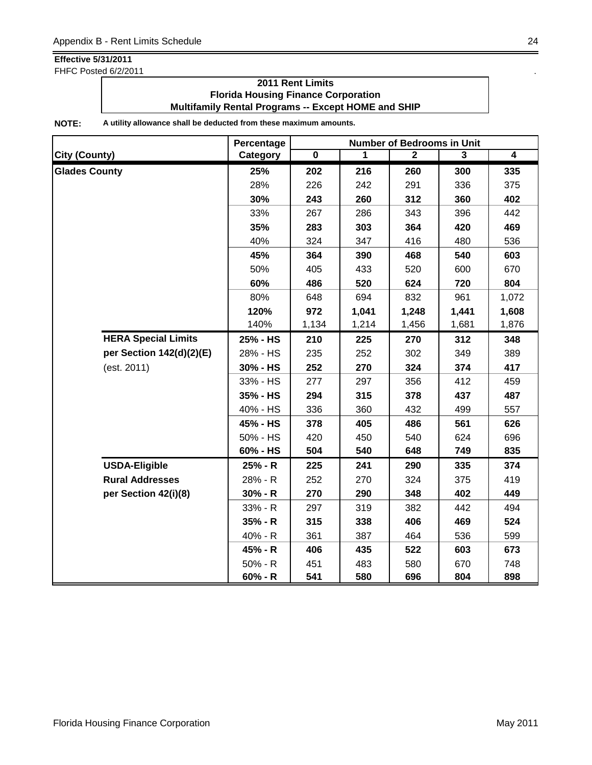**Effective 5/31/2011**
FHFC Posted 6/2/2011

**2011 Rent Limits**
**Florida Housing Finance Corporation**
**Multifamily Rental Programs -- Except HOME and SHIP**

**NOTE:** **A utility allowance shall be deducted from these maximum amounts.**

| City (County) | | Percentage Category | Number of Bedrooms in Unit 0 | 1 | 2 | 3 | 4 |
|---|---|---|---|---|---|---|---|
| **Glades County** | | **25%** | **202** | **216** | **260** | **300** | **335** |
| | | 28% | 226 | 242 | 291 | 336 | 375 |
| | | **30%** | **243** | **260** | **312** | **360** | **402** |
| | | 33% | 267 | 286 | 343 | 396 | 442 |
| | | **35%** | **283** | **303** | **364** | **420** | **469** |
| | | 40% | 324 | 347 | 416 | 480 | 536 |
| | | **45%** | **364** | **390** | **468** | **540** | **603** |
| | | 50% | 405 | 433 | 520 | 600 | 670 |
| | | **60%** | **486** | **520** | **624** | **720** | **804** |
| | | 80% | 648 | 694 | 832 | 961 | 1,072 |
| | | **120%** | **972** | **1,041** | **1,248** | **1,441** | **1,608** |
| | | 140% | 1,134 | 1,214 | 1,456 | 1,681 | 1,876 |
| | **HERA Special Limits** | **25% - HS** | **210** | **225** | **270** | **312** | **348** |
| | **per Section 142(d)(2)(E)** | 28% - HS | 235 | 252 | 302 | 349 | 389 |
| | (est. 2011) | **30% - HS** | **252** | **270** | **324** | **374** | **417** |
| | | 33% - HS | 277 | 297 | 356 | 412 | 459 |
| | | **35% - HS** | **294** | **315** | **378** | **437** | **487** |
| | | 40% - HS | 336 | 360 | 432 | 499 | 557 |
| | | **45% - HS** | **378** | **405** | **486** | **561** | **626** |
| | | 50% - HS | 420 | 450 | 540 | 624 | 696 |
| | | **60% - HS** | **504** | **540** | **648** | **749** | **835** |
| | **USDA-Eligible** | **25% - R** | **225** | **241** | **290** | **335** | **374** |
| | **Rural Addresses** | 28% - R | 252 | 270 | 324 | 375 | 419 |
| | **per Section 42(i)(8)** | **30% - R** | **270** | **290** | **348** | **402** | **449** |
| | | 33% - R | 297 | 319 | 382 | 442 | 494 |
| | | **35% - R** | **315** | **338** | **406** | **469** | **524** |
| | | 40% - R | 361 | 387 | 464 | 536 | 599 |
| | | **45% - R** | **406** | **435** | **522** | **603** | **673** |
| | | 50% - R | 451 | 483 | 580 | 670 | 748 |
| | | **60% - R** | **541** | **580** | **696** | **804** | **898** |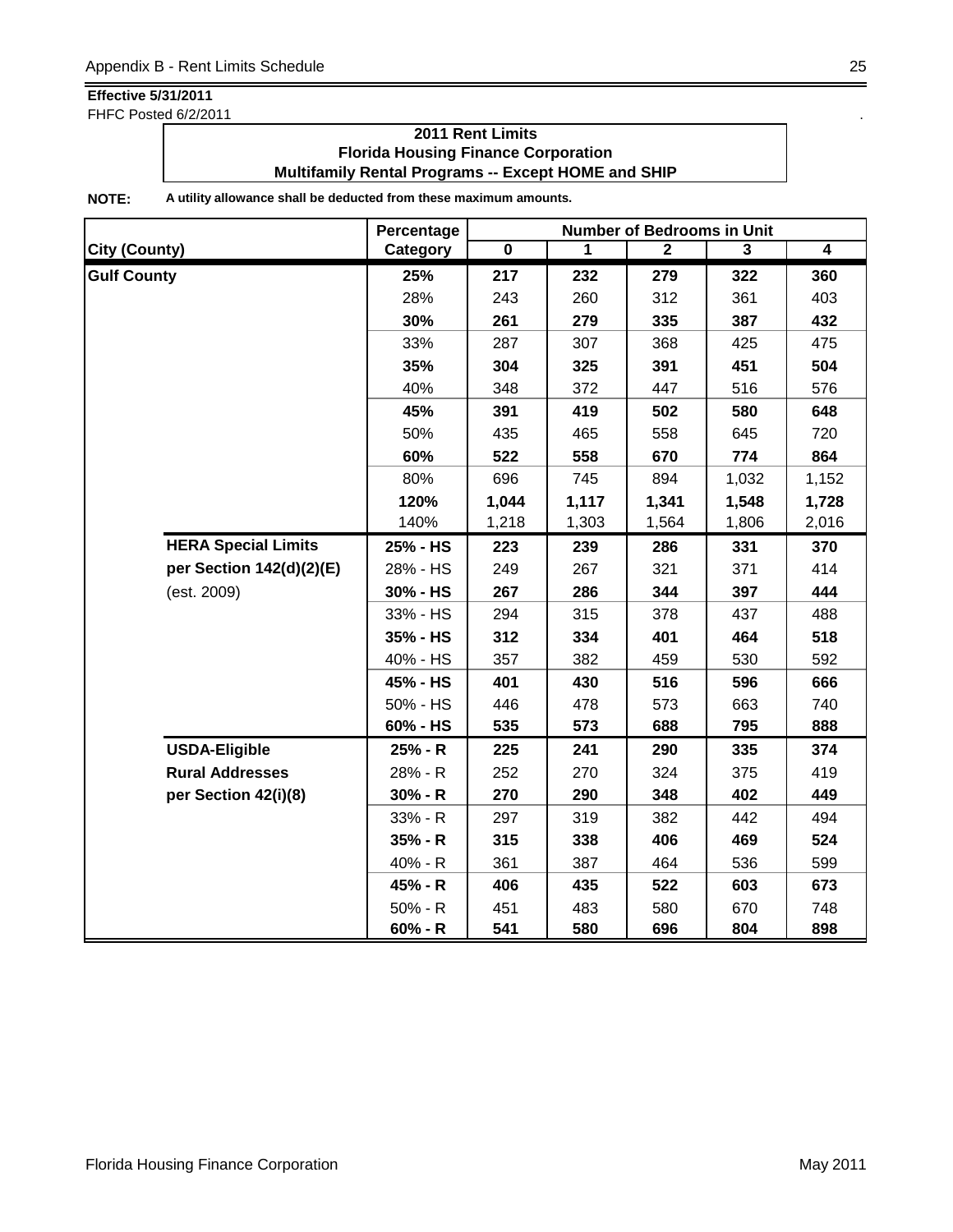**Effective 5/31/2011**
FHFC Posted 6/2/2011

**2011 Rent Limits**
**Florida Housing Finance Corporation**
**Multifamily Rental Programs -- Except HOME and SHIP**

**NOTE:** **A utility allowance shall be deducted from these maximum amounts.**

| City (County) | | Percentage Category | Number of Bedrooms in Unit 0 | 1 | 2 | 3 | 4 |
|---|---|---|---|---|---|---|---|
| **Gulf County** | | **25%** | **217** | **232** | **279** | **322** | **360** |
| | | 28% | 243 | 260 | 312 | 361 | 403 |
| | | **30%** | **261** | **279** | **335** | **387** | **432** |
| | | 33% | 287 | 307 | 368 | 425 | 475 |
| | | **35%** | **304** | **325** | **391** | **451** | **504** |
| | | 40% | 348 | 372 | 447 | 516 | 576 |
| | | **45%** | **391** | **419** | **502** | **580** | **648** |
| | | 50% | 435 | 465 | 558 | 645 | 720 |
| | | **60%** | **522** | **558** | **670** | **774** | **864** |
| | | 80% | 696 | 745 | 894 | 1,032 | 1,152 |
| | | **120%** | **1,044** | **1,117** | **1,341** | **1,548** | **1,728** |
| | | 140% | 1,218 | 1,303 | 1,564 | 1,806 | 2,016 |
| | **HERA Special Limits** | **25% - HS** | **223** | **239** | **286** | **331** | **370** |
| | **per Section 142(d)(2)(E)** | 28% - HS | 249 | 267 | 321 | 371 | 414 |
| | (est. 2009) | **30% - HS** | **267** | **286** | **344** | **397** | **444** |
| | | 33% - HS | 294 | 315 | 378 | 437 | 488 |
| | | **35% - HS** | **312** | **334** | **401** | **464** | **518** |
| | | 40% - HS | 357 | 382 | 459 | 530 | 592 |
| | | **45% - HS** | **401** | **430** | **516** | **596** | **666** |
| | | 50% - HS | 446 | 478 | 573 | 663 | 740 |
| | | **60% - HS** | **535** | **573** | **688** | **795** | **888** |
| | **USDA-Eligible** | **25% - R** | **225** | **241** | **290** | **335** | **374** |
| | **Rural Addresses** | 28% - R | 252 | 270 | 324 | 375 | 419 |
| | **per Section 42(i)(8)** | **30% - R** | **270** | **290** | **348** | **402** | **449** |
| | | 33% - R | 297 | 319 | 382 | 442 | 494 |
| | | **35% - R** | **315** | **338** | **406** | **469** | **524** |
| | | 40% - R | 361 | 387 | 464 | 536 | 599 |
| | | **45% - R** | **406** | **435** | **522** | **603** | **673** |
| | | 50% - R | 451 | 483 | 580 | 670 | 748 |
| | | **60% - R** | **541** | **580** | **696** | **804** | **898** |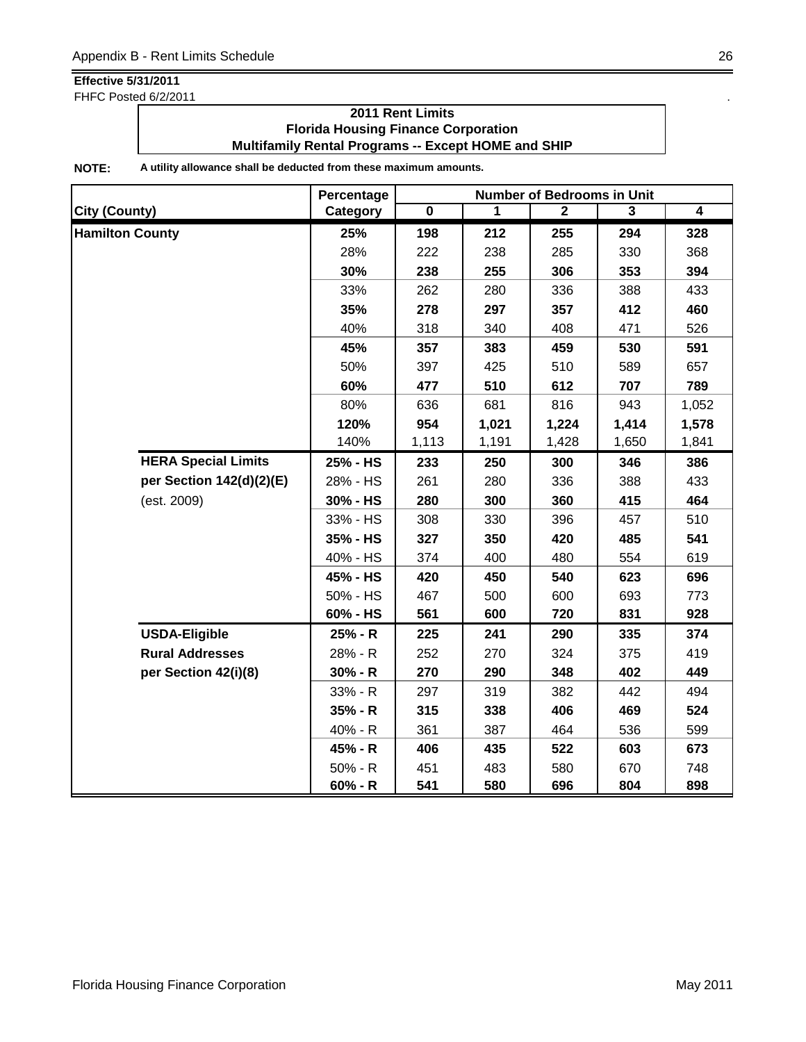**Effective 5/31/2011**
FHFC Posted 6/2/2011

**2011 Rent Limits**
**Florida Housing Finance Corporation**
**Multifamily Rental Programs -- Except HOME and SHIP**

**NOTE:** **A utility allowance shall be deducted from these maximum amounts.**

| City (County) | Percentage Category | Number of Bedrooms in Unit 0 | 1 | 2 | 3 | 4 |
|---|---|---|---|---|---|---|
| **Hamilton County** | **25%** | **198** | **212** | **255** | **294** | **328** |
| | 28% | 222 | 238 | 285 | 330 | 368 |
| | **30%** | **238** | **255** | **306** | **353** | **394** |
| | 33% | 262 | 280 | 336 | 388 | 433 |
| | **35%** | **278** | **297** | **357** | **412** | **460** |
| | 40% | 318 | 340 | 408 | 471 | 526 |
| | **45%** | **357** | **383** | **459** | **530** | **591** |
| | 50% | 397 | 425 | 510 | 589 | 657 |
| | **60%** | **477** | **510** | **612** | **707** | **789** |
| | 80% | 636 | 681 | 816 | 943 | 1,052 |
| | **120%** | **954** | **1,021** | **1,224** | **1,414** | **1,578** |
| | 140% | 1,113 | 1,191 | 1,428 | 1,650 | 1,841 |
| **HERA Special Limits** | **25% - HS** | **233** | **250** | **300** | **346** | **386** |
| **per Section 142(d)(2)(E)** | 28% - HS | 261 | 280 | 336 | 388 | 433 |
| (est. 2009) | **30% - HS** | **280** | **300** | **360** | **415** | **464** |
| | 33% - HS | 308 | 330 | 396 | 457 | 510 |
| | **35% - HS** | **327** | **350** | **420** | **485** | **541** |
| | 40% - HS | 374 | 400 | 480 | 554 | 619 |
| | **45% - HS** | **420** | **450** | **540** | **623** | **696** |
| | 50% - HS | 467 | 500 | 600 | 693 | 773 |
| | **60% - HS** | **561** | **600** | **720** | **831** | **928** |
| **USDA-Eligible** | **25% - R** | **225** | **241** | **290** | **335** | **374** |
| **Rural Addresses** | 28% - R | 252 | 270 | 324 | 375 | 419 |
| **per Section 42(i)(8)** | **30% - R** | **270** | **290** | **348** | **402** | **449** |
| | 33% - R | 297 | 319 | 382 | 442 | 494 |
| | **35% - R** | **315** | **338** | **406** | **469** | **524** |
| | 40% - R | 361 | 387 | 464 | 536 | 599 |
| | **45% - R** | **406** | **435** | **522** | **603** | **673** |
| | 50% - R | 451 | 483 | 580 | 670 | 748 |
| | **60% - R** | **541** | **580** | **696** | **804** | **898** |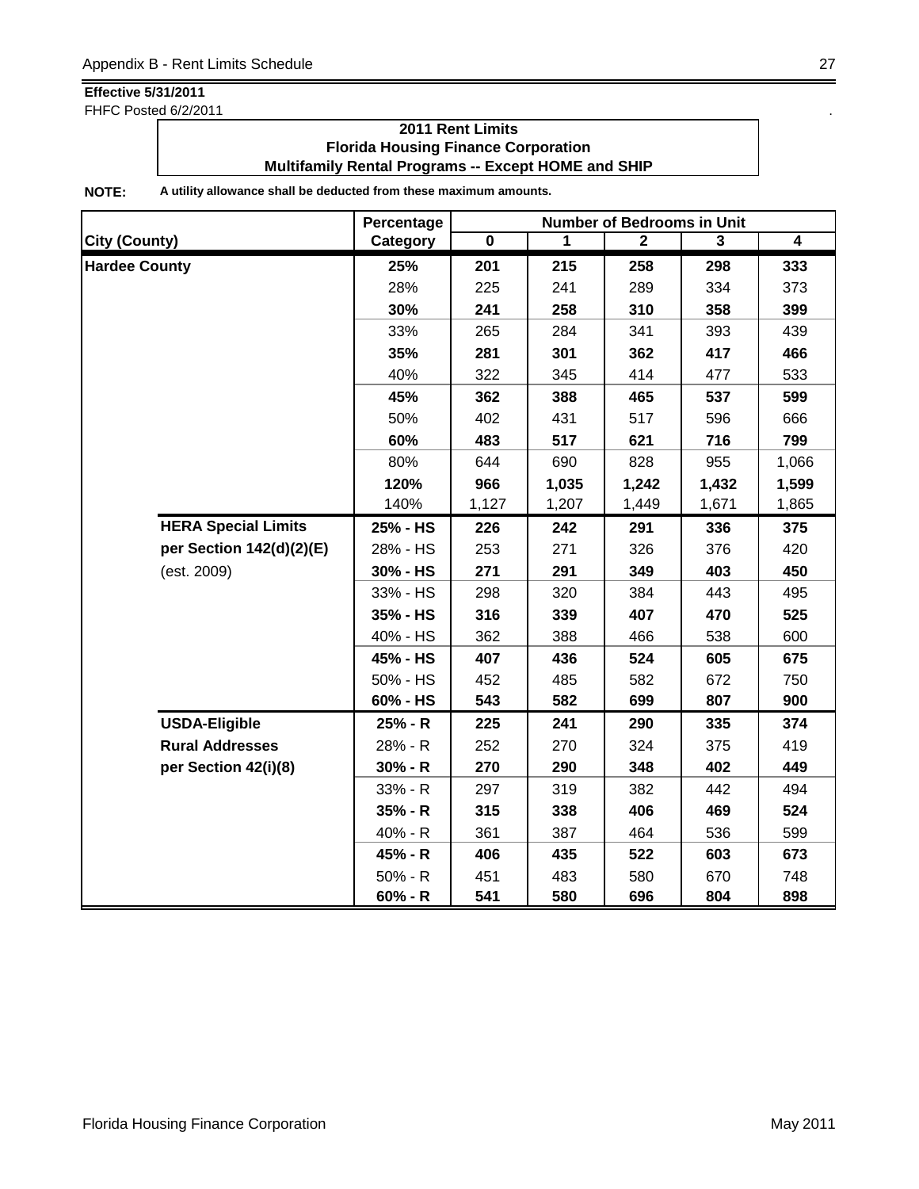**Effective 5/31/2011**
FHFC Posted 6/2/2011

**2011 Rent Limits**
**Florida Housing Finance Corporation**
**Multifamily Rental Programs -- Except HOME and SHIP**

**NOTE:** **A utility allowance shall be deducted from these maximum amounts.**

| City (County) | Percentage Category | Number of Bedrooms in Unit 0 | 1 | 2 | 3 | 4 |
|---|---|---|---|---|---|---|
| **Hardee County** | **25%** | **201** | **215** | **258** | **298** | **333** |
| | 28% | 225 | 241 | 289 | 334 | 373 |
| | **30%** | **241** | **258** | **310** | **358** | **399** |
| | 33% | 265 | 284 | 341 | 393 | 439 |
| | **35%** | **281** | **301** | **362** | **417** | **466** |
| | 40% | 322 | 345 | 414 | 477 | 533 |
| | **45%** | **362** | **388** | **465** | **537** | **599** |
| | 50% | 402 | 431 | 517 | 596 | 666 |
| | **60%** | **483** | **517** | **621** | **716** | **799** |
| | 80% | 644 | 690 | 828 | 955 | 1,066 |
| | **120%** | **966** | **1,035** | **1,242** | **1,432** | **1,599** |
| | 140% | 1,127 | 1,207 | 1,449 | 1,671 | 1,865 |
| **HERA Special Limits** | **25% - HS** | **226** | **242** | **291** | **336** | **375** |
| **per Section 142(d)(2)(E)** | 28% - HS | 253 | 271 | 326 | 376 | 420 |
| (est. 2009) | **30% - HS** | **271** | **291** | **349** | **403** | **450** |
| | 33% - HS | 298 | 320 | 384 | 443 | 495 |
| | **35% - HS** | **316** | **339** | **407** | **470** | **525** |
| | 40% - HS | 362 | 388 | 466 | 538 | 600 |
| | **45% - HS** | **407** | **436** | **524** | **605** | **675** |
| | 50% - HS | 452 | 485 | 582 | 672 | 750 |
| | **60% - HS** | **543** | **582** | **699** | **807** | **900** |
| **USDA-Eligible** | **25% - R** | **225** | **241** | **290** | **335** | **374** |
| **Rural Addresses** | 28% - R | 252 | 270 | 324 | 375 | 419 |
| **per Section 42(i)(8)** | **30% - R** | **270** | **290** | **348** | **402** | **449** |
| | 33% - R | 297 | 319 | 382 | 442 | 494 |
| | **35% - R** | **315** | **338** | **406** | **469** | **524** |
| | 40% - R | 361 | 387 | 464 | 536 | 599 |
| | **45% - R** | **406** | **435** | **522** | **603** | **673** |
| | 50% - R | 451 | 483 | 580 | 670 | 748 |
| | **60% - R** | **541** | **580** | **696** | **804** | **898** |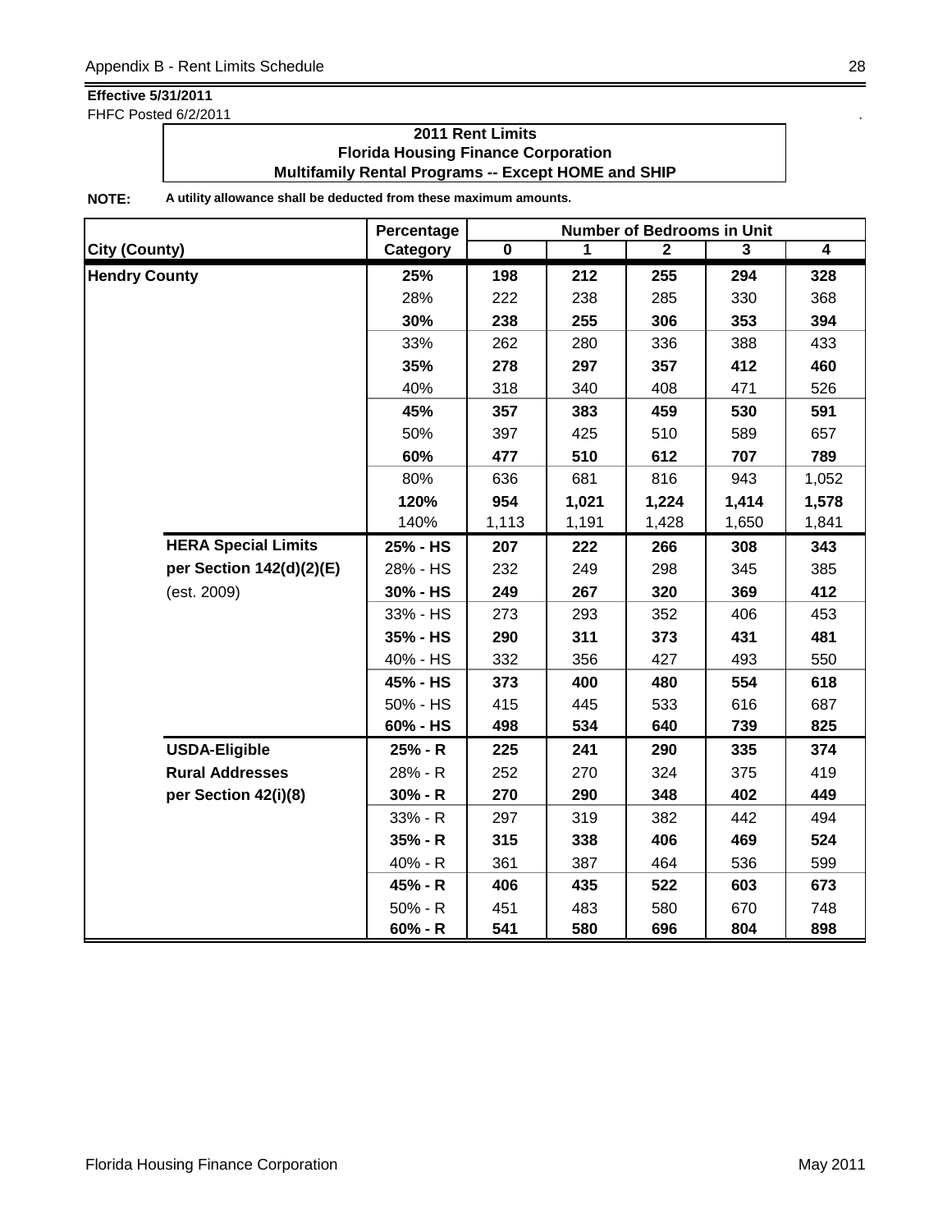**Effective 5/31/2011**
FHFC Posted 6/2/2011

**2011 Rent Limits**
**Florida Housing Finance Corporation**
**Multifamily Rental Programs -- Except HOME and SHIP**

**NOTE:** **A utility allowance shall be deducted from these maximum amounts.**

| City (County) | | Percentage Category | Number of Bedrooms in Unit 0 | 1 | 2 | 3 | 4 |
|---|---|---|---|---|---|---|---|
| **Hendry County** | | **25%** | **198** | **212** | **255** | **294** | **328** |
| | | 28% | 222 | 238 | 285 | 330 | 368 |
| | | **30%** | **238** | **255** | **306** | **353** | **394** |
| | | 33% | 262 | 280 | 336 | 388 | 433 |
| | | **35%** | **278** | **297** | **357** | **412** | **460** |
| | | 40% | 318 | 340 | 408 | 471 | 526 |
| | | **45%** | **357** | **383** | **459** | **530** | **591** |
| | | 50% | 397 | 425 | 510 | 589 | 657 |
| | | **60%** | **477** | **510** | **612** | **707** | **789** |
| | | 80% | 636 | 681 | 816 | 943 | 1,052 |
| | | **120%** | **954** | **1,021** | **1,224** | **1,414** | **1,578** |
| | | 140% | 1,113 | 1,191 | 1,428 | 1,650 | 1,841 |
| | **HERA Special Limits** | **25% - HS** | **207** | **222** | **266** | **308** | **343** |
| | **per Section 142(d)(2)(E)** | 28% - HS | 232 | 249 | 298 | 345 | 385 |
| | (est. 2009) | **30% - HS** | **249** | **267** | **320** | **369** | **412** |
| | | 33% - HS | 273 | 293 | 352 | 406 | 453 |
| | | **35% - HS** | **290** | **311** | **373** | **431** | **481** |
| | | 40% - HS | 332 | 356 | 427 | 493 | 550 |
| | | **45% - HS** | **373** | **400** | **480** | **554** | **618** |
| | | 50% - HS | 415 | 445 | 533 | 616 | 687 |
| | | **60% - HS** | **498** | **534** | **640** | **739** | **825** |
| | **USDA-Eligible** | **25% - R** | **225** | **241** | **290** | **335** | **374** |
| | **Rural Addresses** | 28% - R | 252 | 270 | 324 | 375 | 419 |
| | **per Section 42(i)(8)** | **30% - R** | **270** | **290** | **348** | **402** | **449** |
| | | 33% - R | 297 | 319 | 382 | 442 | 494 |
| | | **35% - R** | **315** | **338** | **406** | **469** | **524** |
| | | 40% - R | 361 | 387 | 464 | 536 | 599 |
| | | **45% - R** | **406** | **435** | **522** | **603** | **673** |
| | | 50% - R | 451 | 483 | 580 | 670 | 748 |
| | | **60% - R** | **541** | **580** | **696** | **804** | **898** |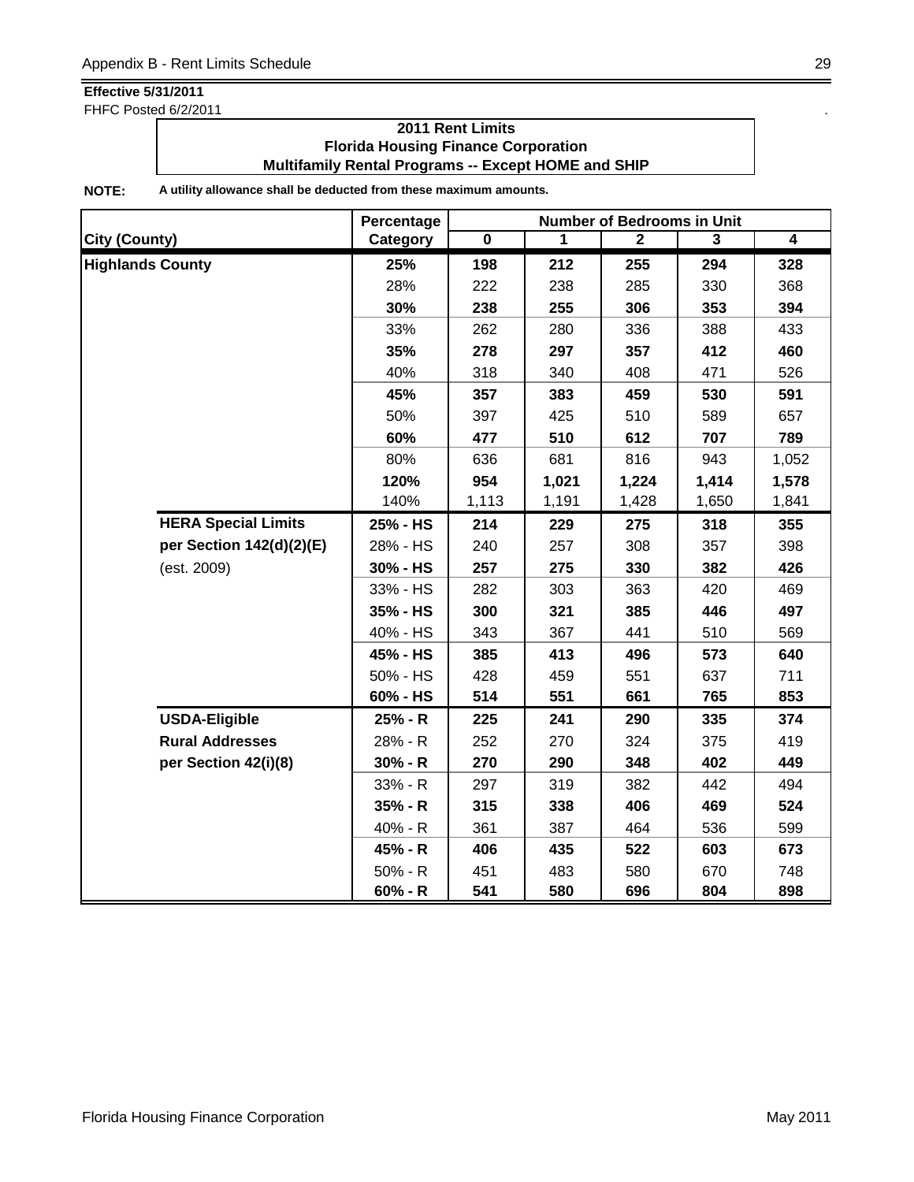**Effective 5/31/2011**
FHFC Posted 6/2/2011

**2011 Rent Limits**
**Florida Housing Finance Corporation**
**Multifamily Rental Programs -- Except HOME and SHIP**

**NOTE:** **A utility allowance shall be deducted from these maximum amounts.**

| City (County) | Percentage Category | Number of Bedrooms in Unit 0 | 1 | 2 | 3 | 4 |
|---|---|---|---|---|---|---|
| **Highlands County** | **25%** | **198** | **212** | **255** | **294** | **328** |
| | 28% | 222 | 238 | 285 | 330 | 368 |
| | **30%** | **238** | **255** | **306** | **353** | **394** |
| | 33% | 262 | 280 | 336 | 388 | 433 |
| | **35%** | **278** | **297** | **357** | **412** | **460** |
| | 40% | 318 | 340 | 408 | 471 | 526 |
| | **45%** | **357** | **383** | **459** | **530** | **591** |
| | 50% | 397 | 425 | 510 | 589 | 657 |
| | **60%** | **477** | **510** | **612** | **707** | **789** |
| | 80% | 636 | 681 | 816 | 943 | 1,052 |
| | **120%** | **954** | **1,021** | **1,224** | **1,414** | **1,578** |
| | 140% | 1,113 | 1,191 | 1,428 | 1,650 | 1,841 |
| **HERA Special Limits** | **25% - HS** | **214** | **229** | **275** | **318** | **355** |
| **per Section 142(d)(2)(E)** | 28% - HS | 240 | 257 | 308 | 357 | 398 |
| (est. 2009) | **30% - HS** | **257** | **275** | **330** | **382** | **426** |
| | 33% - HS | 282 | 303 | 363 | 420 | 469 |
| | **35% - HS** | **300** | **321** | **385** | **446** | **497** |
| | 40% - HS | 343 | 367 | 441 | 510 | 569 |
| | **45% - HS** | **385** | **413** | **496** | **573** | **640** |
| | 50% - HS | 428 | 459 | 551 | 637 | 711 |
| | **60% - HS** | **514** | **551** | **661** | **765** | **853** |
| **USDA-Eligible** | **25% - R** | **225** | **241** | **290** | **335** | **374** |
| **Rural Addresses** | 28% - R | 252 | 270 | 324 | 375 | 419 |
| **per Section 42(i)(8)** | **30% - R** | **270** | **290** | **348** | **402** | **449** |
| | 33% - R | 297 | 319 | 382 | 442 | 494 |
| | **35% - R** | **315** | **338** | **406** | **469** | **524** |
| | 40% - R | 361 | 387 | 464 | 536 | 599 |
| | **45% - R** | **406** | **435** | **522** | **603** | **673** |
| | 50% - R | 451 | 483 | 580 | 670 | 748 |
| | **60% - R** | **541** | **580** | **696** | **804** | **898** |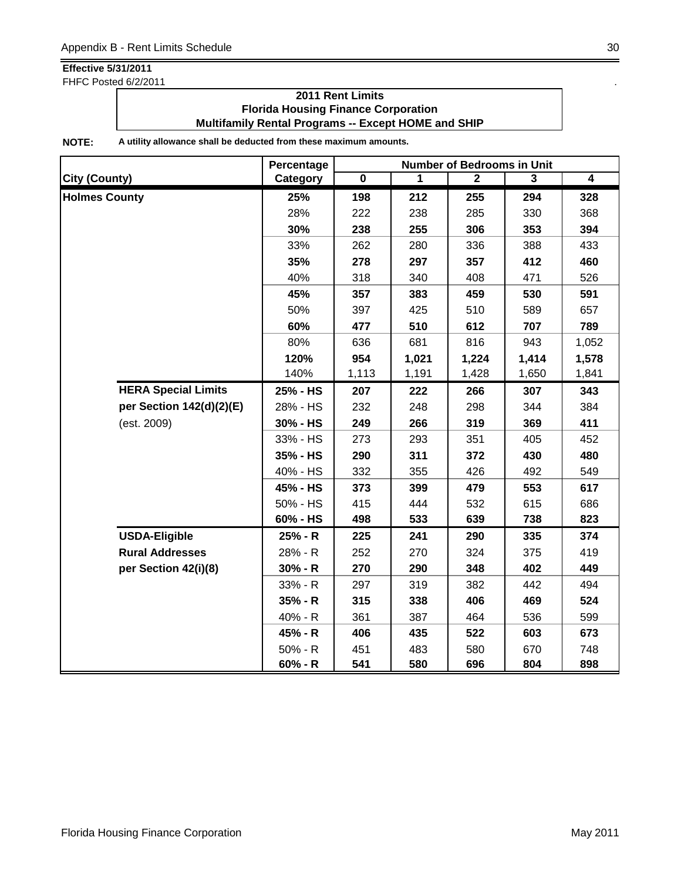**Effective 5/31/2011**
FHFC Posted 6/2/2011

**2011 Rent Limits**
**Florida Housing Finance Corporation**
**Multifamily Rental Programs -- Except HOME and SHIP**

**NOTE:** **A utility allowance shall be deducted from these maximum amounts.**

| City (County) | Percentage Category | Number of Bedrooms in Unit 0 | 1 | 2 | 3 | 4 |
|---|---|---|---|---|---|---|
| **Holmes County** | **25%** | **198** | **212** | **255** | **294** | **328** |
| | 28% | 222 | 238 | 285 | 330 | 368 |
| | **30%** | **238** | **255** | **306** | **353** | **394** |
| | 33% | 262 | 280 | 336 | 388 | 433 |
| | **35%** | **278** | **297** | **357** | **412** | **460** |
| | 40% | 318 | 340 | 408 | 471 | 526 |
| | **45%** | **357** | **383** | **459** | **530** | **591** |
| | 50% | 397 | 425 | 510 | 589 | 657 |
| | **60%** | **477** | **510** | **612** | **707** | **789** |
| | 80% | 636 | 681 | 816 | 943 | 1,052 |
| | **120%** | **954** | **1,021** | **1,224** | **1,414** | **1,578** |
| | 140% | 1,113 | 1,191 | 1,428 | 1,650 | 1,841 |
| **HERA Special Limits** | **25% - HS** | **207** | **222** | **266** | **307** | **343** |
| **per Section 142(d)(2)(E)** | 28% - HS | 232 | 248 | 298 | 344 | 384 |
| (est. 2009) | **30% - HS** | **249** | **266** | **319** | **369** | **411** |
| | 33% - HS | 273 | 293 | 351 | 405 | 452 |
| | **35% - HS** | **290** | **311** | **372** | **430** | **480** |
| | 40% - HS | 332 | 355 | 426 | 492 | 549 |
| | **45% - HS** | **373** | **399** | **479** | **553** | **617** |
| | 50% - HS | 415 | 444 | 532 | 615 | 686 |
| | **60% - HS** | **498** | **533** | **639** | **738** | **823** |
| **USDA-Eligible** | **25% - R** | **225** | **241** | **290** | **335** | **374** |
| **Rural Addresses** | 28% - R | 252 | 270 | 324 | 375 | 419 |
| **per Section 42(i)(8)** | **30% - R** | **270** | **290** | **348** | **402** | **449** |
| | 33% - R | 297 | 319 | 382 | 442 | 494 |
| | **35% - R** | **315** | **338** | **406** | **469** | **524** |
| | 40% - R | 361 | 387 | 464 | 536 | 599 |
| | **45% - R** | **406** | **435** | **522** | **603** | **673** |
| | 50% - R | 451 | 483 | 580 | 670 | 748 |
| | **60% - R** | **541** | **580** | **696** | **804** | **898** |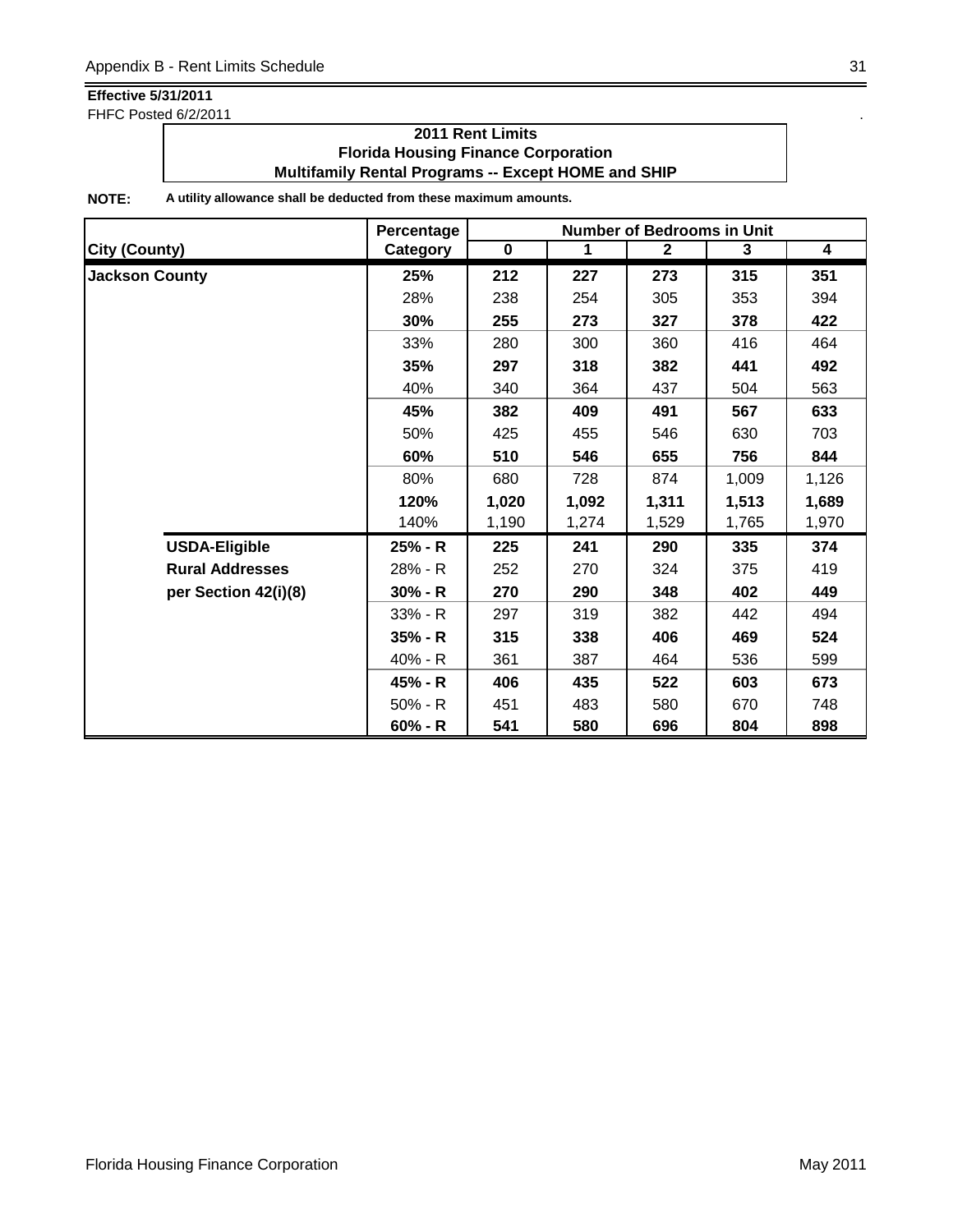**Effective 5/31/2011**
FHFC Posted 6/2/2011

### 2011 Rent Limits
### Florida Housing Finance Corporation
### Multifamily Rental Programs -- Except HOME and SHIP

**NOTE:** **A utility allowance shall be deducted from these maximum amounts.**

| City (County) | Percentage Category | Number of Bedrooms in Unit 0 | 1 | 2 | 3 | 4 |
|---|---|---|---|---|---|---|
| **Jackson County** | **25%** | **212** | **227** | **273** | **315** | **351** |
| | 28% | 238 | 254 | 305 | 353 | 394 |
| | **30%** | **255** | **273** | **327** | **378** | **422** |
| | 33% | 280 | 300 | 360 | 416 | 464 |
| | **35%** | **297** | **318** | **382** | **441** | **492** |
| | 40% | 340 | 364 | 437 | 504 | 563 |
| | **45%** | **382** | **409** | **491** | **567** | **633** |
| | 50% | 425 | 455 | 546 | 630 | 703 |
| | **60%** | **510** | **546** | **655** | **756** | **844** |
| | 80% | 680 | 728 | 874 | 1,009 | 1,126 |
| | **120%** | **1,020** | **1,092** | **1,311** | **1,513** | **1,689** |
| | 140% | 1,190 | 1,274 | 1,529 | 1,765 | 1,970 |
| **USDA-Eligible** | **25% - R** | **225** | **241** | **290** | **335** | **374** |
| **Rural Addresses** | 28% - R | 252 | 270 | 324 | 375 | 419 |
| **per Section 42(i)(8)** | **30% - R** | **270** | **290** | **348** | **402** | **449** |
| | 33% - R | 297 | 319 | 382 | 442 | 494 |
| | **35% - R** | **315** | **338** | **406** | **469** | **524** |
| | 40% - R | 361 | 387 | 464 | 536 | 599 |
| | **45% - R** | **406** | **435** | **522** | **603** | **673** |
| | 50% - R | 451 | 483 | 580 | 670 | 748 |
| | **60% - R** | **541** | **580** | **696** | **804** | **898** |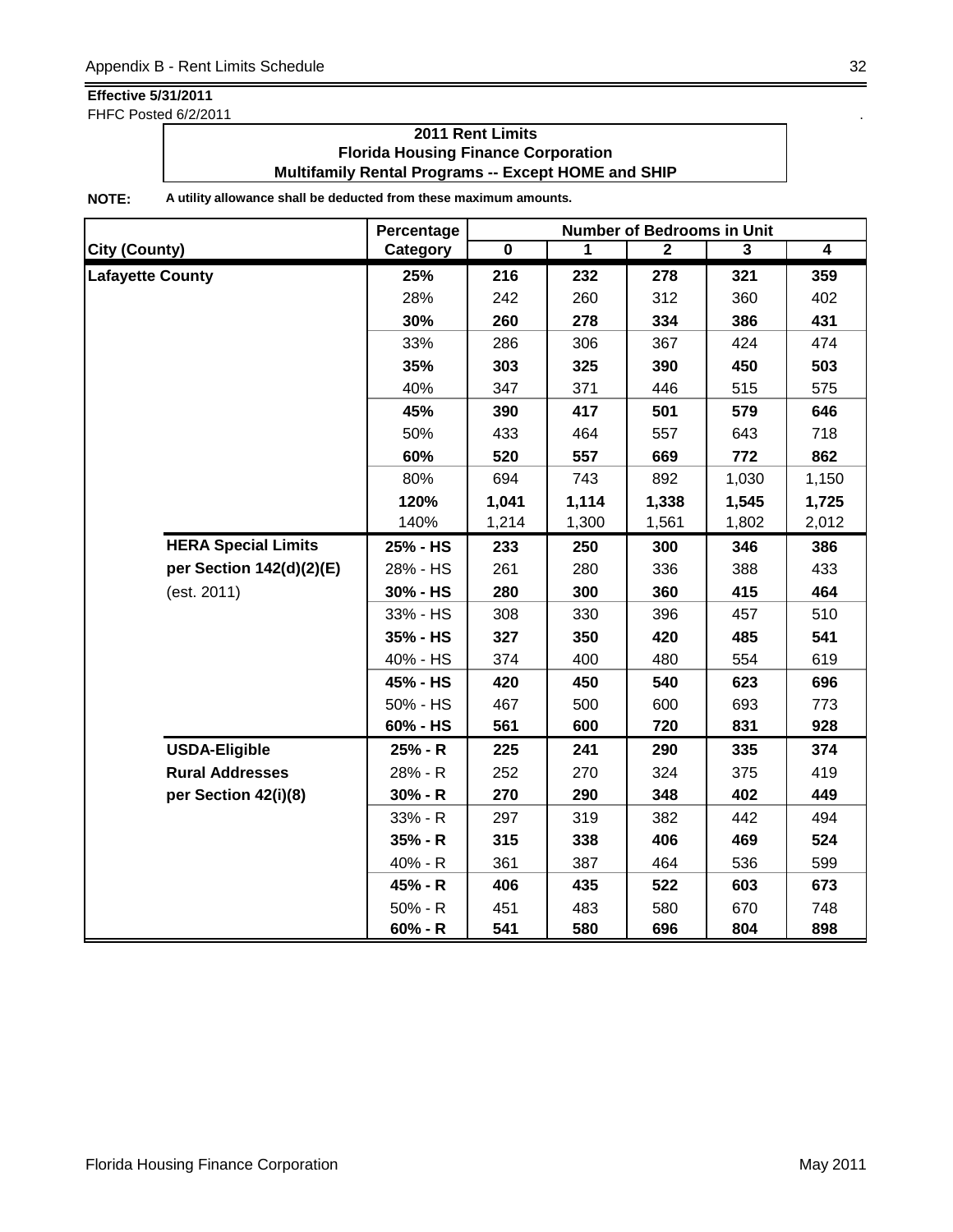**Effective 5/31/2011**
FHFC Posted 6/2/2011

**2011 Rent Limits**
**Florida Housing Finance Corporation**
**Multifamily Rental Programs -- Except HOME and SHIP**

**NOTE:** **A utility allowance shall be deducted from these maximum amounts.**

| City (County) | | Percentage Category | Number of Bedrooms in Unit 0 | 1 | 2 | 3 | 4 |
|---|---|---|---|---|---|---|---|
| **Lafayette County** | | **25%** | **216** | **232** | **278** | **321** | **359** |
| | | 28% | 242 | 260 | 312 | 360 | 402 |
| | | **30%** | **260** | **278** | **334** | **386** | **431** |
| | | 33% | 286 | 306 | 367 | 424 | 474 |
| | | **35%** | **303** | **325** | **390** | **450** | **503** |
| | | 40% | 347 | 371 | 446 | 515 | 575 |
| | | **45%** | **390** | **417** | **501** | **579** | **646** |
| | | 50% | 433 | 464 | 557 | 643 | 718 |
| | | **60%** | **520** | **557** | **669** | **772** | **862** |
| | | 80% | 694 | 743 | 892 | 1,030 | 1,150 |
| | | **120%** | **1,041** | **1,114** | **1,338** | **1,545** | **1,725** |
| | | 140% | 1,214 | 1,300 | 1,561 | 1,802 | 2,012 |
| | **HERA Special Limits** | **25% - HS** | **233** | **250** | **300** | **346** | **386** |
| | **per Section 142(d)(2)(E)** | 28% - HS | 261 | 280 | 336 | 388 | 433 |
| | (est. 2011) | **30% - HS** | **280** | **300** | **360** | **415** | **464** |
| | | 33% - HS | 308 | 330 | 396 | 457 | 510 |
| | | **35% - HS** | **327** | **350** | **420** | **485** | **541** |
| | | 40% - HS | 374 | 400 | 480 | 554 | 619 |
| | | **45% - HS** | **420** | **450** | **540** | **623** | **696** |
| | | 50% - HS | 467 | 500 | 600 | 693 | 773 |
| | | **60% - HS** | **561** | **600** | **720** | **831** | **928** |
| | **USDA-Eligible** | **25% - R** | **225** | **241** | **290** | **335** | **374** |
| | **Rural Addresses** | 28% - R | 252 | 270 | 324 | 375 | 419 |
| | **per Section 42(i)(8)** | **30% - R** | **270** | **290** | **348** | **402** | **449** |
| | | 33% - R | 297 | 319 | 382 | 442 | 494 |
| | | **35% - R** | **315** | **338** | **406** | **469** | **524** |
| | | 40% - R | 361 | 387 | 464 | 536 | 599 |
| | | **45% - R** | **406** | **435** | **522** | **603** | **673** |
| | | 50% - R | 451 | 483 | 580 | 670 | 748 |
| | | **60% - R** | **541** | **580** | **696** | **804** | **898** |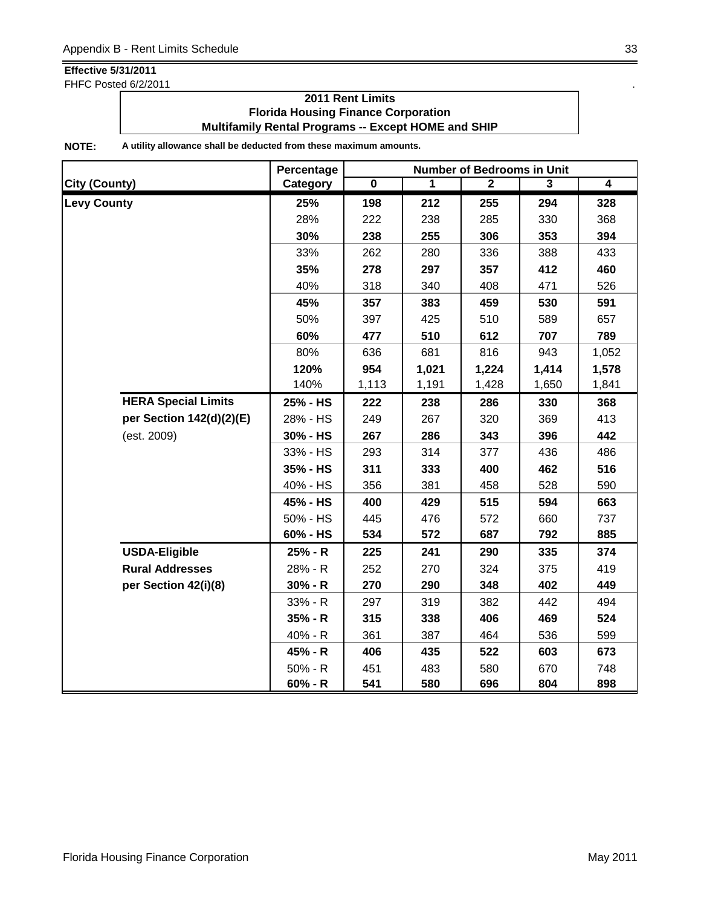**Effective 5/31/2011**
FHFC Posted 6/2/2011

**2011 Rent Limits**
**Florida Housing Finance Corporation**
**Multifamily Rental Programs -- Except HOME and SHIP**

**NOTE:** **A utility allowance shall be deducted from these maximum amounts.**

| City (County) | Percentage Category | Number of Bedrooms in Unit 0 | 1 | 2 | 3 | 4 |
|---|---|---|---|---|---|---|
| **Levy County** | **25%** | **198** | **212** | **255** | **294** | **328** |
| | 28% | 222 | 238 | 285 | 330 | 368 |
| | **30%** | **238** | **255** | **306** | **353** | **394** |
| | 33% | 262 | 280 | 336 | 388 | 433 |
| | **35%** | **278** | **297** | **357** | **412** | **460** |
| | 40% | 318 | 340 | 408 | 471 | 526 |
| | **45%** | **357** | **383** | **459** | **530** | **591** |
| | 50% | 397 | 425 | 510 | 589 | 657 |
| | **60%** | **477** | **510** | **612** | **707** | **789** |
| | 80% | 636 | 681 | 816 | 943 | 1,052 |
| | **120%** | **954** | **1,021** | **1,224** | **1,414** | **1,578** |
| | 140% | 1,113 | 1,191 | 1,428 | 1,650 | 1,841 |
| **HERA Special Limits** | **25% - HS** | **222** | **238** | **286** | **330** | **368** |
| **per Section 142(d)(2)(E)** | 28% - HS | 249 | 267 | 320 | 369 | 413 |
| (est. 2009) | **30% - HS** | **267** | **286** | **343** | **396** | **442** |
| | 33% - HS | 293 | 314 | 377 | 436 | 486 |
| | **35% - HS** | **311** | **333** | **400** | **462** | **516** |
| | 40% - HS | 356 | 381 | 458 | 528 | 590 |
| | **45% - HS** | **400** | **429** | **515** | **594** | **663** |
| | 50% - HS | 445 | 476 | 572 | 660 | 737 |
| | **60% - HS** | **534** | **572** | **687** | **792** | **885** |
| **USDA-Eligible** | **25% - R** | **225** | **241** | **290** | **335** | **374** |
| **Rural Addresses** | 28% - R | 252 | 270 | 324 | 375 | 419 |
| **per Section 42(i)(8)** | **30% - R** | **270** | **290** | **348** | **402** | **449** |
| | 33% - R | 297 | 319 | 382 | 442 | 494 |
| | **35% - R** | **315** | **338** | **406** | **469** | **524** |
| | 40% - R | 361 | 387 | 464 | 536 | 599 |
| | **45% - R** | **406** | **435** | **522** | **603** | **673** |
| | 50% - R | 451 | 483 | 580 | 670 | 748 |
| | **60% - R** | **541** | **580** | **696** | **804** | **898** |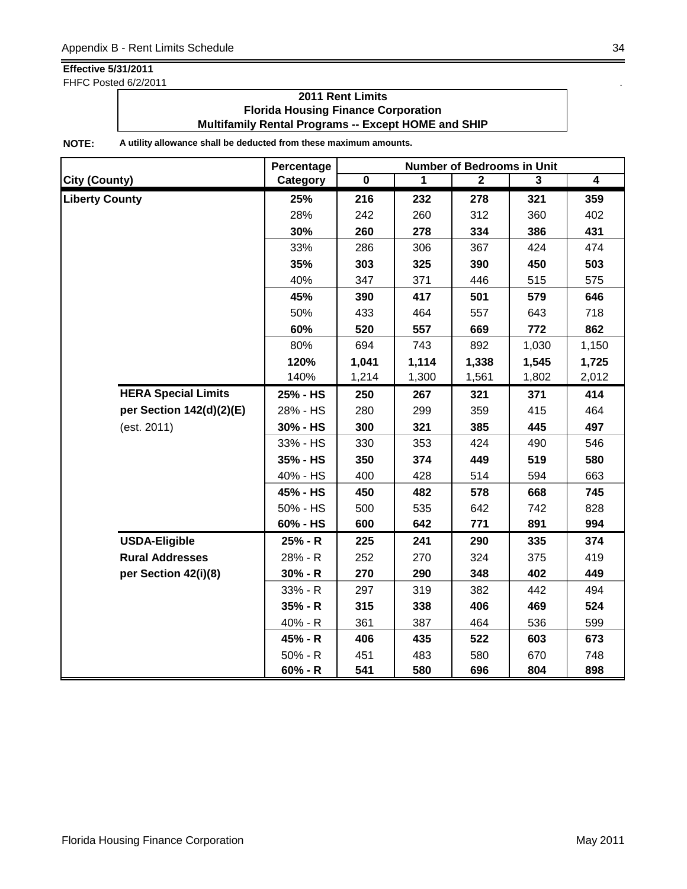**Effective 5/31/2011**

FHFC Posted 6/2/2011

**2011 Rent Limits**
**Florida Housing Finance Corporation**
**Multifamily Rental Programs -- Except HOME and SHIP**

**NOTE:** **A utility allowance shall be deducted from these maximum amounts.**

| City (County) | | Percentage Category | Number of Bedrooms in Unit 0 | 1 | 2 | 3 | 4 |
|---|---|---|---|---|---|---|---|
| **Liberty County** | | **25%** | **216** | **232** | **278** | **321** | **359** |
| | | 28% | 242 | 260 | 312 | 360 | 402 |
| | | **30%** | **260** | **278** | **334** | **386** | **431** |
| | | 33% | 286 | 306 | 367 | 424 | 474 |
| | | **35%** | **303** | **325** | **390** | **450** | **503** |
| | | 40% | 347 | 371 | 446 | 515 | 575 |
| | | **45%** | **390** | **417** | **501** | **579** | **646** |
| | | 50% | 433 | 464 | 557 | 643 | 718 |
| | | **60%** | **520** | **557** | **669** | **772** | **862** |
| | | 80% | 694 | 743 | 892 | 1,030 | 1,150 |
| | | **120%** | **1,041** | **1,114** | **1,338** | **1,545** | **1,725** |
| | | 140% | 1,214 | 1,300 | 1,561 | 1,802 | 2,012 |
| | **HERA Special Limits** | **25% - HS** | **250** | **267** | **321** | **371** | **414** |
| | **per Section 142(d)(2)(E)** | 28% - HS | 280 | 299 | 359 | 415 | 464 |
| | (est. 2011) | **30% - HS** | **300** | **321** | **385** | **445** | **497** |
| | | 33% - HS | 330 | 353 | 424 | 490 | 546 |
| | | **35% - HS** | **350** | **374** | **449** | **519** | **580** |
| | | 40% - HS | 400 | 428 | 514 | 594 | 663 |
| | | **45% - HS** | **450** | **482** | **578** | **668** | **745** |
| | | 50% - HS | 500 | 535 | 642 | 742 | 828 |
| | | **60% - HS** | **600** | **642** | **771** | **891** | **994** |
| | **USDA-Eligible** | **25% - R** | **225** | **241** | **290** | **335** | **374** |
| | **Rural Addresses** | 28% - R | 252 | 270 | 324 | 375 | 419 |
| | **per Section 42(i)(8)** | **30% - R** | **270** | **290** | **348** | **402** | **449** |
| | | 33% - R | 297 | 319 | 382 | 442 | 494 |
| | | **35% - R** | **315** | **338** | **406** | **469** | **524** |
| | | 40% - R | 361 | 387 | 464 | 536 | 599 |
| | | **45% - R** | **406** | **435** | **522** | **603** | **673** |
| | | 50% - R | 451 | 483 | 580 | 670 | 748 |
| | | **60% - R** | **541** | **580** | **696** | **804** | **898** |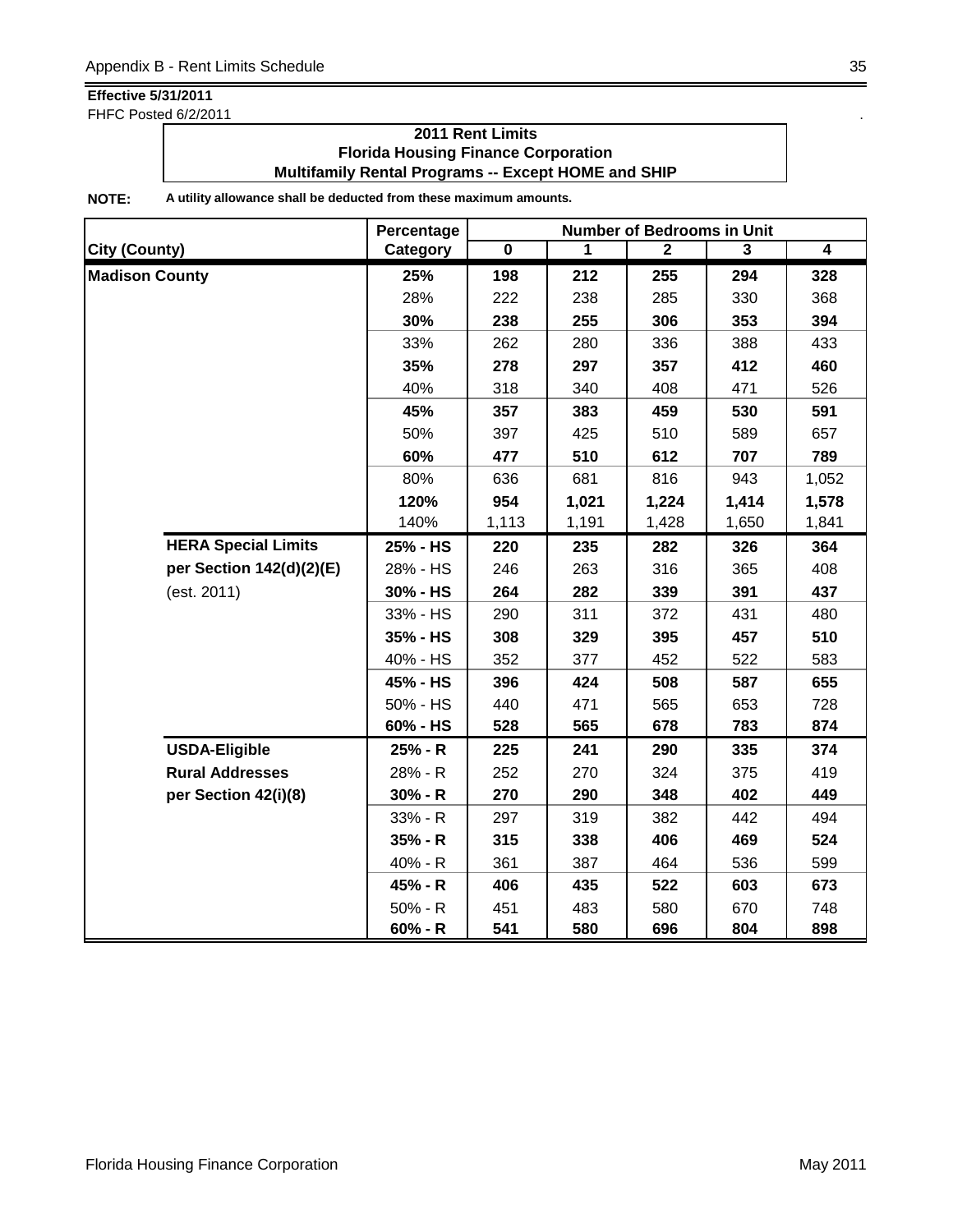**Effective 5/31/2011**

FHFC Posted 6/2/2011

**2011 Rent Limits**
**Florida Housing Finance Corporation**
**Multifamily Rental Programs -- Except HOME and SHIP**

**NOTE:** **A utility allowance shall be deducted from these maximum amounts.**

| City (County) | Percentage Category | Number of Bedrooms in Unit 0 | 1 | 2 | 3 | 4 |
|---|---|---|---|---|---|---|
| **Madison County** | **25%** | **198** | **212** | **255** | **294** | **328** |
| | 28% | 222 | 238 | 285 | 330 | 368 |
| | **30%** | **238** | **255** | **306** | **353** | **394** |
| | 33% | 262 | 280 | 336 | 388 | 433 |
| | **35%** | **278** | **297** | **357** | **412** | **460** |
| | 40% | 318 | 340 | 408 | 471 | 526 |
| | **45%** | **357** | **383** | **459** | **530** | **591** |
| | 50% | 397 | 425 | 510 | 589 | 657 |
| | **60%** | **477** | **510** | **612** | **707** | **789** |
| | 80% | 636 | 681 | 816 | 943 | 1,052 |
| | **120%** | **954** | **1,021** | **1,224** | **1,414** | **1,578** |
| | 140% | 1,113 | 1,191 | 1,428 | 1,650 | 1,841 |
| **HERA Special Limits** | **25% - HS** | **220** | **235** | **282** | **326** | **364** |
| **per Section 142(d)(2)(E)** | 28% - HS | 246 | 263 | 316 | 365 | 408 |
| (est. 2011) | **30% - HS** | **264** | **282** | **339** | **391** | **437** |
| | 33% - HS | 290 | 311 | 372 | 431 | 480 |
| | **35% - HS** | **308** | **329** | **395** | **457** | **510** |
| | 40% - HS | 352 | 377 | 452 | 522 | 583 |
| | **45% - HS** | **396** | **424** | **508** | **587** | **655** |
| | 50% - HS | 440 | 471 | 565 | 653 | 728 |
| | **60% - HS** | **528** | **565** | **678** | **783** | **874** |
| **USDA-Eligible** | **25% - R** | **225** | **241** | **290** | **335** | **374** |
| **Rural Addresses** | 28% - R | 252 | 270 | 324 | 375 | 419 |
| **per Section 42(i)(8)** | **30% - R** | **270** | **290** | **348** | **402** | **449** |
| | 33% - R | 297 | 319 | 382 | 442 | 494 |
| | **35% - R** | **315** | **338** | **406** | **469** | **524** |
| | 40% - R | 361 | 387 | 464 | 536 | 599 |
| | **45% - R** | **406** | **435** | **522** | **603** | **673** |
| | 50% - R | 451 | 483 | 580 | 670 | 748 |
| | **60% - R** | **541** | **580** | **696** | **804** | **898** |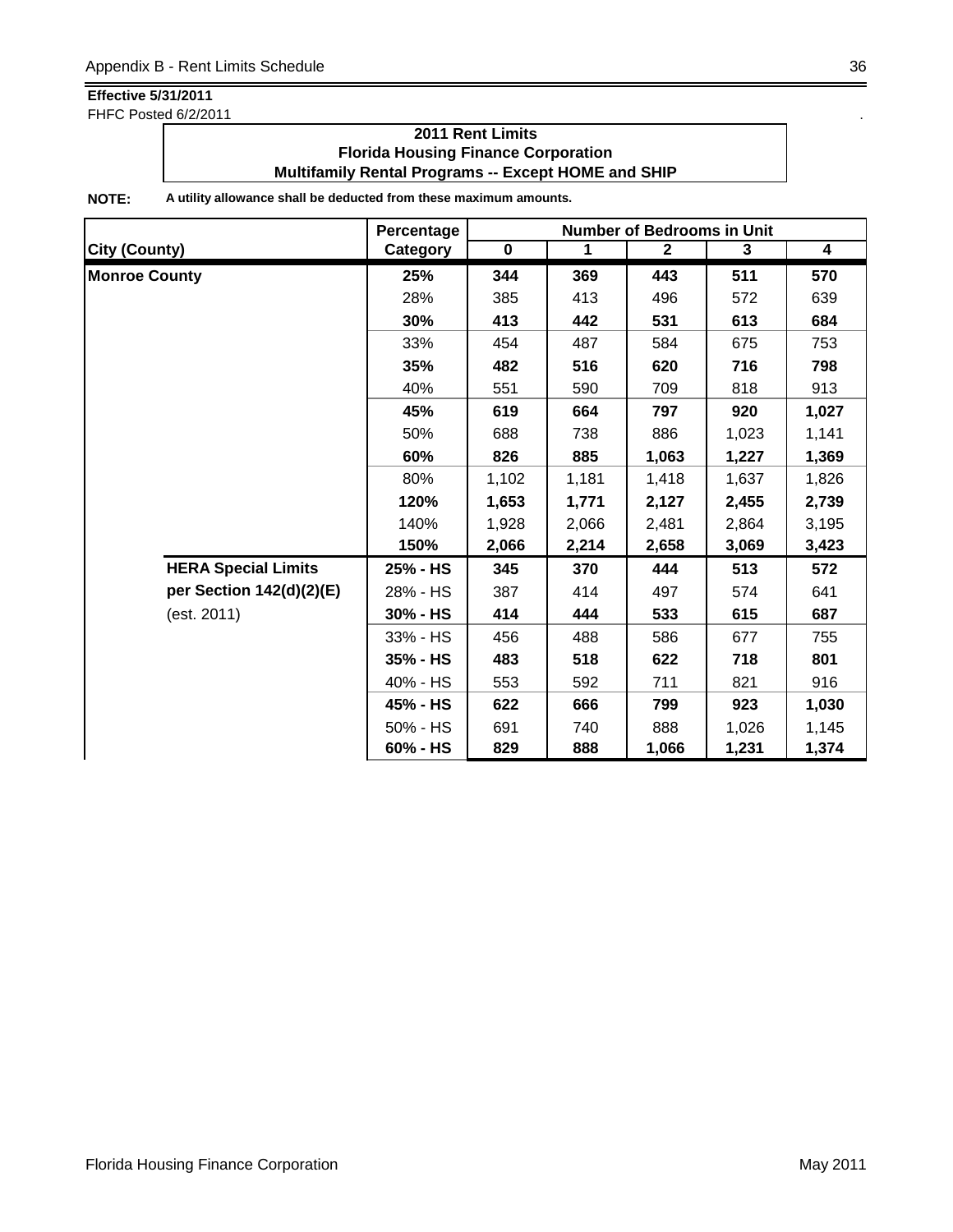**Effective 5/31/2011**
FHFC Posted 6/2/2011

**2011 Rent Limits**
**Florida Housing Finance Corporation**
**Multifamily Rental Programs -- Except HOME and SHIP**

**NOTE:** **A utility allowance shall be deducted from these maximum amounts.**

| City (County) | Percentage Category | Number of Bedrooms in Unit 0 | 1 | 2 | 3 | 4 |
|---|---|---|---|---|---|---|
| **Monroe County** | **25%** | **344** | **369** | **443** | **511** | **570** |
| | 28% | 385 | 413 | 496 | 572 | 639 |
| | **30%** | **413** | **442** | **531** | **613** | **684** |
| | 33% | 454 | 487 | 584 | 675 | 753 |
| | **35%** | **482** | **516** | **620** | **716** | **798** |
| | 40% | 551 | 590 | 709 | 818 | 913 |
| | **45%** | **619** | **664** | **797** | **920** | **1,027** |
| | 50% | 688 | 738 | 886 | 1,023 | 1,141 |
| | **60%** | **826** | **885** | **1,063** | **1,227** | **1,369** |
| | 80% | 1,102 | 1,181 | 1,418 | 1,637 | 1,826 |
| | **120%** | **1,653** | **1,771** | **2,127** | **2,455** | **2,739** |
| | 140% | 1,928 | 2,066 | 2,481 | 2,864 | 3,195 |
| | **150%** | **2,066** | **2,214** | **2,658** | **3,069** | **3,423** |
| **HERA Special Limits** | **25% - HS** | **345** | **370** | **444** | **513** | **572** |
| **per Section 142(d)(2)(E)** | 28% - HS | 387 | 414 | 497 | 574 | 641 |
| (est. 2011) | **30% - HS** | **414** | **444** | **533** | **615** | **687** |
| | 33% - HS | 456 | 488 | 586 | 677 | 755 |
| | **35% - HS** | **483** | **518** | **622** | **718** | **801** |
| | 40% - HS | 553 | 592 | 711 | 821 | 916 |
| | **45% - HS** | **622** | **666** | **799** | **923** | **1,030** |
| | 50% - HS | 691 | 740 | 888 | 1,026 | 1,145 |
| | **60% - HS** | **829** | **888** | **1,066** | **1,231** | **1,374** |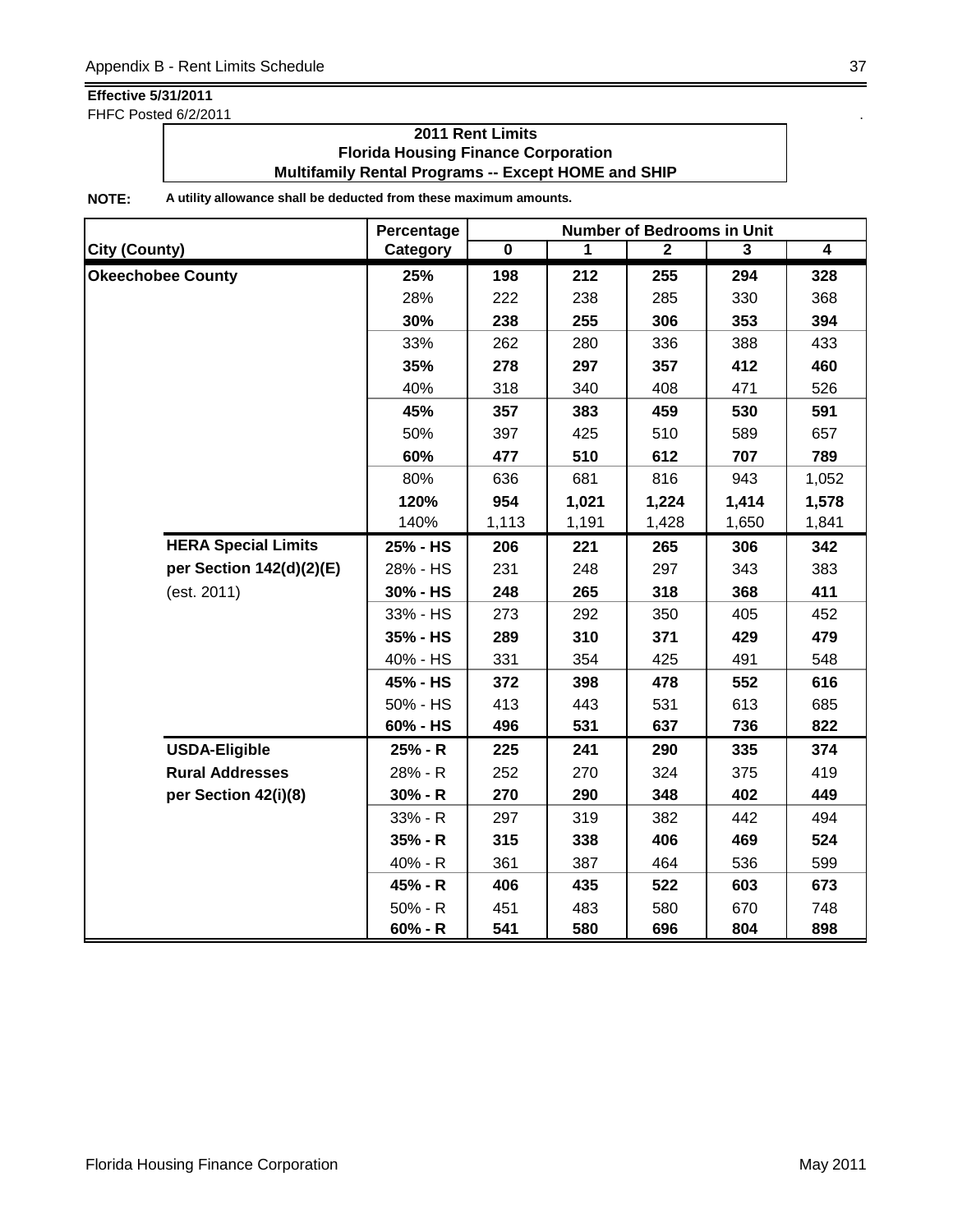**Effective 5/31/2011**
FHFC Posted 6/2/2011

**2011 Rent Limits**
**Florida Housing Finance Corporation**
**Multifamily Rental Programs -- Except HOME and SHIP**

**NOTE:** **A utility allowance shall be deducted from these maximum amounts.**

| City (County) | | Percentage Category | Number of Bedrooms in Unit 0 | 1 | 2 | 3 | 4 |
|---|---|---|---|---|---|---|---|
| **Okeechobee County** | | **25%** | **198** | **212** | **255** | **294** | **328** |
| | | 28% | 222 | 238 | 285 | 330 | 368 |
| | | **30%** | **238** | **255** | **306** | **353** | **394** |
| | | 33% | 262 | 280 | 336 | 388 | 433 |
| | | **35%** | **278** | **297** | **357** | **412** | **460** |
| | | 40% | 318 | 340 | 408 | 471 | 526 |
| | | **45%** | **357** | **383** | **459** | **530** | **591** |
| | | 50% | 397 | 425 | 510 | 589 | 657 |
| | | **60%** | **477** | **510** | **612** | **707** | **789** |
| | | 80% | 636 | 681 | 816 | 943 | 1,052 |
| | | **120%** | **954** | **1,021** | **1,224** | **1,414** | **1,578** |
| | | 140% | 1,113 | 1,191 | 1,428 | 1,650 | 1,841 |
| | **HERA Special Limits** | **25% - HS** | **206** | **221** | **265** | **306** | **342** |
| | **per Section 142(d)(2)(E)** | 28% - HS | 231 | 248 | 297 | 343 | 383 |
| | (est. 2011) | **30% - HS** | **248** | **265** | **318** | **368** | **411** |
| | | 33% - HS | 273 | 292 | 350 | 405 | 452 |
| | | **35% - HS** | **289** | **310** | **371** | **429** | **479** |
| | | 40% - HS | 331 | 354 | 425 | 491 | 548 |
| | | **45% - HS** | **372** | **398** | **478** | **552** | **616** |
| | | 50% - HS | 413 | 443 | 531 | 613 | 685 |
| | | **60% - HS** | **496** | **531** | **637** | **736** | **822** |
| | **USDA-Eligible** | **25% - R** | **225** | **241** | **290** | **335** | **374** |
| | **Rural Addresses** | 28% - R | 252 | 270 | 324 | 375 | 419 |
| | **per Section 42(i)(8)** | **30% - R** | **270** | **290** | **348** | **402** | **449** |
| | | 33% - R | 297 | 319 | 382 | 442 | 494 |
| | | **35% - R** | **315** | **338** | **406** | **469** | **524** |
| | | 40% - R | 361 | 387 | 464 | 536 | 599 |
| | | **45% - R** | **406** | **435** | **522** | **603** | **673** |
| | | 50% - R | 451 | 483 | 580 | 670 | 748 |
| | | **60% - R** | **541** | **580** | **696** | **804** | **898** |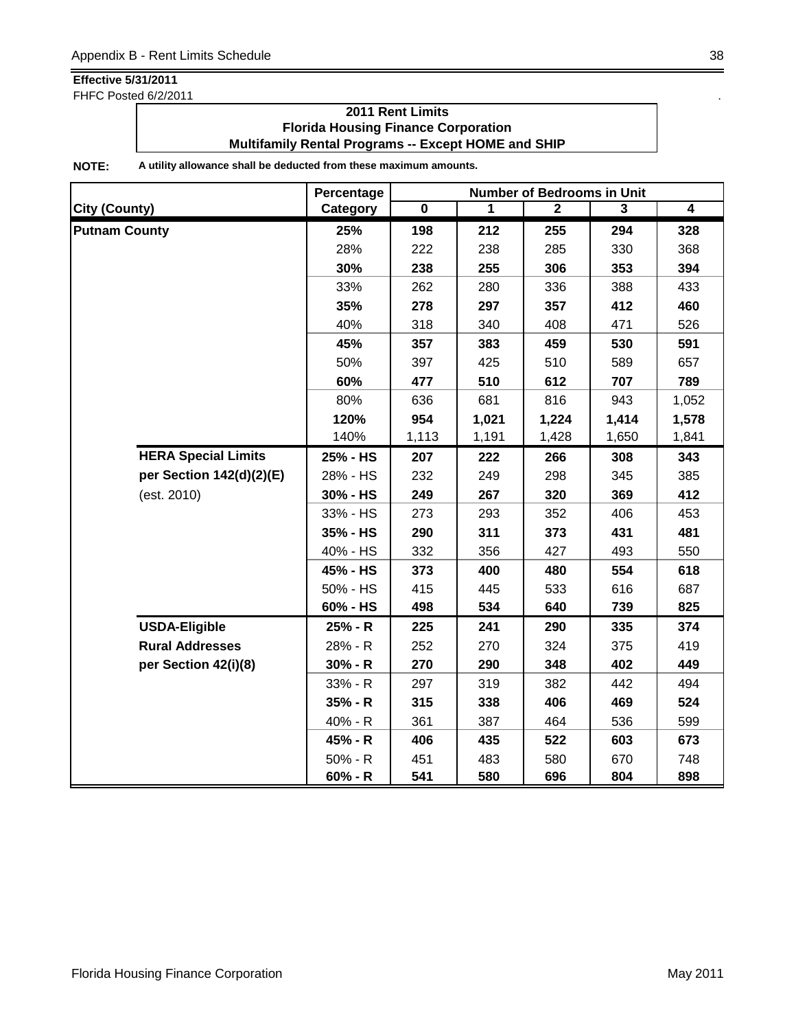**Effective 5/31/2011**
FHFC Posted 6/2/2011

**2011 Rent Limits**
**Florida Housing Finance Corporation**
**Multifamily Rental Programs -- Except HOME and SHIP**

**NOTE:** **A utility allowance shall be deducted from these maximum amounts.**

| City (County) | | Percentage Category | Number of Bedrooms in Unit 0 | 1 | 2 | 3 | 4 |
|---|---|---|---|---|---|---|---|
| **Putnam County** | | **25%** | **198** | **212** | **255** | **294** | **328** |
| | | 28% | 222 | 238 | 285 | 330 | 368 |
| | | **30%** | **238** | **255** | **306** | **353** | **394** |
| | | 33% | 262 | 280 | 336 | 388 | 433 |
| | | **35%** | **278** | **297** | **357** | **412** | **460** |
| | | 40% | 318 | 340 | 408 | 471 | 526 |
| | | **45%** | **357** | **383** | **459** | **530** | **591** |
| | | 50% | 397 | 425 | 510 | 589 | 657 |
| | | **60%** | **477** | **510** | **612** | **707** | **789** |
| | | 80% | 636 | 681 | 816 | 943 | 1,052 |
| | | **120%** | **954** | **1,021** | **1,224** | **1,414** | **1,578** |
| | | 140% | 1,113 | 1,191 | 1,428 | 1,650 | 1,841 |
| | **HERA Special Limits** | **25% - HS** | **207** | **222** | **266** | **308** | **343** |
| | **per Section 142(d)(2)(E)** | 28% - HS | 232 | 249 | 298 | 345 | 385 |
| | (est. 2010) | **30% - HS** | **249** | **267** | **320** | **369** | **412** |
| | | 33% - HS | 273 | 293 | 352 | 406 | 453 |
| | | **35% - HS** | **290** | **311** | **373** | **431** | **481** |
| | | 40% - HS | 332 | 356 | 427 | 493 | 550 |
| | | **45% - HS** | **373** | **400** | **480** | **554** | **618** |
| | | 50% - HS | 415 | 445 | 533 | 616 | 687 |
| | | **60% - HS** | **498** | **534** | **640** | **739** | **825** |
| | **USDA-Eligible** | **25% - R** | **225** | **241** | **290** | **335** | **374** |
| | **Rural Addresses** | 28% - R | 252 | 270 | 324 | 375 | 419 |
| | **per Section 42(i)(8)** | **30% - R** | **270** | **290** | **348** | **402** | **449** |
| | | 33% - R | 297 | 319 | 382 | 442 | 494 |
| | | **35% - R** | **315** | **338** | **406** | **469** | **524** |
| | | 40% - R | 361 | 387 | 464 | 536 | 599 |
| | | **45% - R** | **406** | **435** | **522** | **603** | **673** |
| | | 50% - R | 451 | 483 | 580 | 670 | 748 |
| | | **60% - R** | **541** | **580** | **696** | **804** | **898** |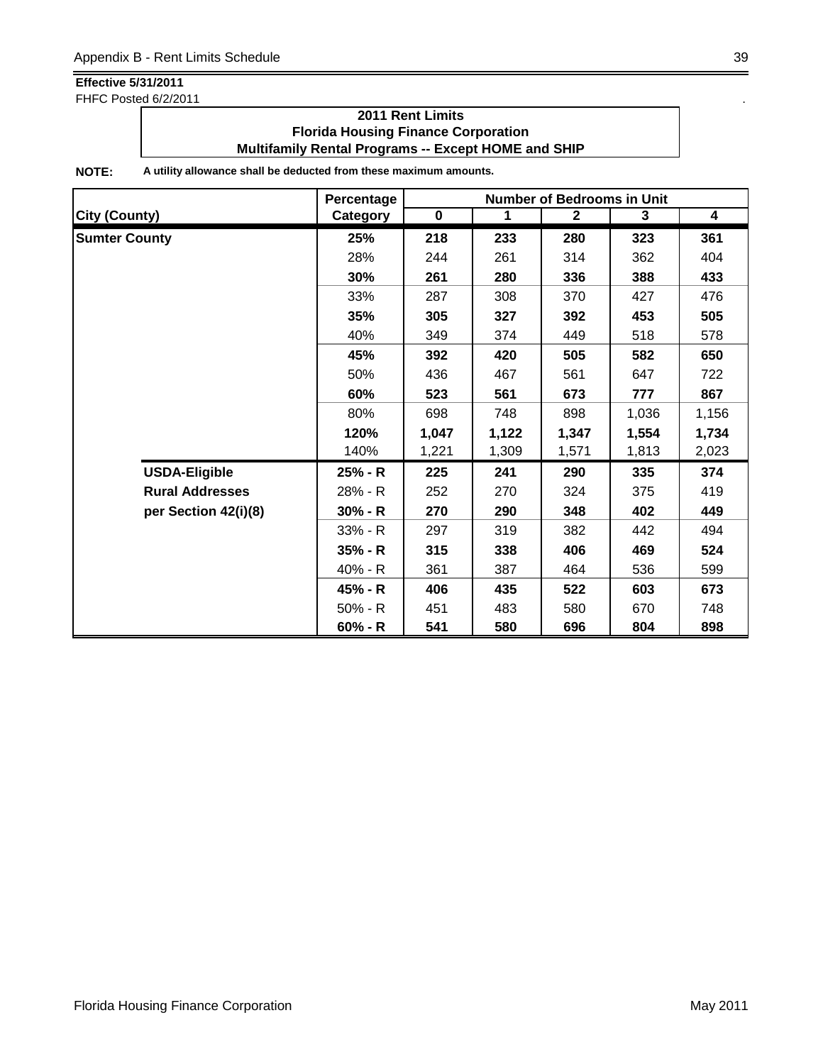**Effective 5/31/2011**
FHFC Posted 6/2/2011

**2011 Rent Limits**
**Florida Housing Finance Corporation**
**Multifamily Rental Programs -- Except HOME and SHIP**

**NOTE:** **A utility allowance shall be deducted from these maximum amounts.**

| City (County) | | Percentage Category | Number of Bedrooms in Unit 0 | 1 | 2 | 3 | 4 |
|---|---|---|---|---|---|---|---|
| **Sumter County** | | **25%** | **218** | **233** | **280** | **323** | **361** |
| | | 28% | 244 | 261 | 314 | 362 | 404 |
| | | **30%** | **261** | **280** | **336** | **388** | **433** |
| | | 33% | 287 | 308 | 370 | 427 | 476 |
| | | **35%** | **305** | **327** | **392** | **453** | **505** |
| | | 40% | 349 | 374 | 449 | 518 | 578 |
| | | **45%** | **392** | **420** | **505** | **582** | **650** |
| | | 50% | 436 | 467 | 561 | 647 | 722 |
| | | **60%** | **523** | **561** | **673** | **777** | **867** |
| | | 80% | 698 | 748 | 898 | 1,036 | 1,156 |
| | | **120%** | **1,047** | **1,122** | **1,347** | **1,554** | **1,734** |
| | | 140% | 1,221 | 1,309 | 1,571 | 1,813 | 2,023 |
| | **USDA-Eligible** | **25% - R** | **225** | **241** | **290** | **335** | **374** |
| | **Rural Addresses** | 28% - R | 252 | 270 | 324 | 375 | 419 |
| | **per Section 42(i)(8)** | **30% - R** | **270** | **290** | **348** | **402** | **449** |
| | | 33% - R | 297 | 319 | 382 | 442 | 494 |
| | | **35% - R** | **315** | **338** | **406** | **469** | **524** |
| | | 40% - R | 361 | 387 | 464 | 536 | 599 |
| | | **45% - R** | **406** | **435** | **522** | **603** | **673** |
| | | 50% - R | 451 | 483 | 580 | 670 | 748 |
| | | **60% - R** | **541** | **580** | **696** | **804** | **898** |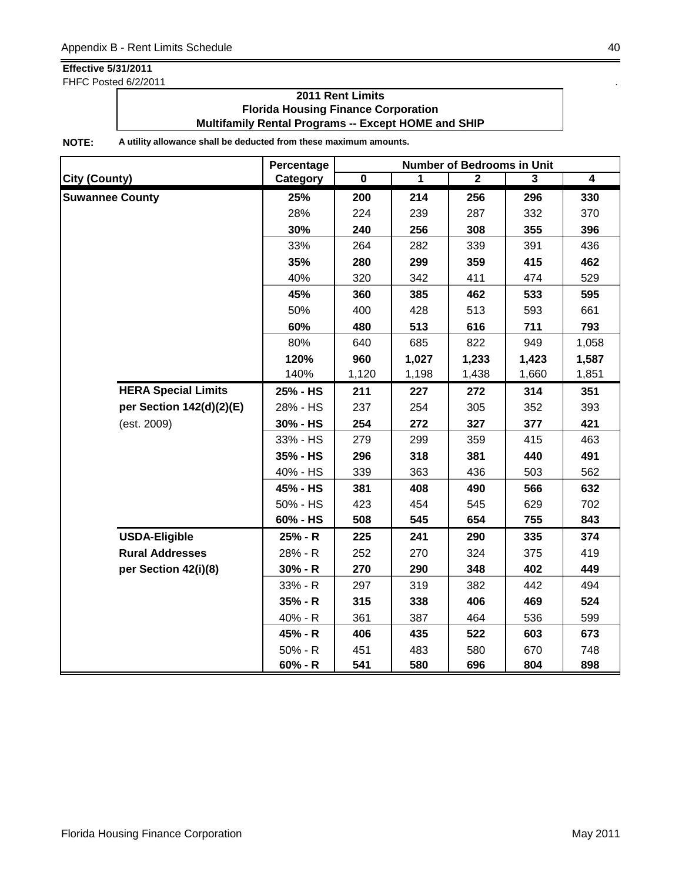**Effective 5/31/2011**
FHFC Posted 6/2/2011

**2011 Rent Limits**
**Florida Housing Finance Corporation**
**Multifamily Rental Programs -- Except HOME and SHIP**

**NOTE:** **A utility allowance shall be deducted from these maximum amounts.**

| City (County) | | Percentage Category | Number of Bedrooms in Unit 0 | 1 | 2 | 3 | 4 |
|---|---|---|---|---|---|---|---|
| **Suwannee County** | | **25%** | **200** | **214** | **256** | **296** | **330** |
| | | 28% | 224 | 239 | 287 | 332 | 370 |
| | | **30%** | **240** | **256** | **308** | **355** | **396** |
| | | 33% | 264 | 282 | 339 | 391 | 436 |
| | | **35%** | **280** | **299** | **359** | **415** | **462** |
| | | 40% | 320 | 342 | 411 | 474 | 529 |
| | | **45%** | **360** | **385** | **462** | **533** | **595** |
| | | 50% | 400 | 428 | 513 | 593 | 661 |
| | | **60%** | **480** | **513** | **616** | **711** | **793** |
| | | 80% | 640 | 685 | 822 | 949 | 1,058 |
| | | **120%** | **960** | **1,027** | **1,233** | **1,423** | **1,587** |
| | | 140% | 1,120 | 1,198 | 1,438 | 1,660 | 1,851 |
| | **HERA Special Limits** | **25% - HS** | **211** | **227** | **272** | **314** | **351** |
| | **per Section 142(d)(2)(E)** | 28% - HS | 237 | 254 | 305 | 352 | 393 |
| | (est. 2009) | **30% - HS** | **254** | **272** | **327** | **377** | **421** |
| | | 33% - HS | 279 | 299 | 359 | 415 | 463 |
| | | **35% - HS** | **296** | **318** | **381** | **440** | **491** |
| | | 40% - HS | 339 | 363 | 436 | 503 | 562 |
| | | **45% - HS** | **381** | **408** | **490** | **566** | **632** |
| | | 50% - HS | 423 | 454 | 545 | 629 | 702 |
| | | **60% - HS** | **508** | **545** | **654** | **755** | **843** |
| | **USDA-Eligible** | **25% - R** | **225** | **241** | **290** | **335** | **374** |
| | **Rural Addresses** | 28% - R | 252 | 270 | 324 | 375 | 419 |
| | **per Section 42(i)(8)** | **30% - R** | **270** | **290** | **348** | **402** | **449** |
| | | 33% - R | 297 | 319 | 382 | 442 | 494 |
| | | **35% - R** | **315** | **338** | **406** | **469** | **524** |
| | | 40% - R | 361 | 387 | 464 | 536 | 599 |
| | | **45% - R** | **406** | **435** | **522** | **603** | **673** |
| | | 50% - R | 451 | 483 | 580 | 670 | 748 |
| | | **60% - R** | **541** | **580** | **696** | **804** | **898** |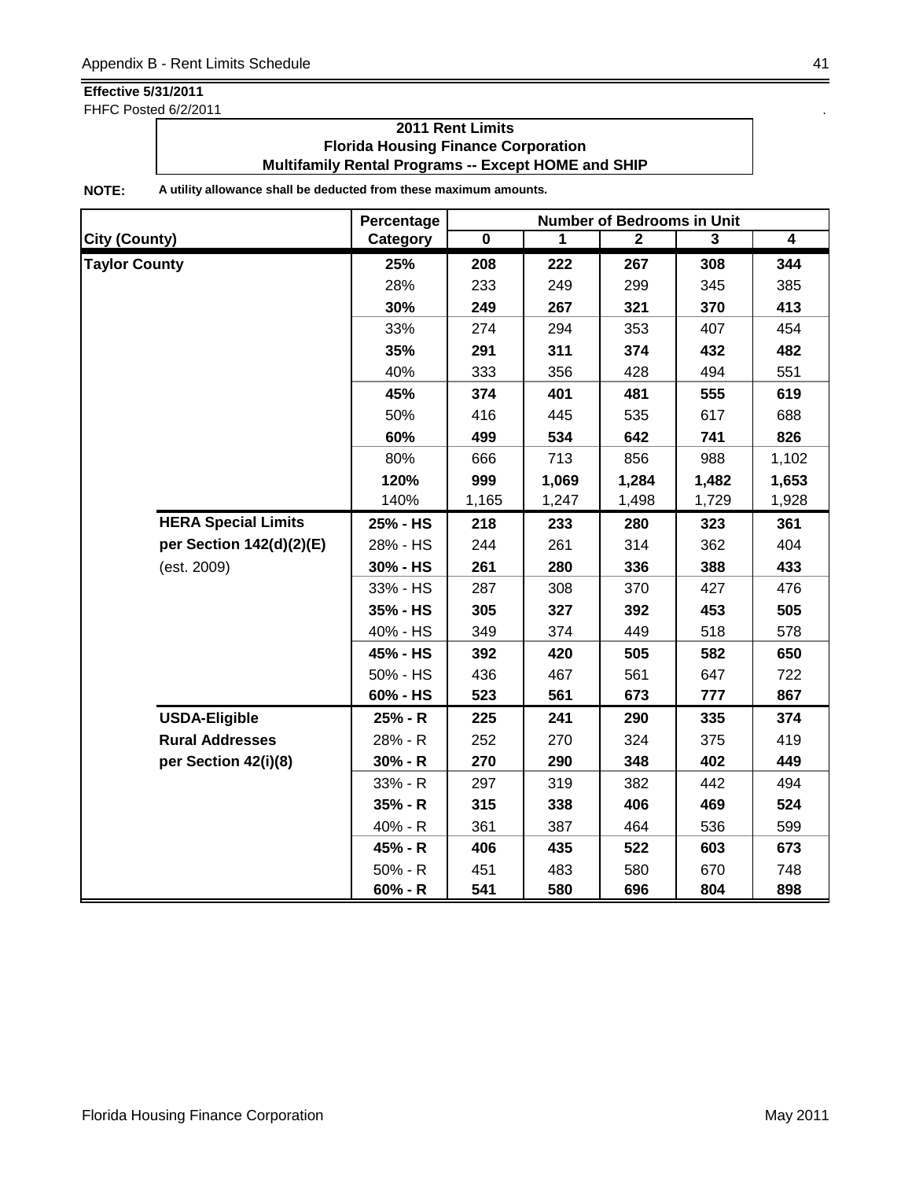**Effective 5/31/2011**
FHFC Posted 6/2/2011

**2011 Rent Limits**
**Florida Housing Finance Corporation**
**Multifamily Rental Programs -- Except HOME and SHIP**

**NOTE:** **A utility allowance shall be deducted from these maximum amounts.**

| City (County) | | Percentage Category | Number of Bedrooms in Unit 0 | 1 | 2 | 3 | 4 |
|---|---|---|---|---|---|---|---|
| **Taylor County** | | **25%** | **208** | **222** | **267** | **308** | **344** |
| | | 28% | 233 | 249 | 299 | 345 | 385 |
| | | **30%** | **249** | **267** | **321** | **370** | **413** |
| | | 33% | 274 | 294 | 353 | 407 | 454 |
| | | **35%** | **291** | **311** | **374** | **432** | **482** |
| | | 40% | 333 | 356 | 428 | 494 | 551 |
| | | **45%** | **374** | **401** | **481** | **555** | **619** |
| | | 50% | 416 | 445 | 535 | 617 | 688 |
| | | **60%** | **499** | **534** | **642** | **741** | **826** |
| | | 80% | 666 | 713 | 856 | 988 | 1,102 |
| | | **120%** | **999** | **1,069** | **1,284** | **1,482** | **1,653** |
| | | 140% | 1,165 | 1,247 | 1,498 | 1,729 | 1,928 |
| | **HERA Special Limits** | **25% - HS** | **218** | **233** | **280** | **323** | **361** |
| | **per Section 142(d)(2)(E)** | 28% - HS | 244 | 261 | 314 | 362 | 404 |
| | (est. 2009) | **30% - HS** | **261** | **280** | **336** | **388** | **433** |
| | | 33% - HS | 287 | 308 | 370 | 427 | 476 |
| | | **35% - HS** | **305** | **327** | **392** | **453** | **505** |
| | | 40% - HS | 349 | 374 | 449 | 518 | 578 |
| | | **45% - HS** | **392** | **420** | **505** | **582** | **650** |
| | | 50% - HS | 436 | 467 | 561 | 647 | 722 |
| | | **60% - HS** | **523** | **561** | **673** | **777** | **867** |
| | **USDA-Eligible** | **25% - R** | **225** | **241** | **290** | **335** | **374** |
| | **Rural Addresses** | 28% - R | 252 | 270 | 324 | 375 | 419 |
| | **per Section 42(i)(8)** | **30% - R** | **270** | **290** | **348** | **402** | **449** |
| | | 33% - R | 297 | 319 | 382 | 442 | 494 |
| | | **35% - R** | **315** | **338** | **406** | **469** | **524** |
| | | 40% - R | 361 | 387 | 464 | 536 | 599 |
| | | **45% - R** | **406** | **435** | **522** | **603** | **673** |
| | | 50% - R | 451 | 483 | 580 | 670 | 748 |
| | | **60% - R** | **541** | **580** | **696** | **804** | **898** |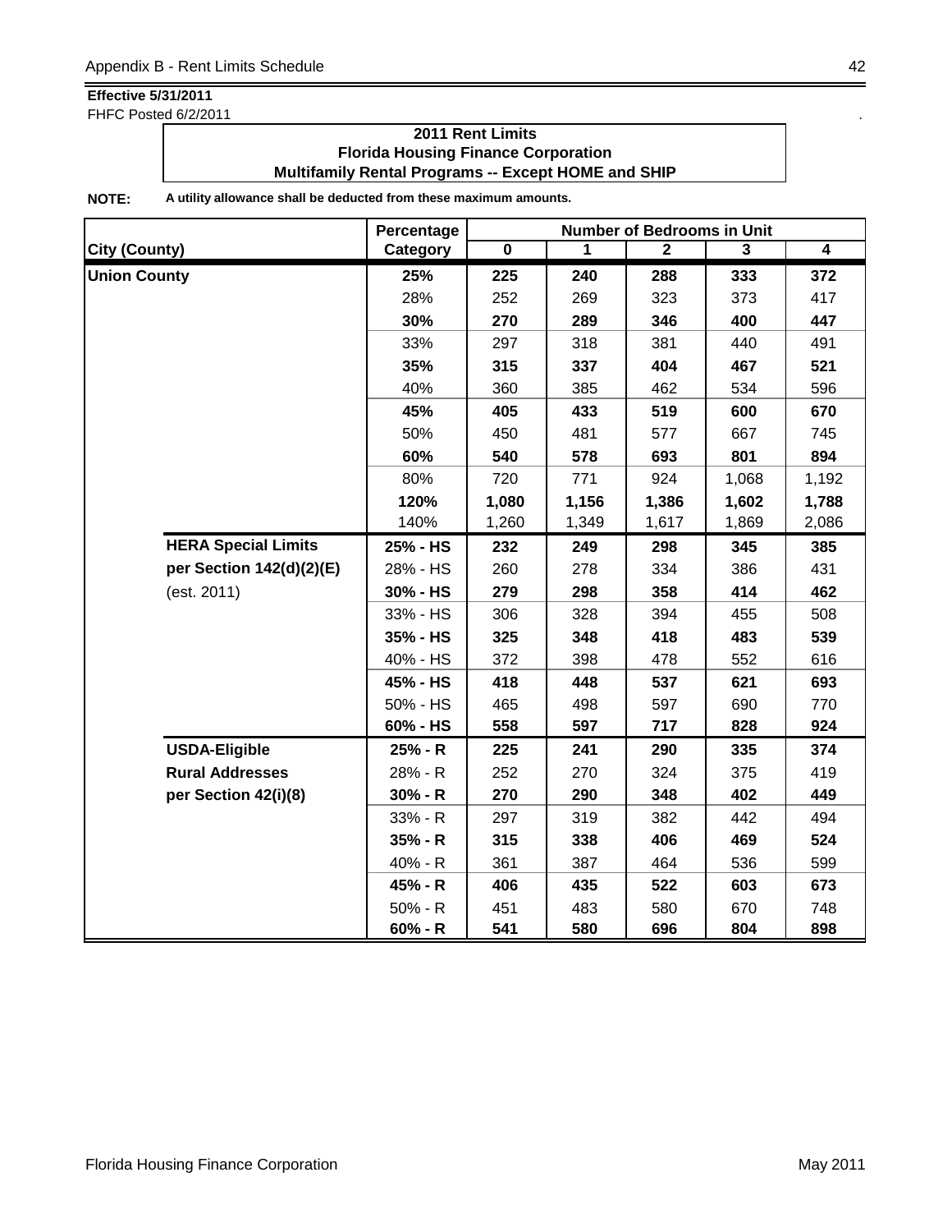**Effective 5/31/2011**
FHFC Posted 6/2/2011

**2011 Rent Limits**
**Florida Housing Finance Corporation**
**Multifamily Rental Programs -- Except HOME and SHIP**

**NOTE:** **A utility allowance shall be deducted from these maximum amounts.**

| City (County) | Percentage Category | Number of Bedrooms in Unit 0 | 1 | 2 | 3 | 4 |
|---|---|---|---|---|---|---|
| **Union County** | **25%** | **225** | **240** | **288** | **333** | **372** |
| | 28% | 252 | 269 | 323 | 373 | 417 |
| | **30%** | **270** | **289** | **346** | **400** | **447** |
| | 33% | 297 | 318 | 381 | 440 | 491 |
| | **35%** | **315** | **337** | **404** | **467** | **521** |
| | 40% | 360 | 385 | 462 | 534 | 596 |
| | **45%** | **405** | **433** | **519** | **600** | **670** |
| | 50% | 450 | 481 | 577 | 667 | 745 |
| | **60%** | **540** | **578** | **693** | **801** | **894** |
| | 80% | 720 | 771 | 924 | 1,068 | 1,192 |
| | **120%** | **1,080** | **1,156** | **1,386** | **1,602** | **1,788** |
| | 140% | 1,260 | 1,349 | 1,617 | 1,869 | 2,086 |
| **HERA Special Limits** | **25% - HS** | **232** | **249** | **298** | **345** | **385** |
| **per Section 142(d)(2)(E)** | 28% - HS | 260 | 278 | 334 | 386 | 431 |
| (est. 2011) | **30% - HS** | **279** | **298** | **358** | **414** | **462** |
| | 33% - HS | 306 | 328 | 394 | 455 | 508 |
| | **35% - HS** | **325** | **348** | **418** | **483** | **539** |
| | 40% - HS | 372 | 398 | 478 | 552 | 616 |
| | **45% - HS** | **418** | **448** | **537** | **621** | **693** |
| | 50% - HS | 465 | 498 | 597 | 690 | 770 |
| | **60% - HS** | **558** | **597** | **717** | **828** | **924** |
| **USDA-Eligible** | **25% - R** | **225** | **241** | **290** | **335** | **374** |
| **Rural Addresses** | 28% - R | 252 | 270 | 324 | 375 | 419 |
| **per Section 42(i)(8)** | **30% - R** | **270** | **290** | **348** | **402** | **449** |
| | 33% - R | 297 | 319 | 382 | 442 | 494 |
| | **35% - R** | **315** | **338** | **406** | **469** | **524** |
| | 40% - R | 361 | 387 | 464 | 536 | 599 |
| | **45% - R** | **406** | **435** | **522** | **603** | **673** |
| | 50% - R | 451 | 483 | 580 | 670 | 748 |
| | **60% - R** | **541** | **580** | **696** | **804** | **898** |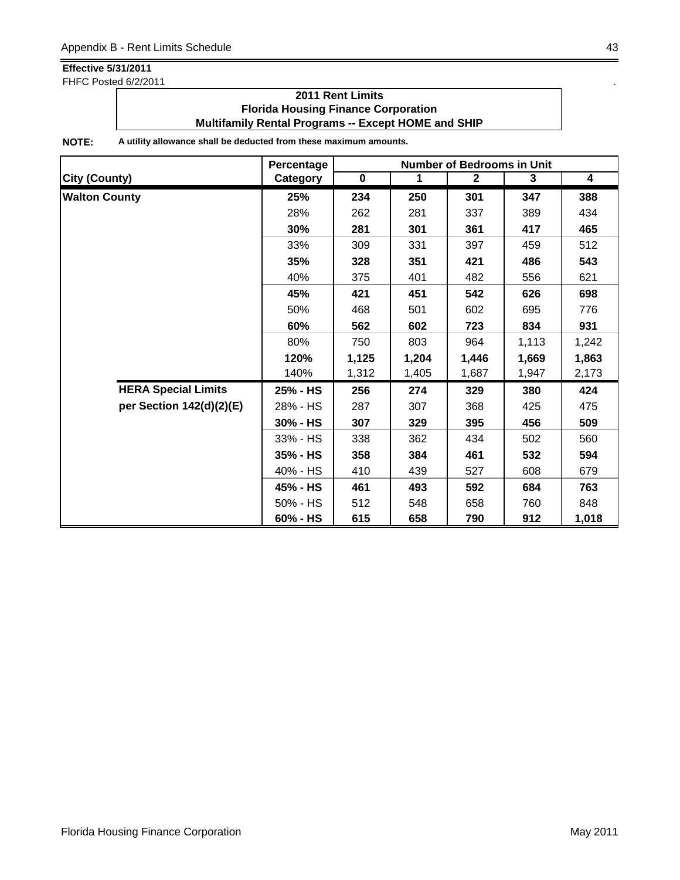**Effective 5/31/2011**
FHFC Posted 6/2/2011

**2011 Rent Limits**
**Florida Housing Finance Corporation**
**Multifamily Rental Programs -- Except HOME and SHIP**

**NOTE:** **A utility allowance shall be deducted from these maximum amounts.**

| City (County) | | Percentage Category | Number of Bedrooms in Unit | | | | |
|---|---|---|---|---|---|---|---|
| | | | 0 | 1 | 2 | 3 | 4 |
| **Walton County** | | **25%** | **234** | **250** | **301** | **347** | **388** |
| | | 28% | 262 | 281 | 337 | 389 | 434 |
| | | **30%** | **281** | **301** | **361** | **417** | **465** |
| | | 33% | 309 | 331 | 397 | 459 | 512 |
| | | **35%** | **328** | **351** | **421** | **486** | **543** |
| | | 40% | 375 | 401 | 482 | 556 | 621 |
| | | **45%** | **421** | **451** | **542** | **626** | **698** |
| | | 50% | 468 | 501 | 602 | 695 | 776 |
| | | **60%** | **562** | **602** | **723** | **834** | **931** |
| | | 80% | 750 | 803 | 964 | 1,113 | 1,242 |
| | | **120%** | **1,125** | **1,204** | **1,446** | **1,669** | **1,863** |
| | | 140% | 1,312 | 1,405 | 1,687 | 1,947 | 2,173 |
| | **HERA Special Limits** | **25% - HS** | **256** | **274** | **329** | **380** | **424** |
| | **per Section 142(d)(2)(E)** | 28% - HS | 287 | 307 | 368 | 425 | 475 |
| | | **30% - HS** | **307** | **329** | **395** | **456** | **509** |
| | | 33% - HS | 338 | 362 | 434 | 502 | 560 |
| | | **35% - HS** | **358** | **384** | **461** | **532** | **594** |
| | | 40% - HS | 410 | 439 | 527 | 608 | 679 |
| | | **45% - HS** | **461** | **493** | **592** | **684** | **763** |
| | | 50% - HS | 512 | 548 | 658 | 760 | 848 |
| | | **60% - HS** | **615** | **658** | **790** | **912** | **1,018** |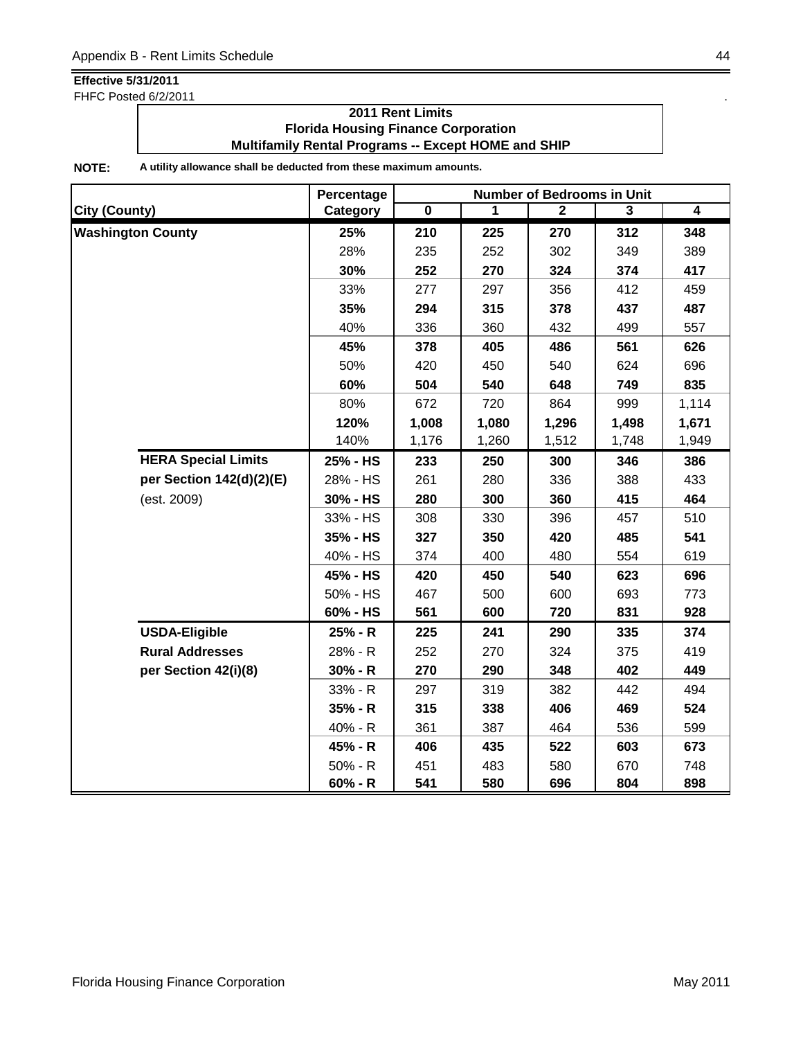**Effective 5/31/2011**
FHFC Posted 6/2/2011

**2011 Rent Limits**
**Florida Housing Finance Corporation**
**Multifamily Rental Programs -- Except HOME and SHIP**

**NOTE:** **A utility allowance shall be deducted from these maximum amounts.**

| City (County) | Percentage Category | Number of Bedrooms in Unit 0 | 1 | 2 | 3 | 4 |
|---|---|---|---|---|---|---|
| **Washington County** | **25%** | **210** | **225** | **270** | **312** | **348** |
| | 28% | 235 | 252 | 302 | 349 | 389 |
| | **30%** | **252** | **270** | **324** | **374** | **417** |
| | 33% | 277 | 297 | 356 | 412 | 459 |
| | **35%** | **294** | **315** | **378** | **437** | **487** |
| | 40% | 336 | 360 | 432 | 499 | 557 |
| | **45%** | **378** | **405** | **486** | **561** | **626** |
| | 50% | 420 | 450 | 540 | 624 | 696 |
| | **60%** | **504** | **540** | **648** | **749** | **835** |
| | 80% | 672 | 720 | 864 | 999 | 1,114 |
| | **120%** | **1,008** | **1,080** | **1,296** | **1,498** | **1,671** |
| | 140% | 1,176 | 1,260 | 1,512 | 1,748 | 1,949 |
| **HERA Special Limits** | **25% - HS** | **233** | **250** | **300** | **346** | **386** |
| **per Section 142(d)(2)(E)** | 28% - HS | 261 | 280 | 336 | 388 | 433 |
| (est. 2009) | **30% - HS** | **280** | **300** | **360** | **415** | **464** |
| | 33% - HS | 308 | 330 | 396 | 457 | 510 |
| | **35% - HS** | **327** | **350** | **420** | **485** | **541** |
| | 40% - HS | 374 | 400 | 480 | 554 | 619 |
| | **45% - HS** | **420** | **450** | **540** | **623** | **696** |
| | 50% - HS | 467 | 500 | 600 | 693 | 773 |
| | **60% - HS** | **561** | **600** | **720** | **831** | **928** |
| **USDA-Eligible** | **25% - R** | **225** | **241** | **290** | **335** | **374** |
| **Rural Addresses** | 28% - R | 252 | 270 | 324 | 375 | 419 |
| **per Section 42(i)(8)** | **30% - R** | **270** | **290** | **348** | **402** | **449** |
| | 33% - R | 297 | 319 | 382 | 442 | 494 |
| | **35% - R** | **315** | **338** | **406** | **469** | **524** |
| | 40% - R | 361 | 387 | 464 | 536 | 599 |
| | **45% - R** | **406** | **435** | **522** | **603** | **673** |
| | 50% - R | 451 | 483 | 580 | 670 | 748 |
| | **60% - R** | **541** | **580** | **696** | **804** | **898** |